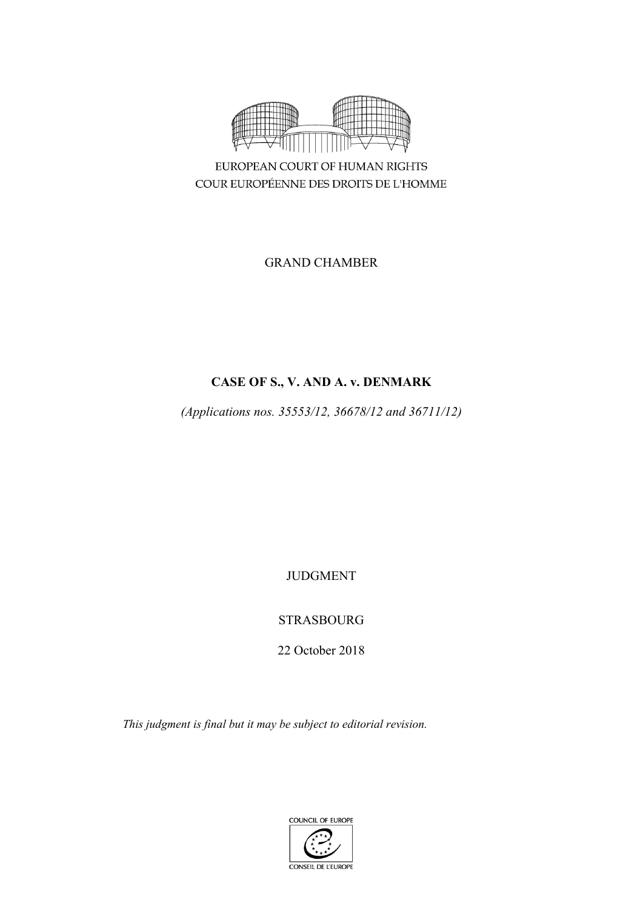EUROPEAN COURT OF HUMAN RIGHTS

COUR EUROPÉENNE DES DROITS DE L'HOMME

GRAND CHAMBER

**CASE OF S., V. AND A. v. DENMARK**

*(Applications nos. 35553/12, 36678/12 and 36711/12)*

JUDGMENT

STRASBOURG

22 October 2018

*This judgment is final but it may be subject to editorial revision.*

COUNCIL OF EUROPE

CONSEIL DE L'EUROPE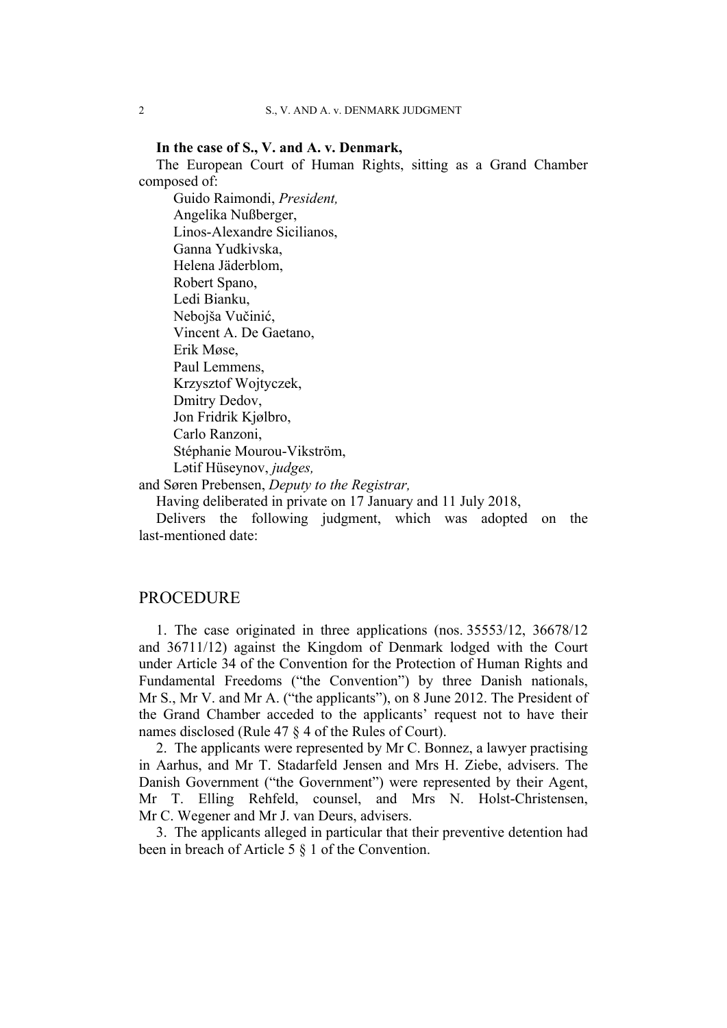**In the case of S., V. and A. v. Denmark,**

The European Court of Human Rights, sitting as a Grand Chamber composed of:

Guido Raimondi, *President,*
Angelika Nußberger,
Linos-Alexandre Sicilianos,
Ganna Yudkivska,
Helena Jäderblom,
Robert Spano,
Ledi Bianku,
Nebojša Vučinić,
Vincent A. De Gaetano,
Erik Møse,
Paul Lemmens,
Krzysztof Wojtyczek,
Dmitry Dedov,
Jon Fridrik Kjølbro,
Carlo Ranzoni,
Stéphanie Mourou-Vikström,
Lәtif Hüseynov, *judges,*

and Søren Prebensen, *Deputy to the Registrar,*

Having deliberated in private on 17 January and 11 July 2018,

Delivers the following judgment, which was adopted on the last-mentioned date:

## PROCEDURE

1. The case originated in three applications (nos. 35553/12, 36678/12 and 36711/12) against the Kingdom of Denmark lodged with the Court under Article 34 of the Convention for the Protection of Human Rights and Fundamental Freedoms ("the Convention") by three Danish nationals, Mr S., Mr V. and Mr A. ("the applicants"), on 8 June 2012. The President of the Grand Chamber acceded to the applicants' request not to have their names disclosed (Rule 47 § 4 of the Rules of Court).

2. The applicants were represented by Mr C. Bonnez, a lawyer practising in Aarhus, and Mr T. Stadarfeld Jensen and Mrs H. Ziebe, advisers. The Danish Government ("the Government") were represented by their Agent, Mr T. Elling Rehfeld, counsel, and Mrs N. Holst-Christensen, Mr C. Wegener and Mr J. van Deurs, advisers.

3. The applicants alleged in particular that their preventive detention had been in breach of Article 5 § 1 of the Convention.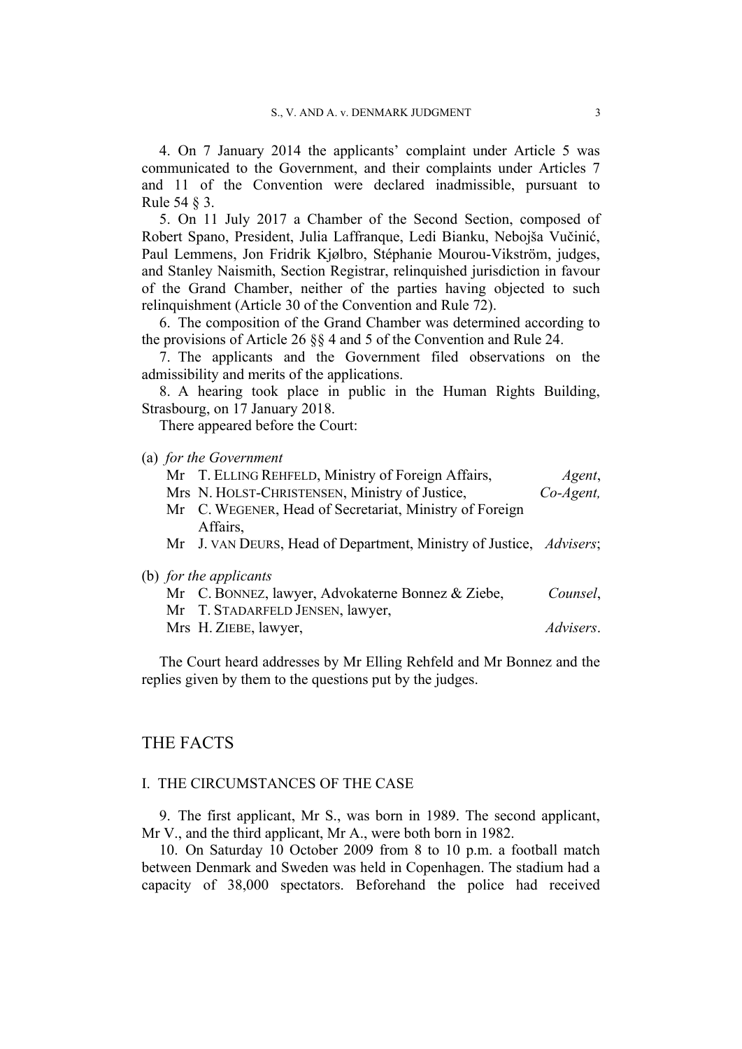4. On 7 January 2014 the applicants' complaint under Article 5 was communicated to the Government, and their complaints under Articles 7 and 11 of the Convention were declared inadmissible, pursuant to Rule 54 § 3.

5. On 11 July 2017 a Chamber of the Second Section, composed of Robert Spano, President, Julia Laffranque, Ledi Bianku, Nebojša Vučinić, Paul Lemmens, Jon Fridrik Kjølbro, Stéphanie Mourou-Vikström, judges, and Stanley Naismith, Section Registrar, relinquished jurisdiction in favour of the Grand Chamber, neither of the parties having objected to such relinquishment (Article 30 of the Convention and Rule 72).

6. The composition of the Grand Chamber was determined according to the provisions of Article 26 §§ 4 and 5 of the Convention and Rule 24.

7. The applicants and the Government filed observations on the admissibility and merits of the applications.

8. A hearing took place in public in the Human Rights Building, Strasbourg, on 17 January 2018.

There appeared before the Court:

(a) *for the Government*

Mr T. ELLING REHFELD, Ministry of Foreign Affairs, *Agent*,
Mrs N. HOLST-CHRISTENSEN, Ministry of Justice, *Co-Agent,*
Mr C. WEGENER, Head of Secretariat, Ministry of Foreign Affairs,
Mr J. VAN DEURS, Head of Department, Ministry of Justice, *Advisers*;

(b) *for the applicants*

Mr C. BONNEZ, lawyer, Advokaterne Bonnez & Ziebe, *Counsel*,
Mr T. STADARFELD JENSEN, lawyer,
Mrs H. ZIEBE, lawyer, *Advisers*.

The Court heard addresses by Mr Elling Rehfeld and Mr Bonnez and the replies given by them to the questions put by the judges.

# THE FACTS

## I. THE CIRCUMSTANCES OF THE CASE

9. The first applicant, Mr S., was born in 1989. The second applicant, Mr V., and the third applicant, Mr A., were both born in 1982.

10. On Saturday 10 October 2009 from 8 to 10 p.m. a football match between Denmark and Sweden was held in Copenhagen. The stadium had a capacity of 38,000 spectators. Beforehand the police had received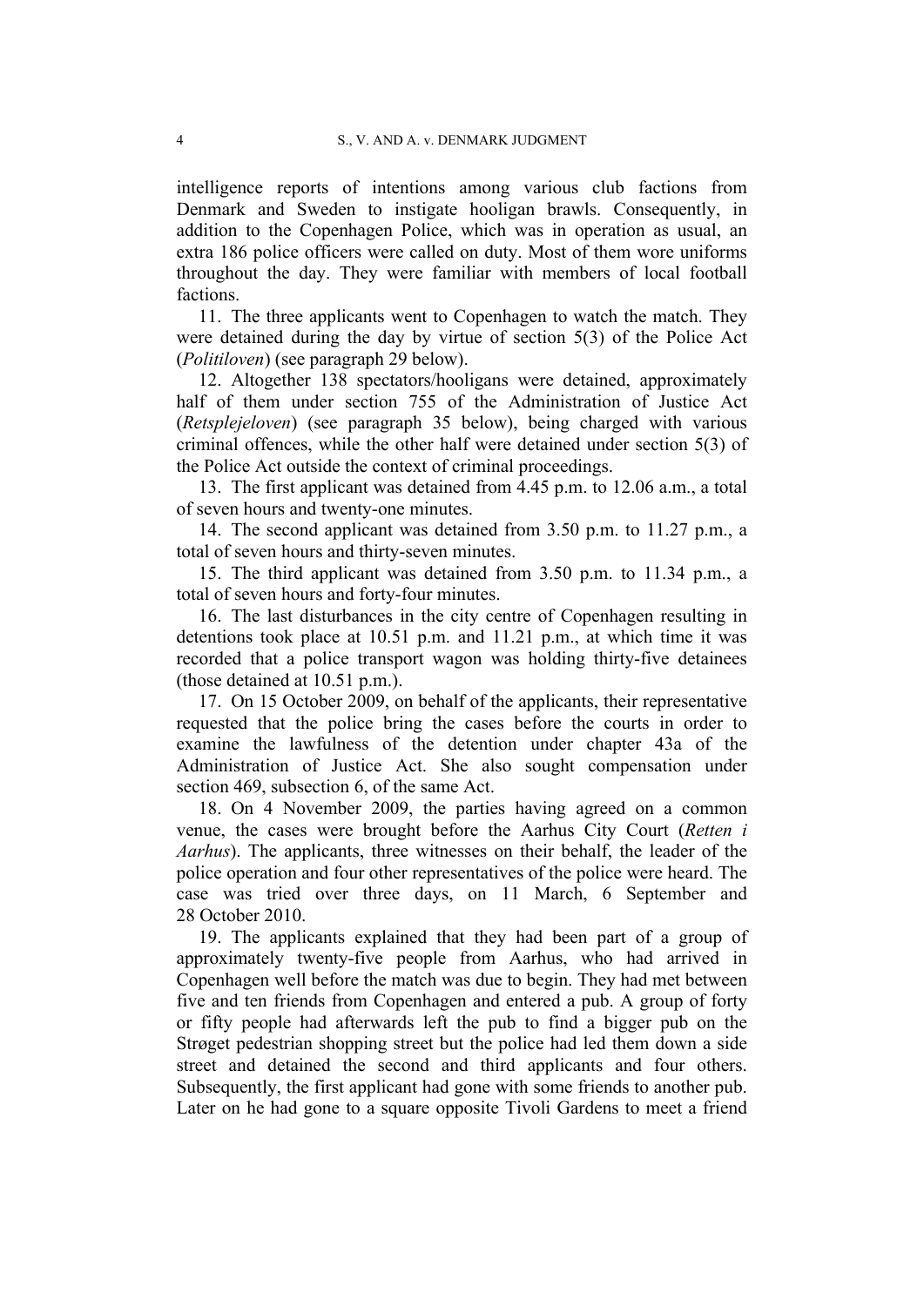intelligence reports of intentions among various club factions from Denmark and Sweden to instigate hooligan brawls. Consequently, in addition to the Copenhagen Police, which was in operation as usual, an extra 186 police officers were called on duty. Most of them wore uniforms throughout the day. They were familiar with members of local football factions.

11. The three applicants went to Copenhagen to watch the match. They were detained during the day by virtue of section 5(3) of the Police Act (*Politiloven*) (see paragraph 29 below).

12. Altogether 138 spectators/hooligans were detained, approximately half of them under section 755 of the Administration of Justice Act (*Retsplejeloven*) (see paragraph 35 below), being charged with various criminal offences, while the other half were detained under section 5(3) of the Police Act outside the context of criminal proceedings.

13. The first applicant was detained from 4.45 p.m. to 12.06 a.m., a total of seven hours and twenty-one minutes.

14. The second applicant was detained from 3.50 p.m. to 11.27 p.m., a total of seven hours and thirty-seven minutes.

15. The third applicant was detained from 3.50 p.m. to 11.34 p.m., a total of seven hours and forty-four minutes.

16. The last disturbances in the city centre of Copenhagen resulting in detentions took place at 10.51 p.m. and 11.21 p.m., at which time it was recorded that a police transport wagon was holding thirty-five detainees (those detained at 10.51 p.m.).

17. On 15 October 2009, on behalf of the applicants, their representative requested that the police bring the cases before the courts in order to examine the lawfulness of the detention under chapter 43a of the Administration of Justice Act. She also sought compensation under section 469, subsection 6, of the same Act.

18. On 4 November 2009, the parties having agreed on a common venue, the cases were brought before the Aarhus City Court (*Retten i Aarhus*). The applicants, three witnesses on their behalf, the leader of the police operation and four other representatives of the police were heard. The case was tried over three days, on 11 March, 6 September and 28 October 2010.

19. The applicants explained that they had been part of a group of approximately twenty-five people from Aarhus, who had arrived in Copenhagen well before the match was due to begin. They had met between five and ten friends from Copenhagen and entered a pub. A group of forty or fifty people had afterwards left the pub to find a bigger pub on the Strøget pedestrian shopping street but the police had led them down a side street and detained the second and third applicants and four others. Subsequently, the first applicant had gone with some friends to another pub. Later on he had gone to a square opposite Tivoli Gardens to meet a friend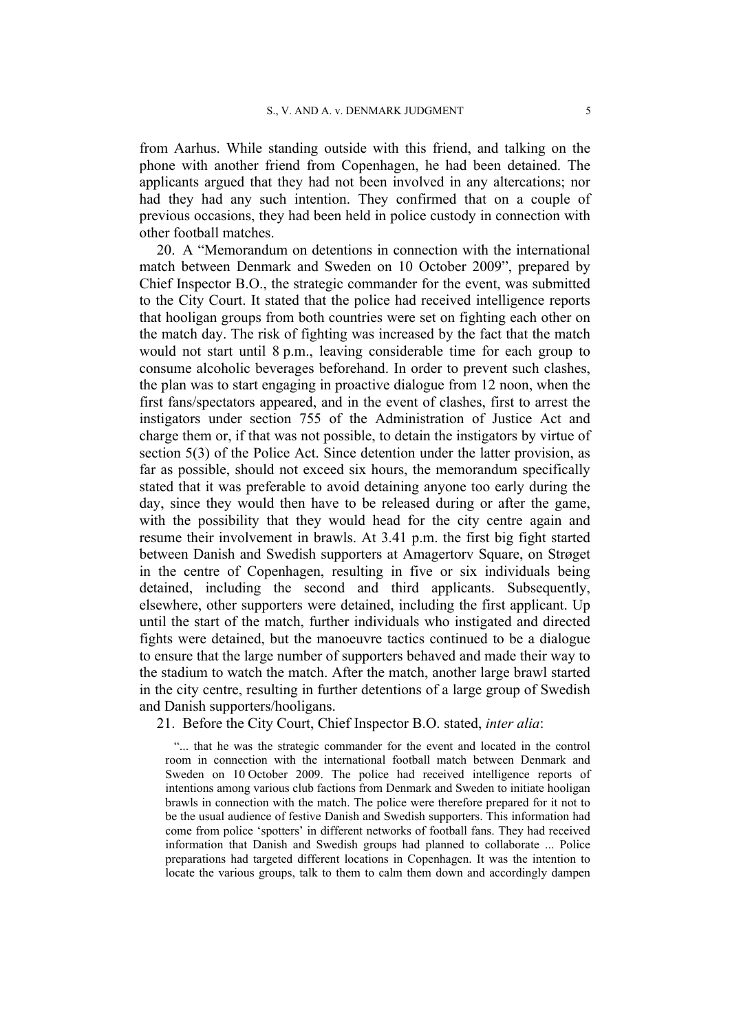from Aarhus. While standing outside with this friend, and talking on the phone with another friend from Copenhagen, he had been detained. The applicants argued that they had not been involved in any altercations; nor had they had any such intention. They confirmed that on a couple of previous occasions, they had been held in police custody in connection with other football matches.

20. A "Memorandum on detentions in connection with the international match between Denmark and Sweden on 10 October 2009", prepared by Chief Inspector B.O., the strategic commander for the event, was submitted to the City Court. It stated that the police had received intelligence reports that hooligan groups from both countries were set on fighting each other on the match day. The risk of fighting was increased by the fact that the match would not start until 8 p.m., leaving considerable time for each group to consume alcoholic beverages beforehand. In order to prevent such clashes, the plan was to start engaging in proactive dialogue from 12 noon, when the first fans/spectators appeared, and in the event of clashes, first to arrest the instigators under section 755 of the Administration of Justice Act and charge them or, if that was not possible, to detain the instigators by virtue of section 5(3) of the Police Act. Since detention under the latter provision, as far as possible, should not exceed six hours, the memorandum specifically stated that it was preferable to avoid detaining anyone too early during the day, since they would then have to be released during or after the game, with the possibility that they would head for the city centre again and resume their involvement in brawls. At 3.41 p.m. the first big fight started between Danish and Swedish supporters at Amagertorv Square, on Strøget in the centre of Copenhagen, resulting in five or six individuals being detained, including the second and third applicants. Subsequently, elsewhere, other supporters were detained, including the first applicant. Up until the start of the match, further individuals who instigated and directed fights were detained, but the manoeuvre tactics continued to be a dialogue to ensure that the large number of supporters behaved and made their way to the stadium to watch the match. After the match, another large brawl started in the city centre, resulting in further detentions of a large group of Swedish and Danish supporters/hooligans.

21. Before the City Court, Chief Inspector B.O. stated, *inter alia*:

> "... that he was the strategic commander for the event and located in the control room in connection with the international football match between Denmark and Sweden on 10 October 2009. The police had received intelligence reports of intentions among various club factions from Denmark and Sweden to initiate hooligan brawls in connection with the match. The police were therefore prepared for it not to be the usual audience of festive Danish and Swedish supporters. This information had come from police 'spotters' in different networks of football fans. They had received information that Danish and Swedish groups had planned to collaborate ... Police preparations had targeted different locations in Copenhagen. It was the intention to locate the various groups, talk to them to calm them down and accordingly dampen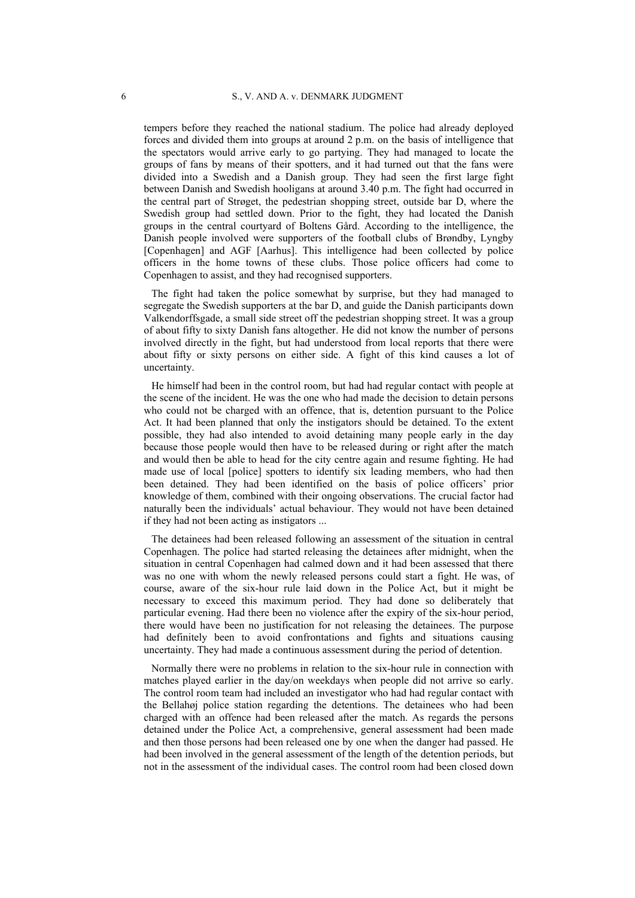tempers before they reached the national stadium. The police had already deployed forces and divided them into groups at around 2 p.m. on the basis of intelligence that the spectators would arrive early to go partying. They had managed to locate the groups of fans by means of their spotters, and it had turned out that the fans were divided into a Swedish and a Danish group. They had seen the first large fight between Danish and Swedish hooligans at around 3.40 p.m. The fight had occurred in the central part of Strøget, the pedestrian shopping street, outside bar D, where the Swedish group had settled down. Prior to the fight, they had located the Danish groups in the central courtyard of Boltens Gård. According to the intelligence, the Danish people involved were supporters of the football clubs of Brøndby, Lyngby [Copenhagen] and AGF [Aarhus]. This intelligence had been collected by police officers in the home towns of these clubs. Those police officers had come to Copenhagen to assist, and they had recognised supporters.

The fight had taken the police somewhat by surprise, but they had managed to segregate the Swedish supporters at the bar D, and guide the Danish participants down Valkendorffsgade, a small side street off the pedestrian shopping street. It was a group of about fifty to sixty Danish fans altogether. He did not know the number of persons involved directly in the fight, but had understood from local reports that there were about fifty or sixty persons on either side. A fight of this kind causes a lot of uncertainty.

He himself had been in the control room, but had had regular contact with people at the scene of the incident. He was the one who had made the decision to detain persons who could not be charged with an offence, that is, detention pursuant to the Police Act. It had been planned that only the instigators should be detained. To the extent possible, they had also intended to avoid detaining many people early in the day because those people would then have to be released during or right after the match and would then be able to head for the city centre again and resume fighting. He had made use of local [police] spotters to identify six leading members, who had then been detained. They had been identified on the basis of police officers' prior knowledge of them, combined with their ongoing observations. The crucial factor had naturally been the individuals' actual behaviour. They would not have been detained if they had not been acting as instigators ...

The detainees had been released following an assessment of the situation in central Copenhagen. The police had started releasing the detainees after midnight, when the situation in central Copenhagen had calmed down and it had been assessed that there was no one with whom the newly released persons could start a fight. He was, of course, aware of the six-hour rule laid down in the Police Act, but it might be necessary to exceed this maximum period. They had done so deliberately that particular evening. Had there been no violence after the expiry of the six-hour period, there would have been no justification for not releasing the detainees. The purpose had definitely been to avoid confrontations and fights and situations causing uncertainty. They had made a continuous assessment during the period of detention.

Normally there were no problems in relation to the six-hour rule in connection with matches played earlier in the day/on weekdays when people did not arrive so early. The control room team had included an investigator who had had regular contact with the Bellahøj police station regarding the detentions. The detainees who had been charged with an offence had been released after the match. As regards the persons detained under the Police Act, a comprehensive, general assessment had been made and then those persons had been released one by one when the danger had passed. He had been involved in the general assessment of the length of the detention periods, but not in the assessment of the individual cases. The control room had been closed down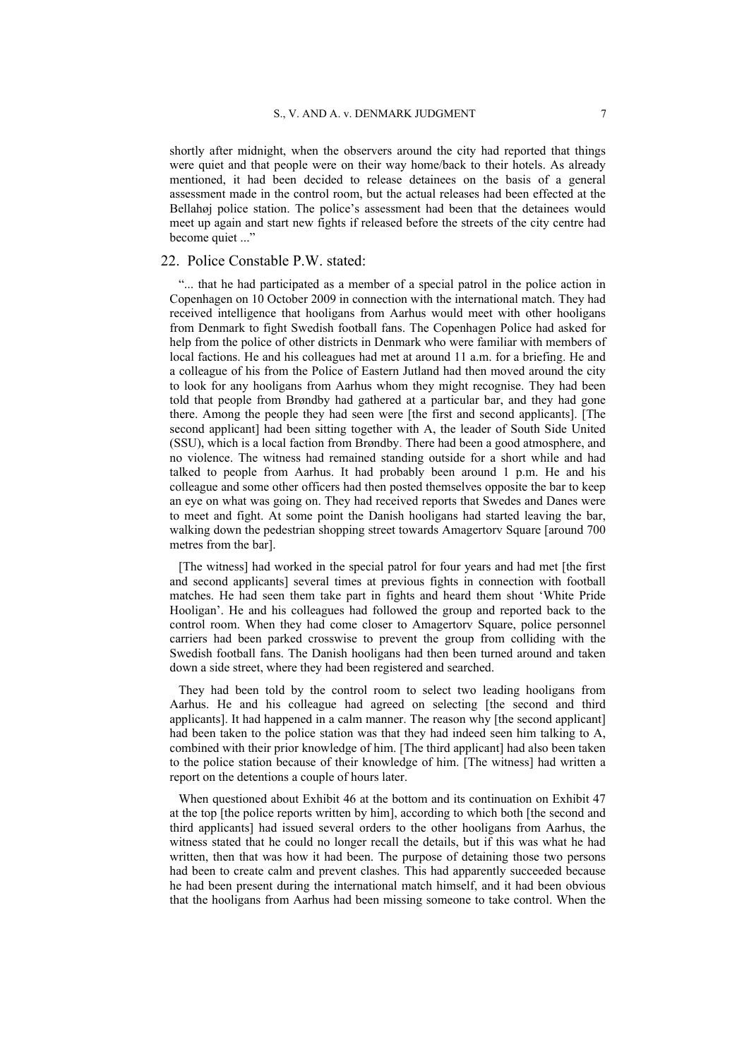shortly after midnight, when the observers around the city had reported that things were quiet and that people were on their way home/back to their hotels. As already mentioned, it had been decided to release detainees on the basis of a general assessment made in the control room, but the actual releases had been effected at the Bellahøj police station. The police's assessment had been that the detainees would meet up again and start new fights if released before the streets of the city centre had become quiet ..."

22. Police Constable P.W. stated:

"... that he had participated as a member of a special patrol in the police action in Copenhagen on 10 October 2009 in connection with the international match. They had received intelligence that hooligans from Aarhus would meet with other hooligans from Denmark to fight Swedish football fans. The Copenhagen Police had asked for help from the police of other districts in Denmark who were familiar with members of local factions. He and his colleagues had met at around 11 a.m. for a briefing. He and a colleague of his from the Police of Eastern Jutland had then moved around the city to look for any hooligans from Aarhus whom they might recognise. They had been told that people from Brøndby had gathered at a particular bar, and they had gone there. Among the people they had seen were [the first and second applicants]. [The second applicant] had been sitting together with A, the leader of South Side United (SSU), which is a local faction from Brøndby. There had been a good atmosphere, and no violence. The witness had remained standing outside for a short while and had talked to people from Aarhus. It had probably been around 1 p.m. He and his colleague and some other officers had then posted themselves opposite the bar to keep an eye on what was going on. They had received reports that Swedes and Danes were to meet and fight. At some point the Danish hooligans had started leaving the bar, walking down the pedestrian shopping street towards Amagertorv Square [around 700 metres from the bar].

[The witness] had worked in the special patrol for four years and had met [the first and second applicants] several times at previous fights in connection with football matches. He had seen them take part in fights and heard them shout 'White Pride Hooligan'. He and his colleagues had followed the group and reported back to the control room. When they had come closer to Amagertorv Square, police personnel carriers had been parked crosswise to prevent the group from colliding with the Swedish football fans. The Danish hooligans had then been turned around and taken down a side street, where they had been registered and searched.

They had been told by the control room to select two leading hooligans from Aarhus. He and his colleague had agreed on selecting [the second and third applicants]. It had happened in a calm manner. The reason why [the second applicant] had been taken to the police station was that they had indeed seen him talking to A, combined with their prior knowledge of him. [The third applicant] had also been taken to the police station because of their knowledge of him. [The witness] had written a report on the detentions a couple of hours later.

When questioned about Exhibit 46 at the bottom and its continuation on Exhibit 47 at the top [the police reports written by him], according to which both [the second and third applicants] had issued several orders to the other hooligans from Aarhus, the witness stated that he could no longer recall the details, but if this was what he had written, then that was how it had been. The purpose of detaining those two persons had been to create calm and prevent clashes. This had apparently succeeded because he had been present during the international match himself, and it had been obvious that the hooligans from Aarhus had been missing someone to take control. When the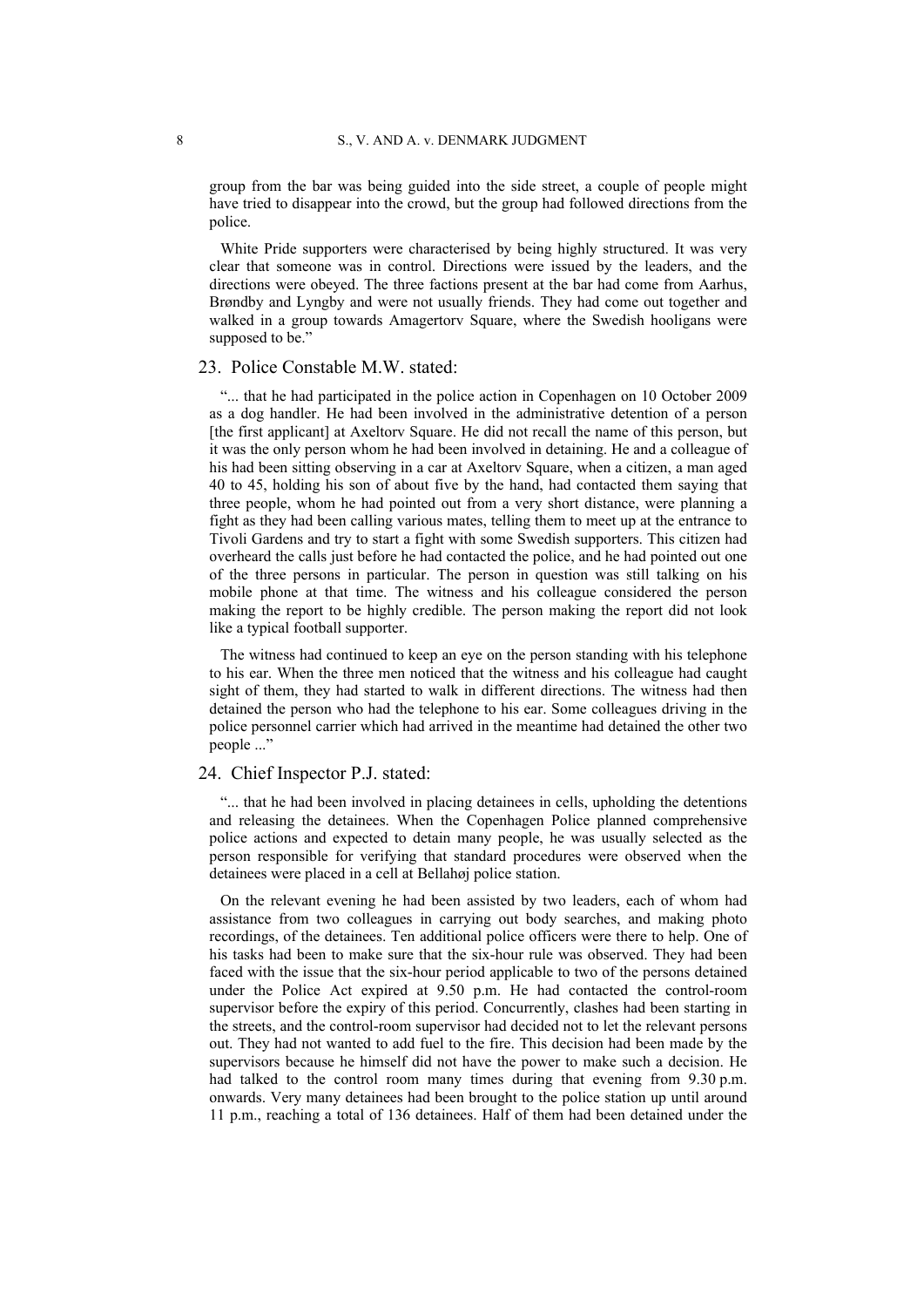group from the bar was being guided into the side street, a couple of people might have tried to disappear into the crowd, but the group had followed directions from the police.

White Pride supporters were characterised by being highly structured. It was very clear that someone was in control. Directions were issued by the leaders, and the directions were obeyed. The three factions present at the bar had come from Aarhus, Brøndby and Lyngby and were not usually friends. They had come out together and walked in a group towards Amagertorv Square, where the Swedish hooligans were supposed to be."

23. Police Constable M.W. stated:

"... that he had participated in the police action in Copenhagen on 10 October 2009 as a dog handler. He had been involved in the administrative detention of a person [the first applicant] at Axeltorv Square. He did not recall the name of this person, but it was the only person whom he had been involved in detaining. He and a colleague of his had been sitting observing in a car at Axeltorv Square, when a citizen, a man aged 40 to 45, holding his son of about five by the hand, had contacted them saying that three people, whom he had pointed out from a very short distance, were planning a fight as they had been calling various mates, telling them to meet up at the entrance to Tivoli Gardens and try to start a fight with some Swedish supporters. This citizen had overheard the calls just before he had contacted the police, and he had pointed out one of the three persons in particular. The person in question was still talking on his mobile phone at that time. The witness and his colleague considered the person making the report to be highly credible. The person making the report did not look like a typical football supporter.

The witness had continued to keep an eye on the person standing with his telephone to his ear. When the three men noticed that the witness and his colleague had caught sight of them, they had started to walk in different directions. The witness had then detained the person who had the telephone to his ear. Some colleagues driving in the police personnel carrier which had arrived in the meantime had detained the other two people ..."

24. Chief Inspector P.J. stated:

"... that he had been involved in placing detainees in cells, upholding the detentions and releasing the detainees. When the Copenhagen Police planned comprehensive police actions and expected to detain many people, he was usually selected as the person responsible for verifying that standard procedures were observed when the detainees were placed in a cell at Bellahøj police station.

On the relevant evening he had been assisted by two leaders, each of whom had assistance from two colleagues in carrying out body searches, and making photo recordings, of the detainees. Ten additional police officers were there to help. One of his tasks had been to make sure that the six-hour rule was observed. They had been faced with the issue that the six-hour period applicable to two of the persons detained under the Police Act expired at 9.50 p.m. He had contacted the control-room supervisor before the expiry of this period. Concurrently, clashes had been starting in the streets, and the control-room supervisor had decided not to let the relevant persons out. They had not wanted to add fuel to the fire. This decision had been made by the supervisors because he himself did not have the power to make such a decision. He had talked to the control room many times during that evening from 9.30 p.m. onwards. Very many detainees had been brought to the police station up until around 11 p.m., reaching a total of 136 detainees. Half of them had been detained under the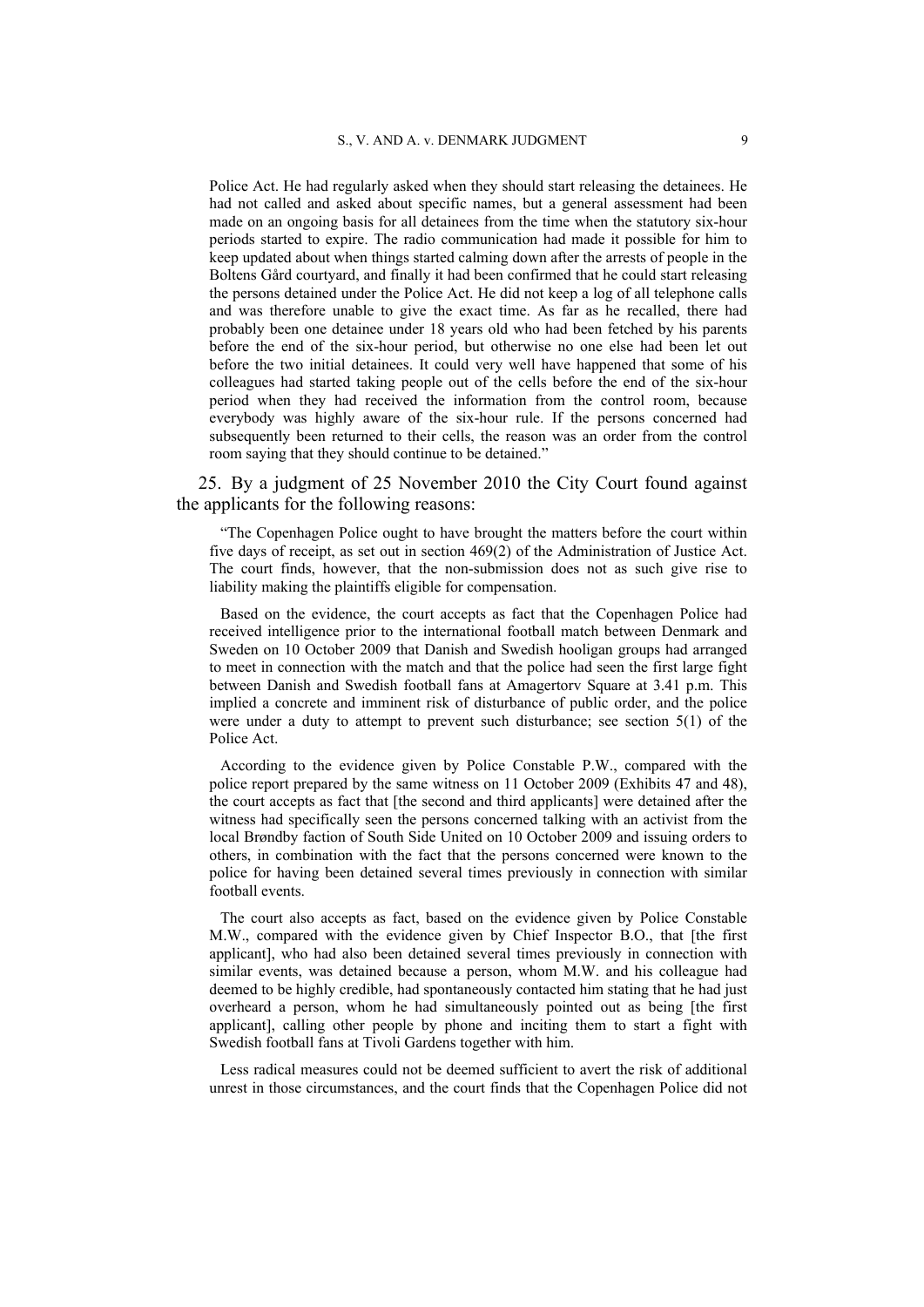Police Act. He had regularly asked when they should start releasing the detainees. He had not called and asked about specific names, but a general assessment had been made on an ongoing basis for all detainees from the time when the statutory six-hour periods started to expire. The radio communication had made it possible for him to keep updated about when things started calming down after the arrests of people in the Boltens Gård courtyard, and finally it had been confirmed that he could start releasing the persons detained under the Police Act. He did not keep a log of all telephone calls and was therefore unable to give the exact time. As far as he recalled, there had probably been one detainee under 18 years old who had been fetched by his parents before the end of the six-hour period, but otherwise no one else had been let out before the two initial detainees. It could very well have happened that some of his colleagues had started taking people out of the cells before the end of the six-hour period when they had received the information from the control room, because everybody was highly aware of the six-hour rule. If the persons concerned had subsequently been returned to their cells, the reason was an order from the control room saying that they should continue to be detained."

25. By a judgment of 25 November 2010 the City Court found against the applicants for the following reasons:

> "The Copenhagen Police ought to have brought the matters before the court within five days of receipt, as set out in section 469(2) of the Administration of Justice Act. The court finds, however, that the non-submission does not as such give rise to liability making the plaintiffs eligible for compensation.
>
> Based on the evidence, the court accepts as fact that the Copenhagen Police had received intelligence prior to the international football match between Denmark and Sweden on 10 October 2009 that Danish and Swedish hooligan groups had arranged to meet in connection with the match and that the police had seen the first large fight between Danish and Swedish football fans at Amagertorv Square at 3.41 p.m. This implied a concrete and imminent risk of disturbance of public order, and the police were under a duty to attempt to prevent such disturbance; see section 5(1) of the Police Act.
>
> According to the evidence given by Police Constable P.W., compared with the police report prepared by the same witness on 11 October 2009 (Exhibits 47 and 48), the court accepts as fact that [the second and third applicants] were detained after the witness had specifically seen the persons concerned talking with an activist from the local Brøndby faction of South Side United on 10 October 2009 and issuing orders to others, in combination with the fact that the persons concerned were known to the police for having been detained several times previously in connection with similar football events.
>
> The court also accepts as fact, based on the evidence given by Police Constable M.W., compared with the evidence given by Chief Inspector B.O., that [the first applicant], who had also been detained several times previously in connection with similar events, was detained because a person, whom M.W. and his colleague had deemed to be highly credible, had spontaneously contacted him stating that he had just overheard a person, whom he had simultaneously pointed out as being [the first applicant], calling other people by phone and inciting them to start a fight with Swedish football fans at Tivoli Gardens together with him.
>
> Less radical measures could not be deemed sufficient to avert the risk of additional unrest in those circumstances, and the court finds that the Copenhagen Police did not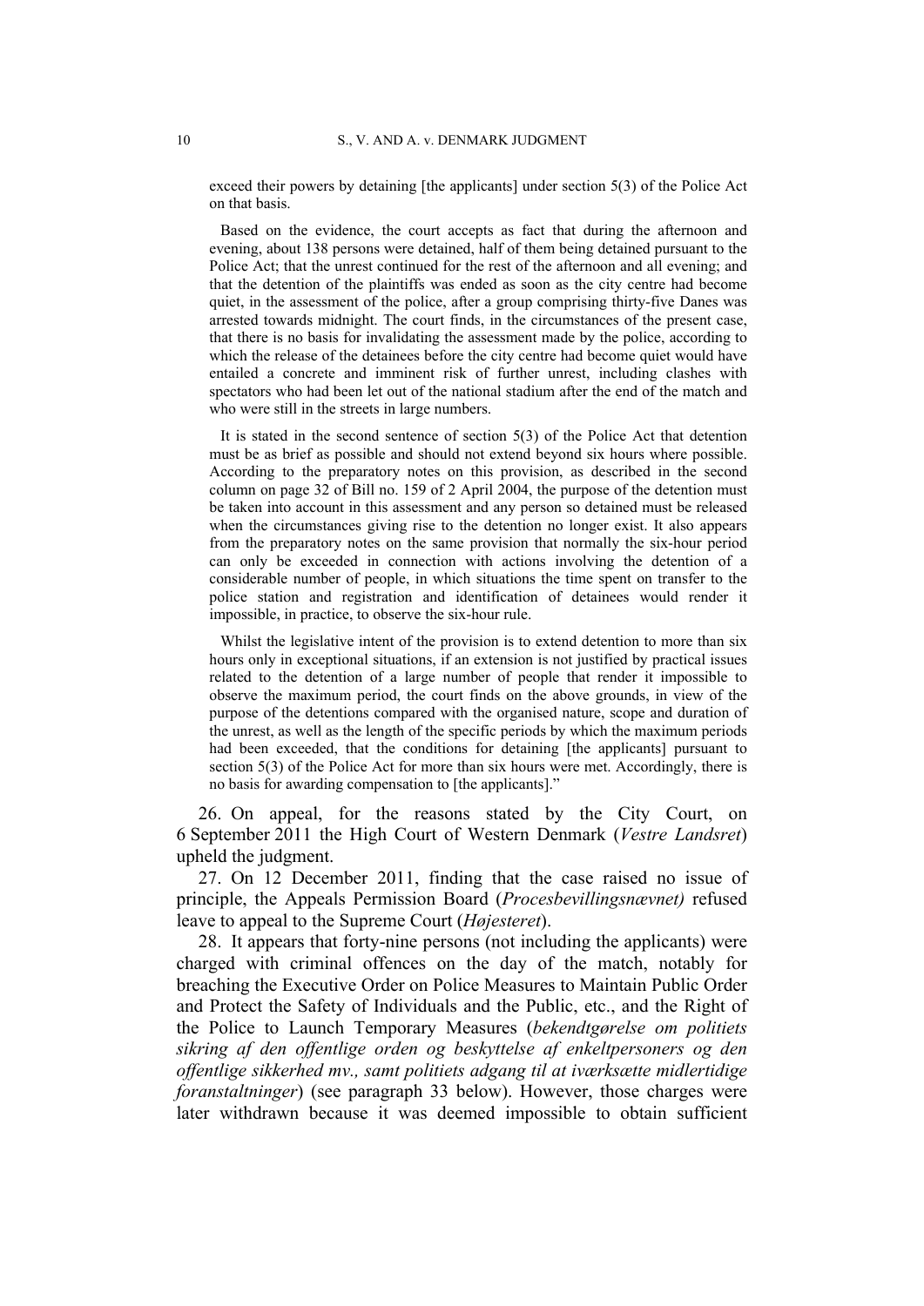exceed their powers by detaining [the applicants] under section 5(3) of the Police Act on that basis.

Based on the evidence, the court accepts as fact that during the afternoon and evening, about 138 persons were detained, half of them being detained pursuant to the Police Act; that the unrest continued for the rest of the afternoon and all evening; and that the detention of the plaintiffs was ended as soon as the city centre had become quiet, in the assessment of the police, after a group comprising thirty-five Danes was arrested towards midnight. The court finds, in the circumstances of the present case, that there is no basis for invalidating the assessment made by the police, according to which the release of the detainees before the city centre had become quiet would have entailed a concrete and imminent risk of further unrest, including clashes with spectators who had been let out of the national stadium after the end of the match and who were still in the streets in large numbers.

It is stated in the second sentence of section 5(3) of the Police Act that detention must be as brief as possible and should not extend beyond six hours where possible. According to the preparatory notes on this provision, as described in the second column on page 32 of Bill no. 159 of 2 April 2004, the purpose of the detention must be taken into account in this assessment and any person so detained must be released when the circumstances giving rise to the detention no longer exist. It also appears from the preparatory notes on the same provision that normally the six-hour period can only be exceeded in connection with actions involving the detention of a considerable number of people, in which situations the time spent on transfer to the police station and registration and identification of detainees would render it impossible, in practice, to observe the six-hour rule.

Whilst the legislative intent of the provision is to extend detention to more than six hours only in exceptional situations, if an extension is not justified by practical issues related to the detention of a large number of people that render it impossible to observe the maximum period, the court finds on the above grounds, in view of the purpose of the detentions compared with the organised nature, scope and duration of the unrest, as well as the length of the specific periods by which the maximum periods had been exceeded, that the conditions for detaining [the applicants] pursuant to section 5(3) of the Police Act for more than six hours were met. Accordingly, there is no basis for awarding compensation to [the applicants]."

26. On appeal, for the reasons stated by the City Court, on 6 September 2011 the High Court of Western Denmark (*Vestre Landsret*) upheld the judgment.

27. On 12 December 2011, finding that the case raised no issue of principle, the Appeals Permission Board (*Procesbevillingsnævnet)* refused leave to appeal to the Supreme Court (*Højesteret*).

28. It appears that forty-nine persons (not including the applicants) were charged with criminal offences on the day of the match, notably for breaching the Executive Order on Police Measures to Maintain Public Order and Protect the Safety of Individuals and the Public, etc., and the Right of the Police to Launch Temporary Measures (*bekendtgørelse om politiets sikring af den offentlige orden og beskyttelse af enkeltpersoners og den offentlige sikkerhed mv., samt politiets adgang til at iværksætte midlertidige foranstaltninger*) (see paragraph 33 below). However, those charges were later withdrawn because it was deemed impossible to obtain sufficient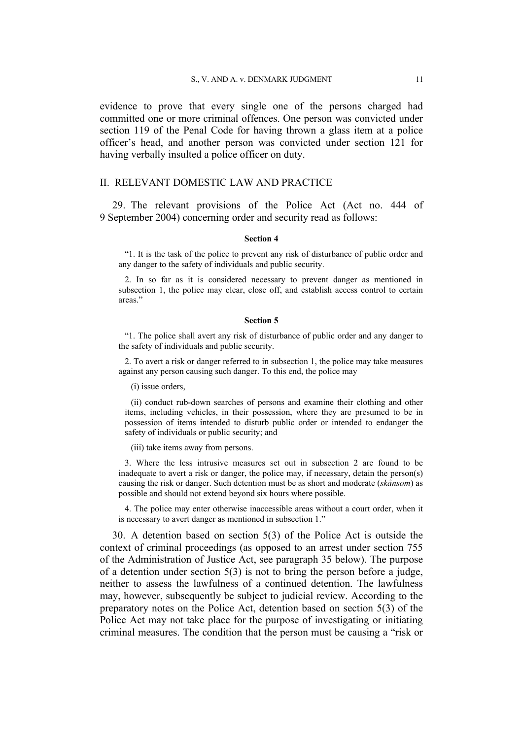evidence to prove that every single one of the persons charged had committed one or more criminal offences. One person was convicted under section 119 of the Penal Code for having thrown a glass item at a police officer's head, and another person was convicted under section 121 for having verbally insulted a police officer on duty.

## II. RELEVANT DOMESTIC LAW AND PRACTICE

29. The relevant provisions of the Police Act (Act no. 444 of 9 September 2004) concerning order and security read as follows:

#### Section 4

> "1. It is the task of the police to prevent any risk of disturbance of public order and any danger to the safety of individuals and public security.
>
> 2. In so far as it is considered necessary to prevent danger as mentioned in subsection 1, the police may clear, close off, and establish access control to certain areas."

#### Section 5

> "1. The police shall avert any risk of disturbance of public order and any danger to the safety of individuals and public security.
>
> 2. To avert a risk or danger referred to in subsection 1, the police may take measures against any person causing such danger. To this end, the police may
>
> (i) issue orders,
>
> (ii) conduct rub-down searches of persons and examine their clothing and other items, including vehicles, in their possession, where they are presumed to be in possession of items intended to disturb public order or intended to endanger the safety of individuals or public security; and
>
> (iii) take items away from persons.
>
> 3. Where the less intrusive measures set out in subsection 2 are found to be inadequate to avert a risk or danger, the police may, if necessary, detain the person(s) causing the risk or danger. Such detention must be as short and moderate (*skånsom*) as possible and should not extend beyond six hours where possible.
>
> 4. The police may enter otherwise inaccessible areas without a court order, when it is necessary to avert danger as mentioned in subsection 1."

30. A detention based on section 5(3) of the Police Act is outside the context of criminal proceedings (as opposed to an arrest under section 755 of the Administration of Justice Act, see paragraph 35 below). The purpose of a detention under section 5(3) is not to bring the person before a judge, neither to assess the lawfulness of a continued detention. The lawfulness may, however, subsequently be subject to judicial review. According to the preparatory notes on the Police Act, detention based on section 5(3) of the Police Act may not take place for the purpose of investigating or initiating criminal measures. The condition that the person must be causing a "risk or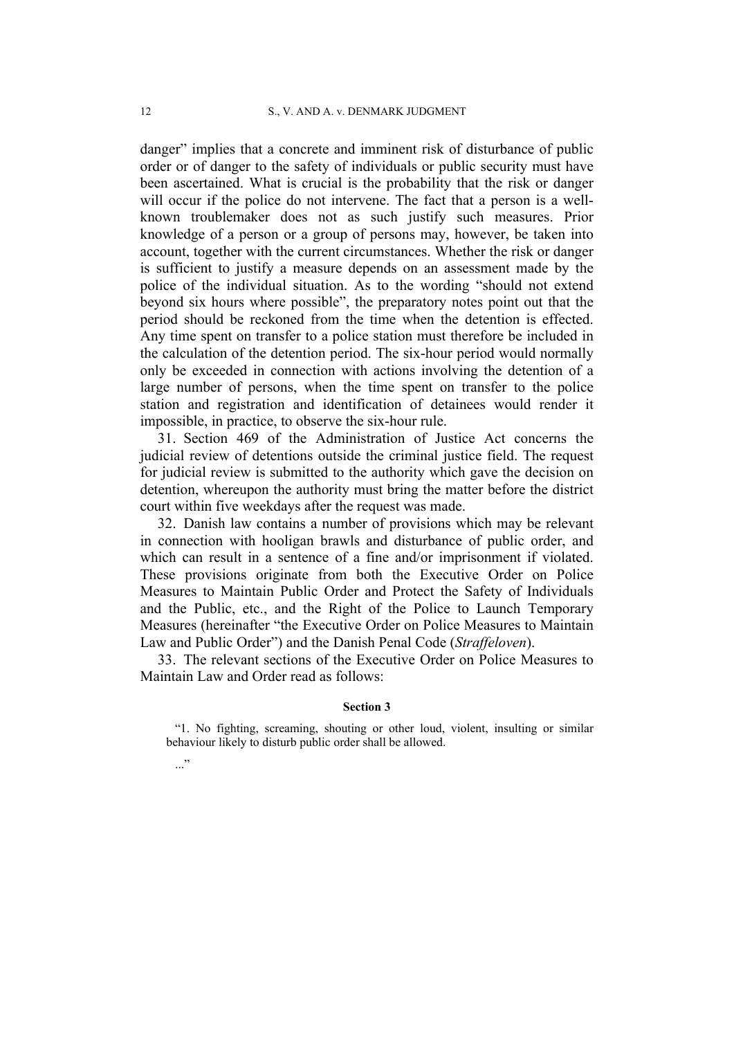danger" implies that a concrete and imminent risk of disturbance of public order or of danger to the safety of individuals or public security must have been ascertained. What is crucial is the probability that the risk or danger will occur if the police do not intervene. The fact that a person is a well-known troublemaker does not as such justify such measures. Prior knowledge of a person or a group of persons may, however, be taken into account, together with the current circumstances. Whether the risk or danger is sufficient to justify a measure depends on an assessment made by the police of the individual situation. As to the wording "should not extend beyond six hours where possible", the preparatory notes point out that the period should be reckoned from the time when the detention is effected. Any time spent on transfer to a police station must therefore be included in the calculation of the detention period. The six-hour period would normally only be exceeded in connection with actions involving the detention of a large number of persons, when the time spent on transfer to the police station and registration and identification of detainees would render it impossible, in practice, to observe the six-hour rule.

31. Section 469 of the Administration of Justice Act concerns the judicial review of detentions outside the criminal justice field. The request for judicial review is submitted to the authority which gave the decision on detention, whereupon the authority must bring the matter before the district court within five weekdays after the request was made.

32. Danish law contains a number of provisions which may be relevant in connection with hooligan brawls and disturbance of public order, and which can result in a sentence of a fine and/or imprisonment if violated. These provisions originate from both the Executive Order on Police Measures to Maintain Public Order and Protect the Safety of Individuals and the Public, etc., and the Right of the Police to Launch Temporary Measures (hereinafter "the Executive Order on Police Measures to Maintain Law and Public Order") and the Danish Penal Code (*Straffeloven*).

33. The relevant sections of the Executive Order on Police Measures to Maintain Law and Order read as follows:

**Section 3**

"1. No fighting, screaming, shouting or other loud, violent, insulting or similar behaviour likely to disturb public order shall be allowed.

..."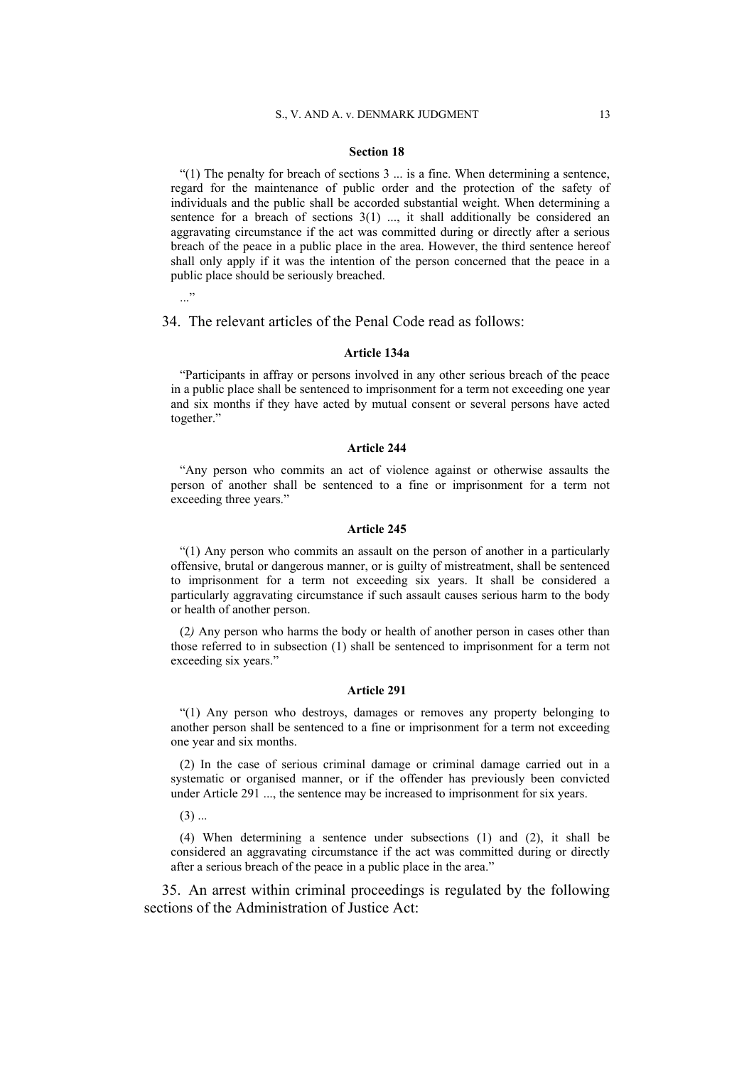**Section 18**

"(1) The penalty for breach of sections 3 ... is a fine. When determining a sentence, regard for the maintenance of public order and the protection of the safety of individuals and the public shall be accorded substantial weight. When determining a sentence for a breach of sections 3(1) ..., it shall additionally be considered an aggravating circumstance if the act was committed during or directly after a serious breach of the peace in a public place in the area. However, the third sentence hereof shall only apply if it was the intention of the person concerned that the peace in a public place should be seriously breached.

..."

34. The relevant articles of the Penal Code read as follows:

**Article 134a**

"Participants in affray or persons involved in any other serious breach of the peace in a public place shall be sentenced to imprisonment for a term not exceeding one year and six months if they have acted by mutual consent or several persons have acted together."

**Article 244**

"Any person who commits an act of violence against or otherwise assaults the person of another shall be sentenced to a fine or imprisonment for a term not exceeding three years."

**Article 245**

"(1) Any person who commits an assault on the person of another in a particularly offensive, brutal or dangerous manner, or is guilty of mistreatment, shall be sentenced to imprisonment for a term not exceeding six years. It shall be considered a particularly aggravating circumstance if such assault causes serious harm to the body or health of another person.

(2) Any person who harms the body or health of another person in cases other than those referred to in subsection (1) shall be sentenced to imprisonment for a term not exceeding six years."

**Article 291**

"(1) Any person who destroys, damages or removes any property belonging to another person shall be sentenced to a fine or imprisonment for a term not exceeding one year and six months.

(2) In the case of serious criminal damage or criminal damage carried out in a systematic or organised manner, or if the offender has previously been convicted under Article 291 ..., the sentence may be increased to imprisonment for six years.

(3) ...

(4) When determining a sentence under subsections (1) and (2), it shall be considered an aggravating circumstance if the act was committed during or directly after a serious breach of the peace in a public place in the area."

35. An arrest within criminal proceedings is regulated by the following sections of the Administration of Justice Act: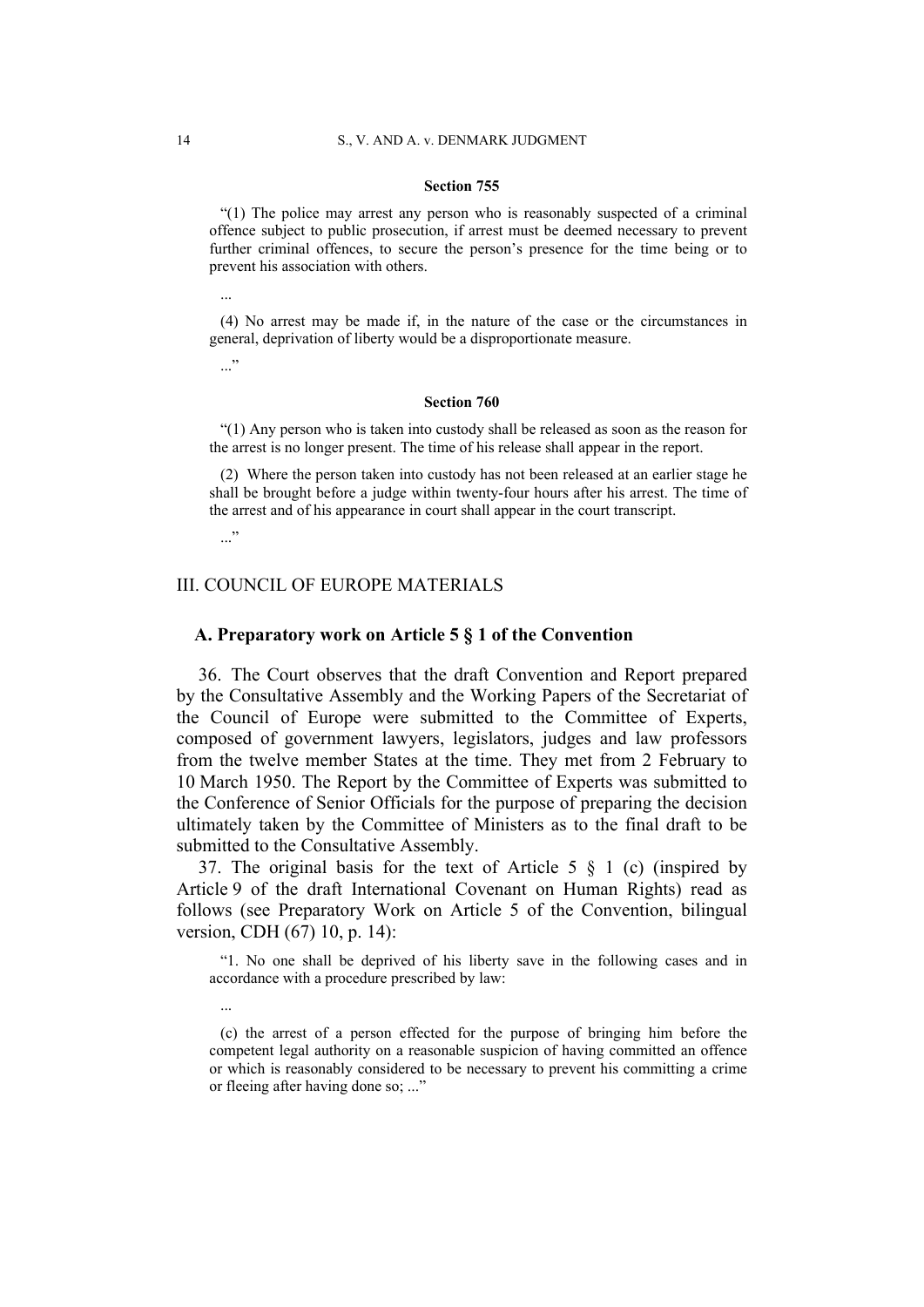**Section 755**

> “(1) The police may arrest any person who is reasonably suspected of a criminal offence subject to public prosecution, if arrest must be deemed necessary to prevent further criminal offences, to secure the person’s presence for the time being or to prevent his association with others.
>
> ...
>
> (4) No arrest may be made if, in the nature of the case or the circumstances in general, deprivation of liberty would be a disproportionate measure.
>
> ...”

**Section 760**

> “(1) Any person who is taken into custody shall be released as soon as the reason for the arrest is no longer present. The time of his release shall appear in the report.
>
> (2) Where the person taken into custody has not been released at an earlier stage he shall be brought before a judge within twenty-four hours after his arrest. The time of the arrest and of his appearance in court shall appear in the court transcript.
>
> ...”

## III. COUNCIL OF EUROPE MATERIALS

### A. Preparatory work on Article 5 § 1 of the Convention

36. The Court observes that the draft Convention and Report prepared by the Consultative Assembly and the Working Papers of the Secretariat of the Council of Europe were submitted to the Committee of Experts, composed of government lawyers, legislators, judges and law professors from the twelve member States at the time. They met from 2 February to 10 March 1950. The Report by the Committee of Experts was submitted to the Conference of Senior Officials for the purpose of preparing the decision ultimately taken by the Committee of Ministers as to the final draft to be submitted to the Consultative Assembly.

37. The original basis for the text of Article 5 § 1 (c) (inspired by Article 9 of the draft International Covenant on Human Rights) read as follows (see Preparatory Work on Article 5 of the Convention, bilingual version, CDH (67) 10, p. 14):

> “1. No one shall be deprived of his liberty save in the following cases and in accordance with a procedure prescribed by law:
>
> ...
>
> (c) the arrest of a person effected for the purpose of bringing him before the competent legal authority on a reasonable suspicion of having committed an offence or which is reasonably considered to be necessary to prevent his committing a crime or fleeing after having done so; ...”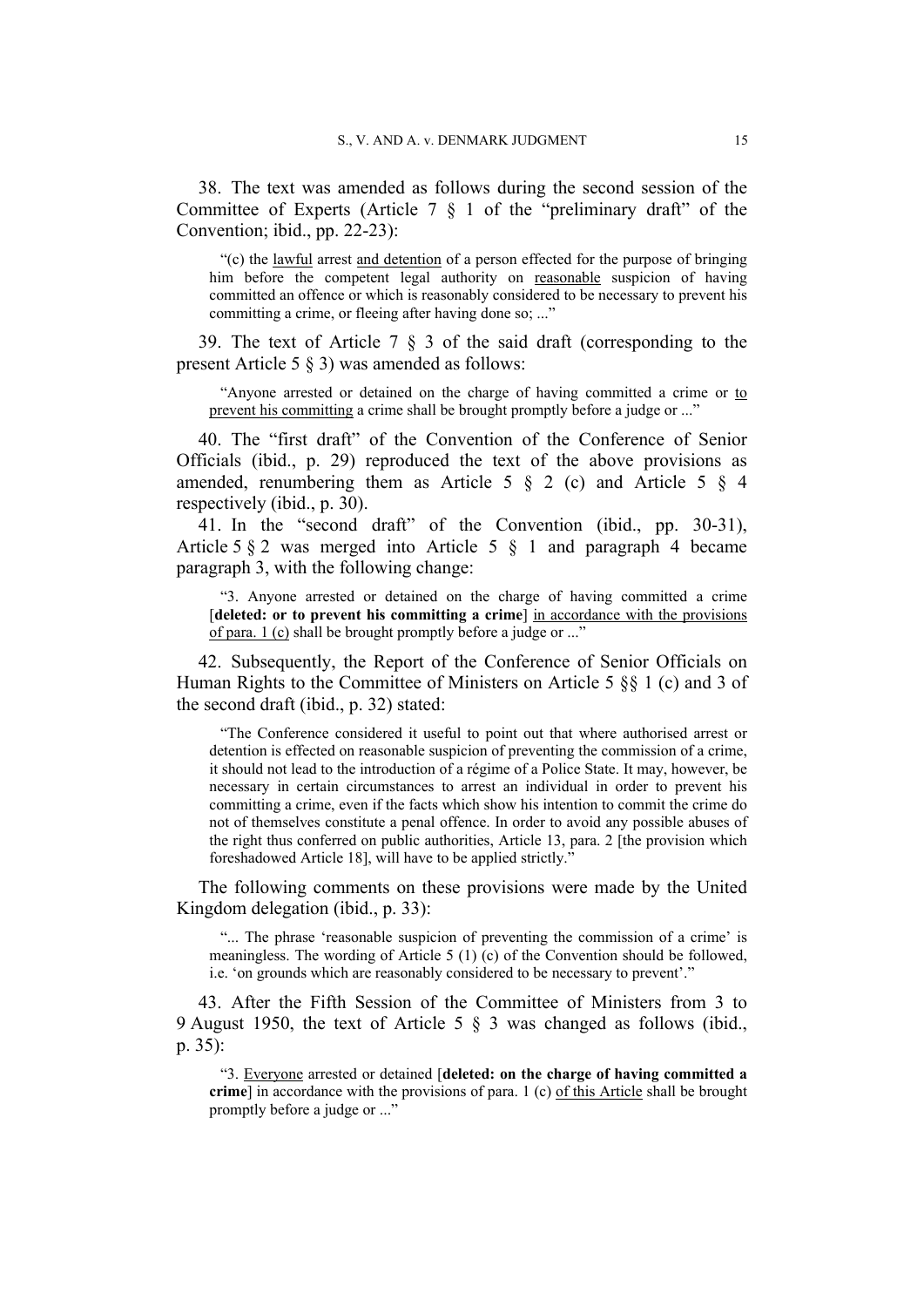38. The text was amended as follows during the second session of the Committee of Experts (Article 7 § 1 of the "preliminary draft" of the Convention; ibid., pp. 22-23):

> "(c) the <u>lawful</u> arrest <u>and detention</u> of a person effected for the purpose of bringing him before the competent legal authority on <u>reasonable</u> suspicion of having committed an offence or which is reasonably considered to be necessary to prevent his committing a crime, or fleeing after having done so; ..."

39. The text of Article 7 § 3 of the said draft (corresponding to the present Article 5 § 3) was amended as follows:

> "Anyone arrested or detained on the charge of having committed a crime or <u>to prevent his committing</u> a crime shall be brought promptly before a judge or ..."

40. The "first draft" of the Convention of the Conference of Senior Officials (ibid., p. 29) reproduced the text of the above provisions as amended, renumbering them as Article 5 § 2 (c) and Article 5 § 4 respectively (ibid., p. 30).

41. In the "second draft" of the Convention (ibid., pp. 30-31), Article 5 § 2 was merged into Article 5 § 1 and paragraph 4 became paragraph 3, with the following change:

> "3. Anyone arrested or detained on the charge of having committed a crime [**deleted: or to prevent his committing a crime**] <u>in accordance with the provisions of para. 1 (c)</u> shall be brought promptly before a judge or ..."

42. Subsequently, the Report of the Conference of Senior Officials on Human Rights to the Committee of Ministers on Article 5 §§ 1 (c) and 3 of the second draft (ibid., p. 32) stated:

> "The Conference considered it useful to point out that where authorised arrest or detention is effected on reasonable suspicion of preventing the commission of a crime, it should not lead to the introduction of a régime of a Police State. It may, however, be necessary in certain circumstances to arrest an individual in order to prevent his committing a crime, even if the facts which show his intention to commit the crime do not of themselves constitute a penal offence. In order to avoid any possible abuses of the right thus conferred on public authorities, Article 13, para. 2 [the provision which foreshadowed Article 18], will have to be applied strictly."

The following comments on these provisions were made by the United Kingdom delegation (ibid., p. 33):

> "... The phrase 'reasonable suspicion of preventing the commission of a crime' is meaningless. The wording of Article 5 (1) (c) of the Convention should be followed, i.e. 'on grounds which are reasonably considered to be necessary to prevent'."

43. After the Fifth Session of the Committee of Ministers from 3 to 9 August 1950, the text of Article 5 § 3 was changed as follows (ibid., p. 35):

> "3. <u>Everyone</u> arrested or detained [**deleted: on the charge of having committed a crime**] in accordance with the provisions of para. 1 (c) <u>of this Article</u> shall be brought promptly before a judge or ..."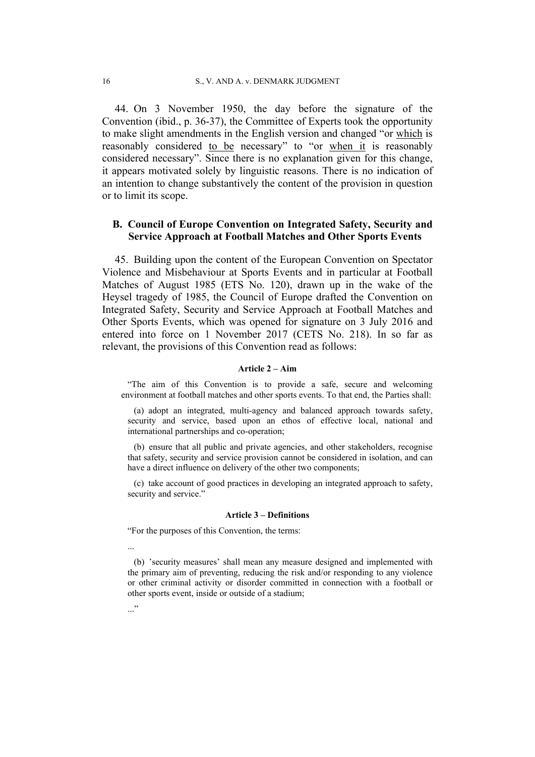44. On 3 November 1950, the day before the signature of the Convention (ibid., p. 36-37), the Committee of Experts took the opportunity to make slight amendments in the English version and changed "or <u>which</u> is reasonably considered <u>to be</u> necessary" to "or <u>when it</u> is reasonably considered necessary". Since there is no explanation given for this change, it appears motivated solely by linguistic reasons. There is no indication of an intention to change substantively the content of the provision in question or to limit its scope.

### B. Council of Europe Convention on Integrated Safety, Security and Service Approach at Football Matches and Other Sports Events

45. Building upon the content of the European Convention on Spectator Violence and Misbehaviour at Sports Events and in particular at Football Matches of August 1985 (ETS No. 120), drawn up in the wake of the Heysel tragedy of 1985, the Council of Europe drafted the Convention on Integrated Safety, Security and Service Approach at Football Matches and Other Sports Events, which was opened for signature on 3 July 2016 and entered into force on 1 November 2017 (CETS No. 218). In so far as relevant, the provisions of this Convention read as follows:

**Article 2 – Aim**

"The aim of this Convention is to provide a safe, secure and welcoming environment at football matches and other sports events. To that end, the Parties shall:

(a) adopt an integrated, multi-agency and balanced approach towards safety, security and service, based upon an ethos of effective local, national and international partnerships and co-operation;

(b) ensure that all public and private agencies, and other stakeholders, recognise that safety, security and service provision cannot be considered in isolation, and can have a direct influence on delivery of the other two components;

(c) take account of good practices in developing an integrated approach to safety, security and service."

**Article 3 – Definitions**

"For the purposes of this Convention, the terms:

...

(b) 'security measures' shall mean any measure designed and implemented with the primary aim of preventing, reducing the risk and/or responding to any violence or other criminal activity or disorder committed in connection with a football or other sports event, inside or outside of a stadium;

..."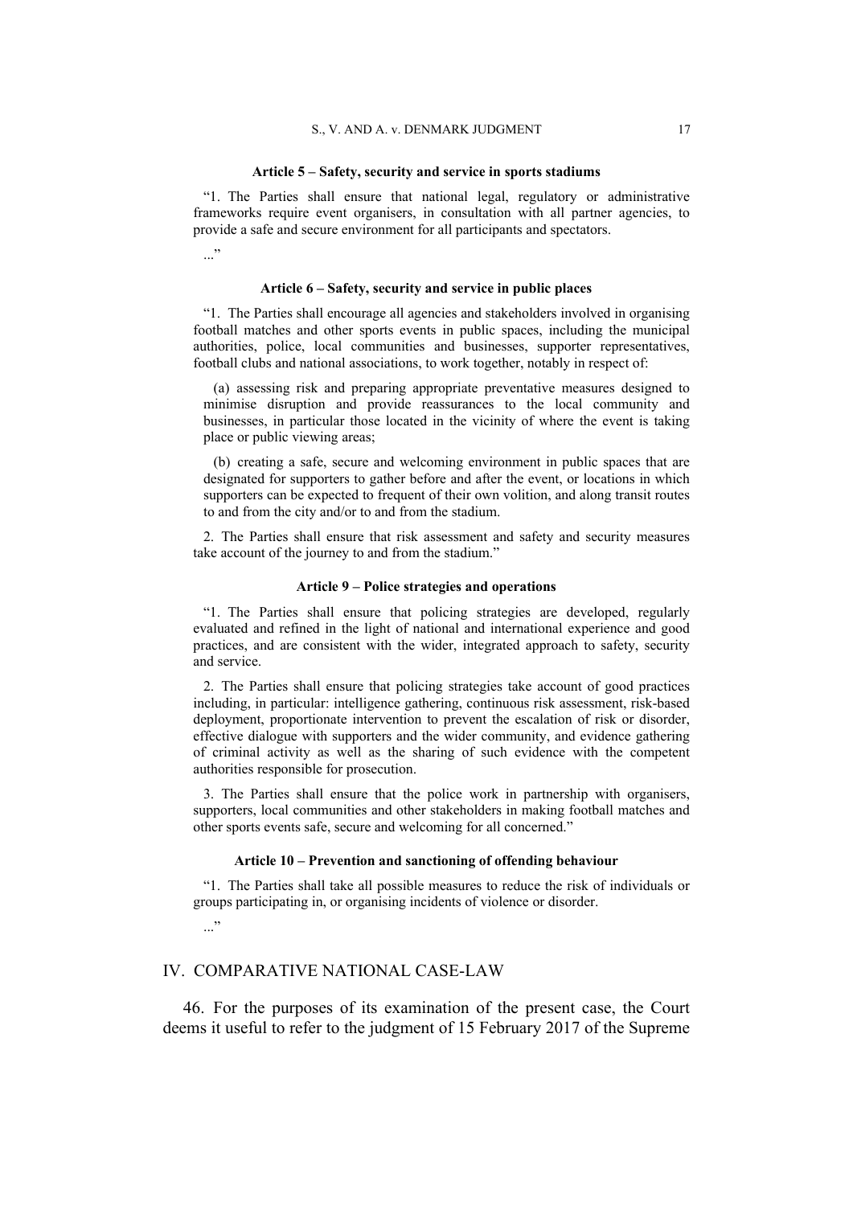#### Article 5 – Safety, security and service in sports stadiums

“1. The Parties shall ensure that national legal, regulatory or administrative frameworks require event organisers, in consultation with all partner agencies, to provide a safe and secure environment for all participants and spectators.

...”

#### Article 6 – Safety, security and service in public places

“1. The Parties shall encourage all agencies and stakeholders involved in organising football matches and other sports events in public spaces, including the municipal authorities, police, local communities and businesses, supporter representatives, football clubs and national associations, to work together, notably in respect of:

(a) assessing risk and preparing appropriate preventative measures designed to minimise disruption and provide reassurances to the local community and businesses, in particular those located in the vicinity of where the event is taking place or public viewing areas;

(b) creating a safe, secure and welcoming environment in public spaces that are designated for supporters to gather before and after the event, or locations in which supporters can be expected to frequent of their own volition, and along transit routes to and from the city and/or to and from the stadium.

2. The Parties shall ensure that risk assessment and safety and security measures take account of the journey to and from the stadium.”

#### Article 9 – Police strategies and operations

“1. The Parties shall ensure that policing strategies are developed, regularly evaluated and refined in the light of national and international experience and good practices, and are consistent with the wider, integrated approach to safety, security and service.

2. The Parties shall ensure that policing strategies take account of good practices including, in particular: intelligence gathering, continuous risk assessment, risk-based deployment, proportionate intervention to prevent the escalation of risk or disorder, effective dialogue with supporters and the wider community, and evidence gathering of criminal activity as well as the sharing of such evidence with the competent authorities responsible for prosecution.

3. The Parties shall ensure that the police work in partnership with organisers, supporters, local communities and other stakeholders in making football matches and other sports events safe, secure and welcoming for all concerned.”

#### Article 10 – Prevention and sanctioning of offending behaviour

“1. The Parties shall take all possible measures to reduce the risk of individuals or groups participating in, or organising incidents of violence or disorder.

...”

## IV. COMPARATIVE NATIONAL CASE-LAW

46. For the purposes of its examination of the present case, the Court deems it useful to refer to the judgment of 15 February 2017 of the Supreme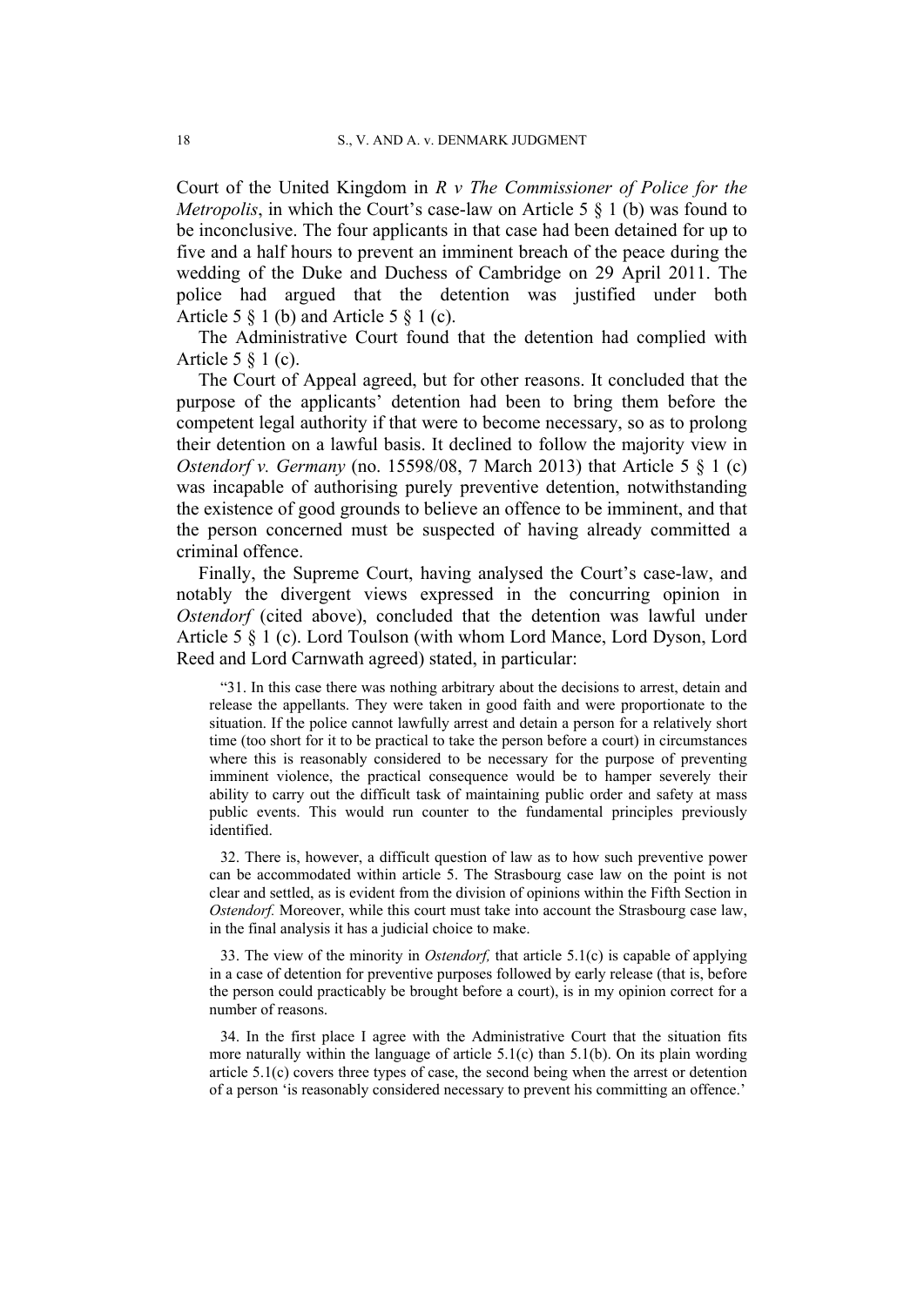Court of the United Kingdom in *R v The Commissioner of Police for the Metropolis*, in which the Court's case-law on Article 5 § 1 (b) was found to be inconclusive. The four applicants in that case had been detained for up to five and a half hours to prevent an imminent breach of the peace during the wedding of the Duke and Duchess of Cambridge on 29 April 2011. The police had argued that the detention was justified under both Article 5 § 1 (b) and Article 5 § 1 (c).

The Administrative Court found that the detention had complied with Article 5 § 1 (c).

The Court of Appeal agreed, but for other reasons. It concluded that the purpose of the applicants' detention had been to bring them before the competent legal authority if that were to become necessary, so as to prolong their detention on a lawful basis. It declined to follow the majority view in *Ostendorf v. Germany* (no. 15598/08, 7 March 2013) that Article 5 § 1 (c) was incapable of authorising purely preventive detention, notwithstanding the existence of good grounds to believe an offence to be imminent, and that the person concerned must be suspected of having already committed a criminal offence.

Finally, the Supreme Court, having analysed the Court's case-law, and notably the divergent views expressed in the concurring opinion in *Ostendorf* (cited above), concluded that the detention was lawful under Article 5 § 1 (c). Lord Toulson (with whom Lord Mance, Lord Dyson, Lord Reed and Lord Carnwath agreed) stated, in particular:

> "31. In this case there was nothing arbitrary about the decisions to arrest, detain and release the appellants. They were taken in good faith and were proportionate to the situation. If the police cannot lawfully arrest and detain a person for a relatively short time (too short for it to be practical to take the person before a court) in circumstances where this is reasonably considered to be necessary for the purpose of preventing imminent violence, the practical consequence would be to hamper severely their ability to carry out the difficult task of maintaining public order and safety at mass public events. This would run counter to the fundamental principles previously identified.
>
> 32. There is, however, a difficult question of law as to how such preventive power can be accommodated within article 5. The Strasbourg case law on the point is not clear and settled, as is evident from the division of opinions within the Fifth Section in *Ostendorf.* Moreover, while this court must take into account the Strasbourg case law, in the final analysis it has a judicial choice to make.
>
> 33. The view of the minority in *Ostendorf,* that article 5.1(c) is capable of applying in a case of detention for preventive purposes followed by early release (that is, before the person could practicably be brought before a court), is in my opinion correct for a number of reasons.
>
> 34. In the first place I agree with the Administrative Court that the situation fits more naturally within the language of article 5.1(c) than 5.1(b). On its plain wording article 5.1(c) covers three types of case, the second being when the arrest or detention of a person 'is reasonably considered necessary to prevent his committing an offence.'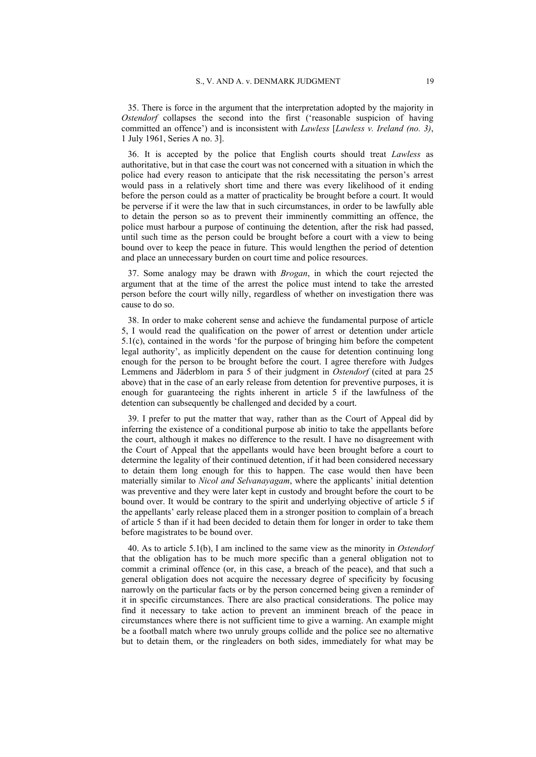35. There is force in the argument that the interpretation adopted by the majority in *Ostendorf* collapses the second into the first ('reasonable suspicion of having committed an offence') and is inconsistent with *Lawless* [*Lawless v. Ireland (no. 3)*, 1 July 1961, Series A no. 3].

36. It is accepted by the police that English courts should treat *Lawless* as authoritative, but in that case the court was not concerned with a situation in which the police had every reason to anticipate that the risk necessitating the person's arrest would pass in a relatively short time and there was every likelihood of it ending before the person could as a matter of practicality be brought before a court. It would be perverse if it were the law that in such circumstances, in order to be lawfully able to detain the person so as to prevent their imminently committing an offence, the police must harbour a purpose of continuing the detention, after the risk had passed, until such time as the person could be brought before a court with a view to being bound over to keep the peace in future. This would lengthen the period of detention and place an unnecessary burden on court time and police resources.

37. Some analogy may be drawn with *Brogan*, in which the court rejected the argument that at the time of the arrest the police must intend to take the arrested person before the court willy nilly, regardless of whether on investigation there was cause to do so.

38. In order to make coherent sense and achieve the fundamental purpose of article 5, I would read the qualification on the power of arrest or detention under article 5.1(c), contained in the words 'for the purpose of bringing him before the competent legal authority', as implicitly dependent on the cause for detention continuing long enough for the person to be brought before the court. I agree therefore with Judges Lemmens and Jäderblom in para 5 of their judgment in *Ostendorf* (cited at para 25 above) that in the case of an early release from detention for preventive purposes, it is enough for guaranteeing the rights inherent in article 5 if the lawfulness of the detention can subsequently be challenged and decided by a court.

39. I prefer to put the matter that way, rather than as the Court of Appeal did by inferring the existence of a conditional purpose ab initio to take the appellants before the court, although it makes no difference to the result. I have no disagreement with the Court of Appeal that the appellants would have been brought before a court to determine the legality of their continued detention, if it had been considered necessary to detain them long enough for this to happen. The case would then have been materially similar to *Nicol and Selvanayagam*, where the applicants' initial detention was preventive and they were later kept in custody and brought before the court to be bound over. It would be contrary to the spirit and underlying objective of article 5 if the appellants' early release placed them in a stronger position to complain of a breach of article 5 than if it had been decided to detain them for longer in order to take them before magistrates to be bound over.

40. As to article 5.1(b), I am inclined to the same view as the minority in *Ostendorf* that the obligation has to be much more specific than a general obligation not to commit a criminal offence (or, in this case, a breach of the peace), and that such a general obligation does not acquire the necessary degree of specificity by focusing narrowly on the particular facts or by the person concerned being given a reminder of it in specific circumstances. There are also practical considerations. The police may find it necessary to take action to prevent an imminent breach of the peace in circumstances where there is not sufficient time to give a warning. An example might be a football match where two unruly groups collide and the police see no alternative but to detain them, or the ringleaders on both sides, immediately for what may be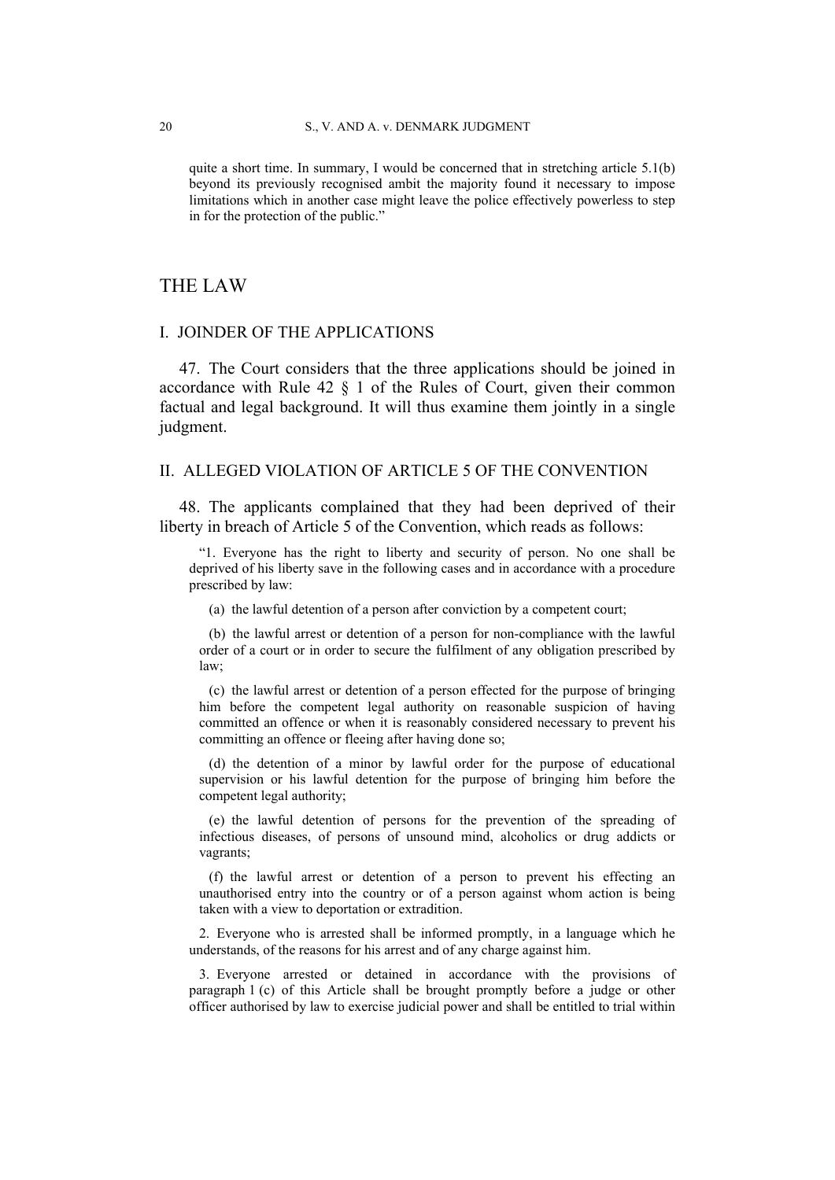quite a short time. In summary, I would be concerned that in stretching article 5.1(b) beyond its previously recognised ambit the majority found it necessary to impose limitations which in another case might leave the police effectively powerless to step in for the protection of the public."

# THE LAW

## I. JOINDER OF THE APPLICATIONS

47. The Court considers that the three applications should be joined in accordance with Rule 42 § 1 of the Rules of Court, given their common factual and legal background. It will thus examine them jointly in a single judgment.

## II. ALLEGED VIOLATION OF ARTICLE 5 OF THE CONVENTION

48. The applicants complained that they had been deprived of their liberty in breach of Article 5 of the Convention, which reads as follows:

> "1. Everyone has the right to liberty and security of person. No one shall be deprived of his liberty save in the following cases and in accordance with a procedure prescribed by law:
>
> (a) the lawful detention of a person after conviction by a competent court;
>
> (b) the lawful arrest or detention of a person for non-compliance with the lawful order of a court or in order to secure the fulfilment of any obligation prescribed by law;
>
> (c) the lawful arrest or detention of a person effected for the purpose of bringing him before the competent legal authority on reasonable suspicion of having committed an offence or when it is reasonably considered necessary to prevent his committing an offence or fleeing after having done so;
>
> (d) the detention of a minor by lawful order for the purpose of educational supervision or his lawful detention for the purpose of bringing him before the competent legal authority;
>
> (e) the lawful detention of persons for the prevention of the spreading of infectious diseases, of persons of unsound mind, alcoholics or drug addicts or vagrants;
>
> (f) the lawful arrest or detention of a person to prevent his effecting an unauthorised entry into the country or of a person against whom action is being taken with a view to deportation or extradition.
>
> 2. Everyone who is arrested shall be informed promptly, in a language which he understands, of the reasons for his arrest and of any charge against him.
>
> 3. Everyone arrested or detained in accordance with the provisions of paragraph 1 (c) of this Article shall be brought promptly before a judge or other officer authorised by law to exercise judicial power and shall be entitled to trial within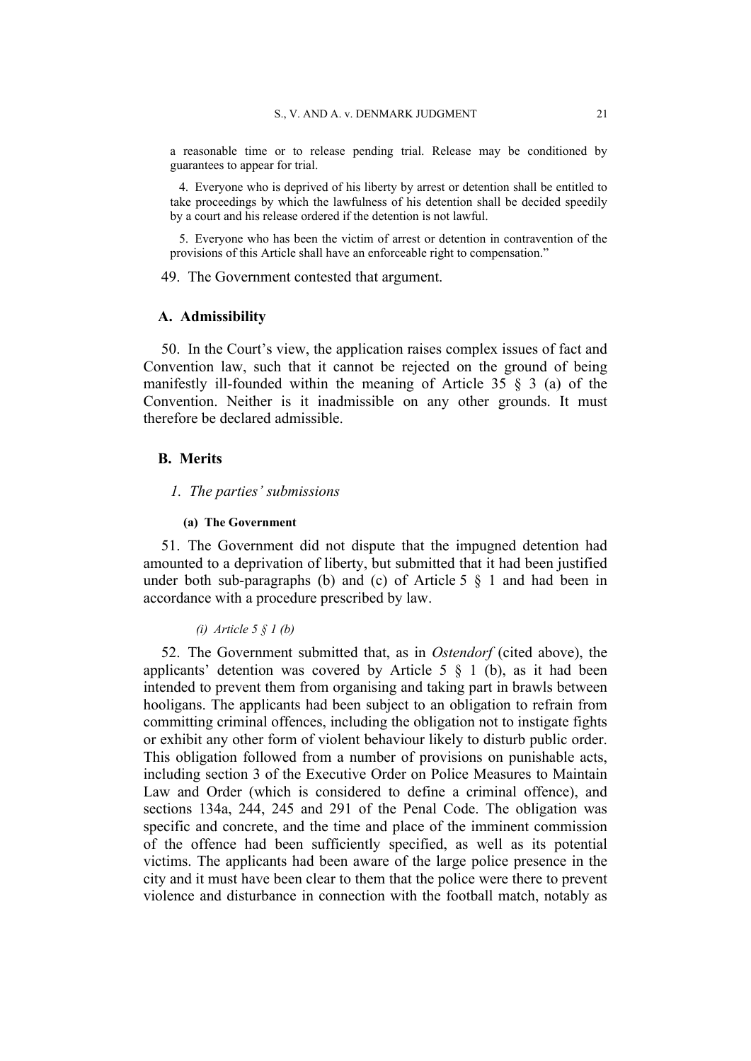a reasonable time or to release pending trial. Release may be conditioned by guarantees to appear for trial.

4. Everyone who is deprived of his liberty by arrest or detention shall be entitled to take proceedings by which the lawfulness of his detention shall be decided speedily by a court and his release ordered if the detention is not lawful.

5. Everyone who has been the victim of arrest or detention in contravention of the provisions of this Article shall have an enforceable right to compensation."

49. The Government contested that argument.

## A. Admissibility

50. In the Court's view, the application raises complex issues of fact and Convention law, such that it cannot be rejected on the ground of being manifestly ill-founded within the meaning of Article 35 § 3 (a) of the Convention. Neither is it inadmissible on any other grounds. It must therefore be declared admissible.

## B. Merits

### *1. The parties' submissions*

#### (a) The Government

51. The Government did not dispute that the impugned detention had amounted to a deprivation of liberty, but submitted that it had been justified under both sub-paragraphs (b) and (c) of Article 5 § 1 and had been in accordance with a procedure prescribed by law.

##### *(i) Article 5 § 1 (b)*

52. The Government submitted that, as in *Ostendorf* (cited above), the applicants' detention was covered by Article 5 § 1 (b), as it had been intended to prevent them from organising and taking part in brawls between hooligans. The applicants had been subject to an obligation to refrain from committing criminal offences, including the obligation not to instigate fights or exhibit any other form of violent behaviour likely to disturb public order. This obligation followed from a number of provisions on punishable acts, including section 3 of the Executive Order on Police Measures to Maintain Law and Order (which is considered to define a criminal offence), and sections 134a, 244, 245 and 291 of the Penal Code. The obligation was specific and concrete, and the time and place of the imminent commission of the offence had been sufficiently specified, as well as its potential victims. The applicants had been aware of the large police presence in the city and it must have been clear to them that the police were there to prevent violence and disturbance in connection with the football match, notably as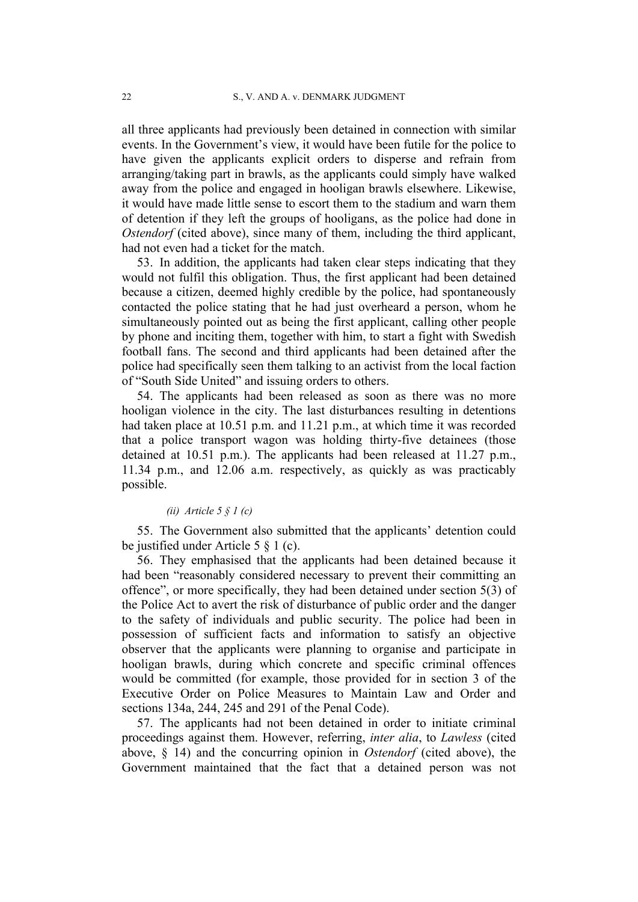all three applicants had previously been detained in connection with similar events. In the Government's view, it would have been futile for the police to have given the applicants explicit orders to disperse and refrain from arranging/taking part in brawls, as the applicants could simply have walked away from the police and engaged in hooligan brawls elsewhere. Likewise, it would have made little sense to escort them to the stadium and warn them of detention if they left the groups of hooligans, as the police had done in *Ostendorf* (cited above), since many of them, including the third applicant, had not even had a ticket for the match.

53. In addition, the applicants had taken clear steps indicating that they would not fulfil this obligation. Thus, the first applicant had been detained because a citizen, deemed highly credible by the police, had spontaneously contacted the police stating that he had just overheard a person, whom he simultaneously pointed out as being the first applicant, calling other people by phone and inciting them, together with him, to start a fight with Swedish football fans. The second and third applicants had been detained after the police had specifically seen them talking to an activist from the local faction of "South Side United" and issuing orders to others.

54. The applicants had been released as soon as there was no more hooligan violence in the city. The last disturbances resulting in detentions had taken place at 10.51 p.m. and 11.21 p.m., at which time it was recorded that a police transport wagon was holding thirty-five detainees (those detained at 10.51 p.m.). The applicants had been released at 11.27 p.m., 11.34 p.m., and 12.06 a.m. respectively, as quickly as was practicably possible.

*(ii) Article 5 § 1 (c)*

55. The Government also submitted that the applicants' detention could be justified under Article 5 § 1 (c).

56. They emphasised that the applicants had been detained because it had been "reasonably considered necessary to prevent their committing an offence", or more specifically, they had been detained under section 5(3) of the Police Act to avert the risk of disturbance of public order and the danger to the safety of individuals and public security. The police had been in possession of sufficient facts and information to satisfy an objective observer that the applicants were planning to organise and participate in hooligan brawls, during which concrete and specific criminal offences would be committed (for example, those provided for in section 3 of the Executive Order on Police Measures to Maintain Law and Order and sections 134a, 244, 245 and 291 of the Penal Code).

57. The applicants had not been detained in order to initiate criminal proceedings against them. However, referring, *inter alia*, to *Lawless* (cited above, § 14) and the concurring opinion in *Ostendorf* (cited above), the Government maintained that the fact that a detained person was not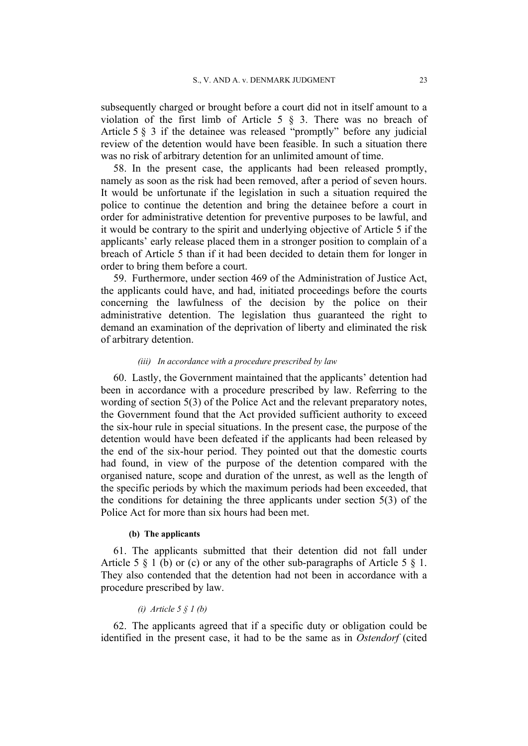subsequently charged or brought before a court did not in itself amount to a violation of the first limb of Article 5 § 3. There was no breach of Article 5 § 3 if the detainee was released "promptly" before any judicial review of the detention would have been feasible. In such a situation there was no risk of arbitrary detention for an unlimited amount of time.

58. In the present case, the applicants had been released promptly, namely as soon as the risk had been removed, after a period of seven hours. It would be unfortunate if the legislation in such a situation required the police to continue the detention and bring the detainee before a court in order for administrative detention for preventive purposes to be lawful, and it would be contrary to the spirit and underlying objective of Article 5 if the applicants' early release placed them in a stronger position to complain of a breach of Article 5 than if it had been decided to detain them for longer in order to bring them before a court.

59. Furthermore, under section 469 of the Administration of Justice Act, the applicants could have, and had, initiated proceedings before the courts concerning the lawfulness of the decision by the police on their administrative detention. The legislation thus guaranteed the right to demand an examination of the deprivation of liberty and eliminated the risk of arbitrary detention.

##### *(iii) In accordance with a procedure prescribed by law*

60. Lastly, the Government maintained that the applicants' detention had been in accordance with a procedure prescribed by law. Referring to the wording of section 5(3) of the Police Act and the relevant preparatory notes, the Government found that the Act provided sufficient authority to exceed the six-hour rule in special situations. In the present case, the purpose of the detention would have been defeated if the applicants had been released by the end of the six-hour period. They pointed out that the domestic courts had found, in view of the purpose of the detention compared with the organised nature, scope and duration of the unrest, as well as the length of the specific periods by which the maximum periods had been exceeded, that the conditions for detaining the three applicants under section 5(3) of the Police Act for more than six hours had been met.

#### **(b) The applicants**

61. The applicants submitted that their detention did not fall under Article 5 § 1 (b) or (c) or any of the other sub-paragraphs of Article 5 § 1. They also contended that the detention had not been in accordance with a procedure prescribed by law.

##### *(i) Article 5 § 1 (b)*

62. The applicants agreed that if a specific duty or obligation could be identified in the present case, it had to be the same as in *Ostendorf* (cited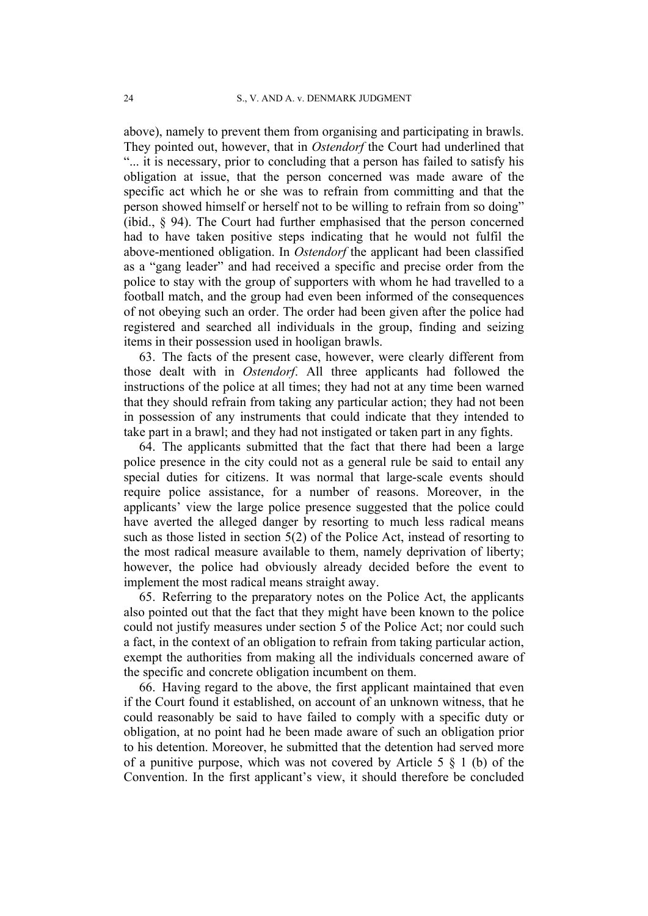above), namely to prevent them from organising and participating in brawls. They pointed out, however, that in *Ostendorf* the Court had underlined that "... it is necessary, prior to concluding that a person has failed to satisfy his obligation at issue, that the person concerned was made aware of the specific act which he or she was to refrain from committing and that the person showed himself or herself not to be willing to refrain from so doing" (ibid., § 94). The Court had further emphasised that the person concerned had to have taken positive steps indicating that he would not fulfil the above-mentioned obligation. In *Ostendorf* the applicant had been classified as a "gang leader" and had received a specific and precise order from the police to stay with the group of supporters with whom he had travelled to a football match, and the group had even been informed of the consequences of not obeying such an order. The order had been given after the police had registered and searched all individuals in the group, finding and seizing items in their possession used in hooligan brawls.

63. The facts of the present case, however, were clearly different from those dealt with in *Ostendorf*. All three applicants had followed the instructions of the police at all times; they had not at any time been warned that they should refrain from taking any particular action; they had not been in possession of any instruments that could indicate that they intended to take part in a brawl; and they had not instigated or taken part in any fights.

64. The applicants submitted that the fact that there had been a large police presence in the city could not as a general rule be said to entail any special duties for citizens. It was normal that large-scale events should require police assistance, for a number of reasons. Moreover, in the applicants' view the large police presence suggested that the police could have averted the alleged danger by resorting to much less radical means such as those listed in section 5(2) of the Police Act, instead of resorting to the most radical measure available to them, namely deprivation of liberty; however, the police had obviously already decided before the event to implement the most radical means straight away.

65. Referring to the preparatory notes on the Police Act, the applicants also pointed out that the fact that they might have been known to the police could not justify measures under section 5 of the Police Act; nor could such a fact, in the context of an obligation to refrain from taking particular action, exempt the authorities from making all the individuals concerned aware of the specific and concrete obligation incumbent on them.

66. Having regard to the above, the first applicant maintained that even if the Court found it established, on account of an unknown witness, that he could reasonably be said to have failed to comply with a specific duty or obligation, at no point had he been made aware of such an obligation prior to his detention. Moreover, he submitted that the detention had served more of a punitive purpose, which was not covered by Article 5 § 1 (b) of the Convention. In the first applicant's view, it should therefore be concluded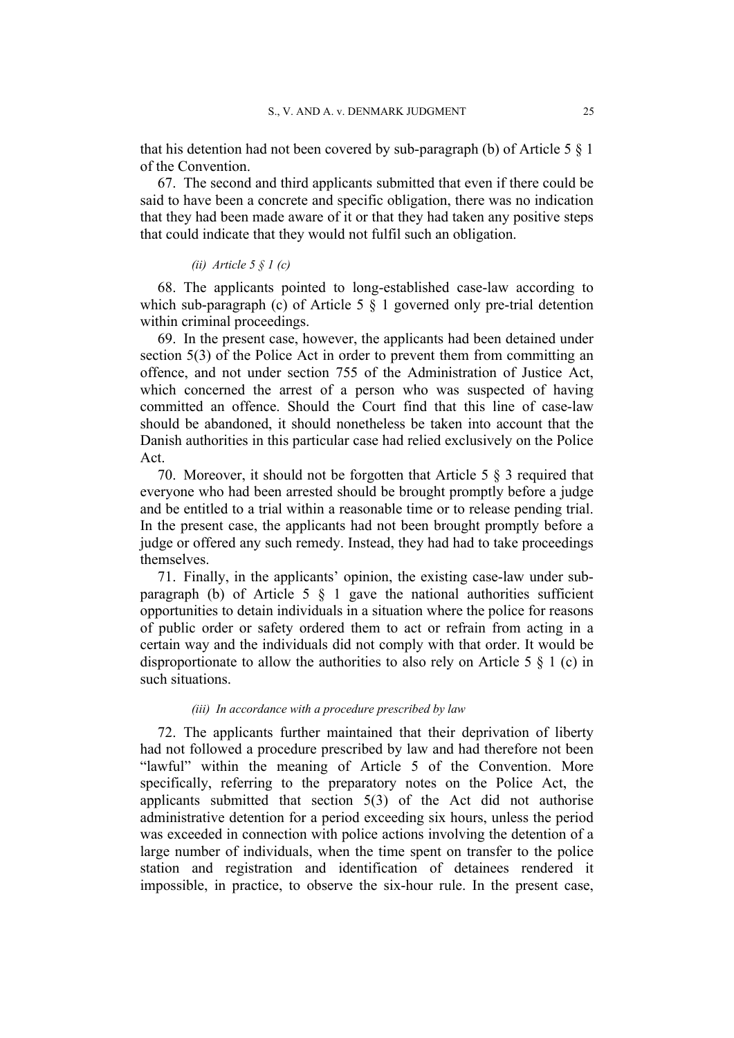that his detention had not been covered by sub-paragraph (b) of Article 5 § 1 of the Convention.

67. The second and third applicants submitted that even if there could be said to have been a concrete and specific obligation, there was no indication that they had been made aware of it or that they had taken any positive steps that could indicate that they would not fulfil such an obligation.

*(ii) Article 5 § 1 (c)*

68. The applicants pointed to long-established case-law according to which sub-paragraph (c) of Article 5 § 1 governed only pre-trial detention within criminal proceedings.

69. In the present case, however, the applicants had been detained under section 5(3) of the Police Act in order to prevent them from committing an offence, and not under section 755 of the Administration of Justice Act, which concerned the arrest of a person who was suspected of having committed an offence. Should the Court find that this line of case-law should be abandoned, it should nonetheless be taken into account that the Danish authorities in this particular case had relied exclusively on the Police Act.

70. Moreover, it should not be forgotten that Article 5 § 3 required that everyone who had been arrested should be brought promptly before a judge and be entitled to a trial within a reasonable time or to release pending trial. In the present case, the applicants had not been brought promptly before a judge or offered any such remedy. Instead, they had had to take proceedings themselves.

71. Finally, in the applicants' opinion, the existing case-law under sub-paragraph (b) of Article 5 § 1 gave the national authorities sufficient opportunities to detain individuals in a situation where the police for reasons of public order or safety ordered them to act or refrain from acting in a certain way and the individuals did not comply with that order. It would be disproportionate to allow the authorities to also rely on Article 5 § 1 (c) in such situations.

*(iii) In accordance with a procedure prescribed by law*

72. The applicants further maintained that their deprivation of liberty had not followed a procedure prescribed by law and had therefore not been "lawful" within the meaning of Article 5 of the Convention. More specifically, referring to the preparatory notes on the Police Act, the applicants submitted that section 5(3) of the Act did not authorise administrative detention for a period exceeding six hours, unless the period was exceeded in connection with police actions involving the detention of a large number of individuals, when the time spent on transfer to the police station and registration and identification of detainees rendered it impossible, in practice, to observe the six-hour rule. In the present case,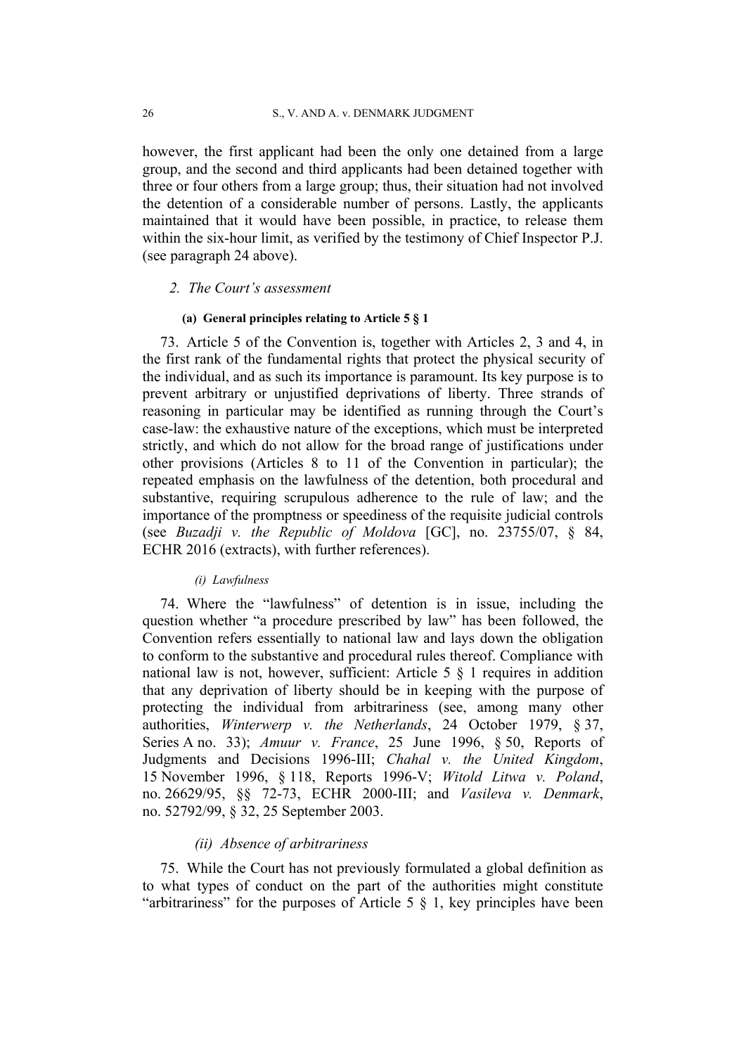however, the first applicant had been the only one detained from a large group, and the second and third applicants had been detained together with three or four others from a large group; thus, their situation had not involved the detention of a considerable number of persons. Lastly, the applicants maintained that it would have been possible, in practice, to release them within the six-hour limit, as verified by the testimony of Chief Inspector P.J. (see paragraph 24 above).

### *2. The Court's assessment*

#### **(a) General principles relating to Article 5 § 1**

73. Article 5 of the Convention is, together with Articles 2, 3 and 4, in the first rank of the fundamental rights that protect the physical security of the individual, and as such its importance is paramount. Its key purpose is to prevent arbitrary or unjustified deprivations of liberty. Three strands of reasoning in particular may be identified as running through the Court's case-law: the exhaustive nature of the exceptions, which must be interpreted strictly, and which do not allow for the broad range of justifications under other provisions (Articles 8 to 11 of the Convention in particular); the repeated emphasis on the lawfulness of the detention, both procedural and substantive, requiring scrupulous adherence to the rule of law; and the importance of the promptness or speediness of the requisite judicial controls (see *Buzadji v. the Republic of Moldova* [GC], no. 23755/07, § 84, ECHR 2016 (extracts), with further references).

##### *(i) Lawfulness*

74. Where the "lawfulness" of detention is in issue, including the question whether "a procedure prescribed by law" has been followed, the Convention refers essentially to national law and lays down the obligation to conform to the substantive and procedural rules thereof. Compliance with national law is not, however, sufficient: Article 5 § 1 requires in addition that any deprivation of liberty should be in keeping with the purpose of protecting the individual from arbitrariness (see, among many other authorities, *Winterwerp v. the Netherlands*, 24 October 1979, § 37, Series A no. 33); *Amuur v. France*, 25 June 1996, § 50, Reports of Judgments and Decisions 1996-III; *Chahal v. the United Kingdom*, 15 November 1996, § 118, Reports 1996-V; *Witold Litwa v. Poland*, no. 26629/95, §§ 72-73, ECHR 2000-III; and *Vasileva v. Denmark*, no. 52792/99, § 32, 25 September 2003.

##### *(ii) Absence of arbitrariness*

75. While the Court has not previously formulated a global definition as to what types of conduct on the part of the authorities might constitute "arbitrariness" for the purposes of Article 5 § 1, key principles have been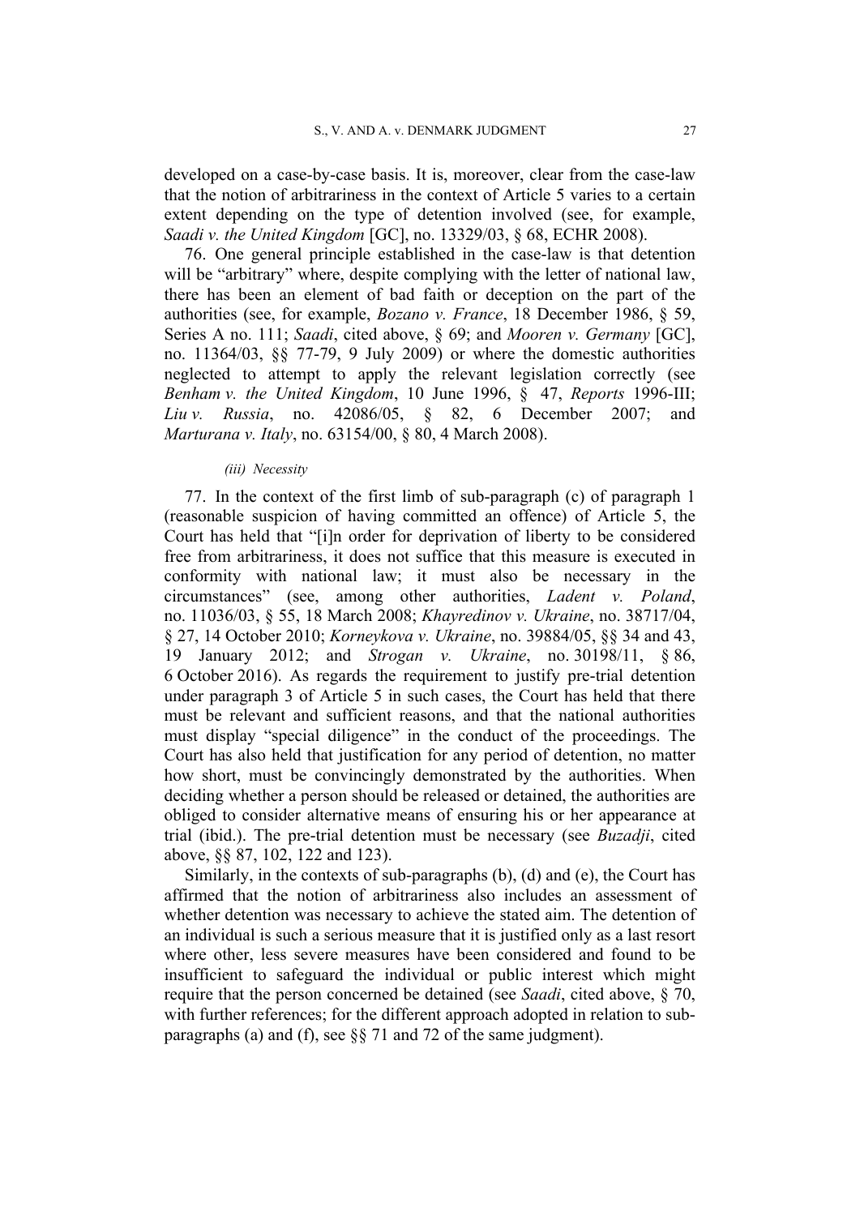developed on a case-by-case basis. It is, moreover, clear from the case-law that the notion of arbitrariness in the context of Article 5 varies to a certain extent depending on the type of detention involved (see, for example, *Saadi v. the United Kingdom* [GC], no. 13329/03, § 68, ECHR 2008).

76. One general principle established in the case-law is that detention will be "arbitrary" where, despite complying with the letter of national law, there has been an element of bad faith or deception on the part of the authorities (see, for example, *Bozano v. France*, 18 December 1986, § 59, Series A no. 111; *Saadi*, cited above, § 69; and *Mooren v. Germany* [GC], no. 11364/03, §§ 77-79, 9 July 2009) or where the domestic authorities neglected to attempt to apply the relevant legislation correctly (see *Benham v. the United Kingdom*, 10 June 1996, § 47, *Reports* 1996-III; *Liu v. Russia*, no. 42086/05, § 82, 6 December 2007; and *Marturana v. Italy*, no. 63154/00, § 80, 4 March 2008).

*(iii) Necessity*

77. In the context of the first limb of sub-paragraph (c) of paragraph 1 (reasonable suspicion of having committed an offence) of Article 5, the Court has held that "[i]n order for deprivation of liberty to be considered free from arbitrariness, it does not suffice that this measure is executed in conformity with national law; it must also be necessary in the circumstances" (see, among other authorities, *Ladent v. Poland*, no. 11036/03, § 55, 18 March 2008; *Khayredinov v. Ukraine*, no. 38717/04, § 27, 14 October 2010; *Korneykova v. Ukraine*, no. 39884/05, §§ 34 and 43, 19 January 2012; and *Strogan v. Ukraine*, no. 30198/11, § 86, 6 October 2016). As regards the requirement to justify pre-trial detention under paragraph 3 of Article 5 in such cases, the Court has held that there must be relevant and sufficient reasons, and that the national authorities must display "special diligence" in the conduct of the proceedings. The Court has also held that justification for any period of detention, no matter how short, must be convincingly demonstrated by the authorities. When deciding whether a person should be released or detained, the authorities are obliged to consider alternative means of ensuring his or her appearance at trial (ibid.). The pre-trial detention must be necessary (see *Buzadji*, cited above, §§ 87, 102, 122 and 123).

Similarly, in the contexts of sub-paragraphs (b), (d) and (e), the Court has affirmed that the notion of arbitrariness also includes an assessment of whether detention was necessary to achieve the stated aim. The detention of an individual is such a serious measure that it is justified only as a last resort where other, less severe measures have been considered and found to be insufficient to safeguard the individual or public interest which might require that the person concerned be detained (see *Saadi*, cited above, § 70, with further references; for the different approach adopted in relation to sub-paragraphs (a) and (f), see §§ 71 and 72 of the same judgment).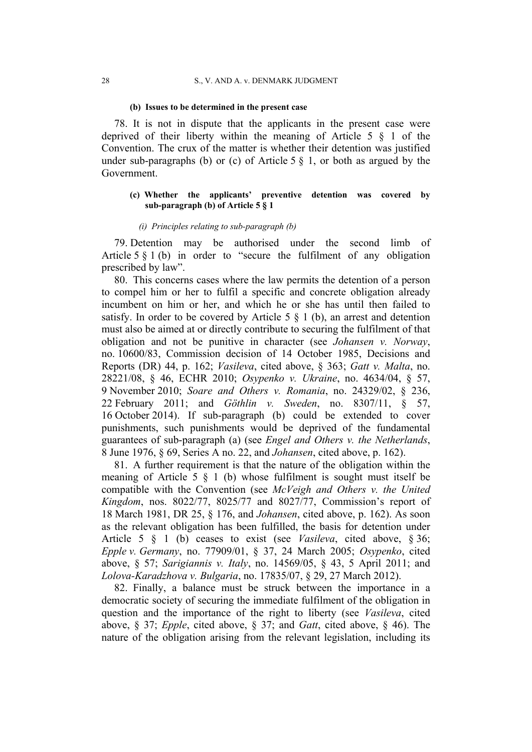**(b) Issues to be determined in the present case**

78. It is not in dispute that the applicants in the present case were deprived of their liberty within the meaning of Article 5 § 1 of the Convention. The crux of the matter is whether their detention was justified under sub-paragraphs (b) or (c) of Article 5 § 1, or both as argued by the Government.

**(c) Whether the applicants' preventive detention was covered by sub-paragraph (b) of Article 5 § 1**

*(i) Principles relating to sub-paragraph (b)*

79. Detention may be authorised under the second limb of Article 5 § 1 (b) in order to "secure the fulfilment of any obligation prescribed by law".

80. This concerns cases where the law permits the detention of a person to compel him or her to fulfil a specific and concrete obligation already incumbent on him or her, and which he or she has until then failed to satisfy. In order to be covered by Article 5 § 1 (b), an arrest and detention must also be aimed at or directly contribute to securing the fulfilment of that obligation and not be punitive in character (see *Johansen v. Norway*, no. 10600/83, Commission decision of 14 October 1985, Decisions and Reports (DR) 44, p. 162; *Vasileva*, cited above, § 363; *Gatt v. Malta*, no. 28221/08, § 46, ECHR 2010; *Osypenko v. Ukraine*, no. 4634/04, § 57, 9 November 2010; *Soare and Others v. Romania*, no. 24329/02, § 236, 22 February 2011; and *Göthlin v. Sweden*, no. 8307/11, § 57, 16 October 2014). If sub-paragraph (b) could be extended to cover punishments, such punishments would be deprived of the fundamental guarantees of sub-paragraph (a) (see *Engel and Others v. the Netherlands*, 8 June 1976, § 69, Series A no. 22, and *Johansen*, cited above, p. 162).

81. A further requirement is that the nature of the obligation within the meaning of Article 5 § 1 (b) whose fulfilment is sought must itself be compatible with the Convention (see *McVeigh and Others v. the United Kingdom*, nos. 8022/77, 8025/77 and 8027/77, Commission's report of 18 March 1981, DR 25, § 176, and *Johansen*, cited above, p. 162). As soon as the relevant obligation has been fulfilled, the basis for detention under Article 5 § 1 (b) ceases to exist (see *Vasileva*, cited above, § 36; *Epple v. Germany*, no. 77909/01, § 37, 24 March 2005; *Osypenko*, cited above, § 57; *Sarigiannis v. Italy*, no. 14569/05, § 43, 5 April 2011; and *Lolova-Karadzhova v. Bulgaria*, no. 17835/07, § 29, 27 March 2012).

82. Finally, a balance must be struck between the importance in a democratic society of securing the immediate fulfilment of the obligation in question and the importance of the right to liberty (see *Vasileva*, cited above, § 37; *Epple*, cited above, § 37; and *Gatt*, cited above, § 46). The nature of the obligation arising from the relevant legislation, including its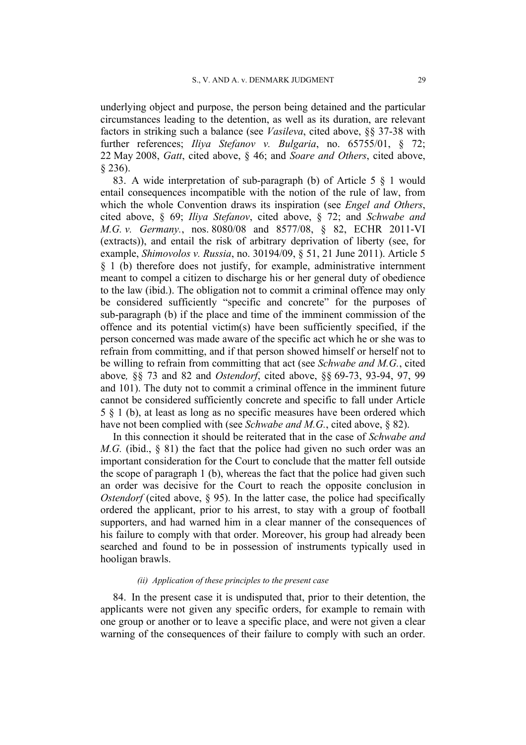underlying object and purpose, the person being detained and the particular circumstances leading to the detention, as well as its duration, are relevant factors in striking such a balance (see *Vasileva*, cited above, §§ 37-38 with further references; *Iliya Stefanov v. Bulgaria*, no. 65755/01, § 72; 22 May 2008, *Gatt*, cited above, § 46; and *Soare and Others*, cited above, § 236).

83. A wide interpretation of sub-paragraph (b) of Article 5 § 1 would entail consequences incompatible with the notion of the rule of law, from which the whole Convention draws its inspiration (see *Engel and Others*, cited above, § 69; *Iliya Stefanov*, cited above, § 72; and *Schwabe and M.G. v. Germany.*, nos. 8080/08 and 8577/08, § 82, ECHR 2011-VI (extracts)), and entail the risk of arbitrary deprivation of liberty (see, for example, *Shimovolos v. Russia*, no. 30194/09, § 51, 21 June 2011). Article 5 § 1 (b) therefore does not justify, for example, administrative internment meant to compel a citizen to discharge his or her general duty of obedience to the law (ibid.). The obligation not to commit a criminal offence may only be considered sufficiently "specific and concrete" for the purposes of sub-paragraph (b) if the place and time of the imminent commission of the offence and its potential victim(s) have been sufficiently specified, if the person concerned was made aware of the specific act which he or she was to refrain from committing, and if that person showed himself or herself not to be willing to refrain from committing that act (see *Schwabe and M.G.*, cited above*,* §§ 73 and 82 and *Ostendorf*, cited above, §§ 69-73, 93-94, 97, 99 and 101). The duty not to commit a criminal offence in the imminent future cannot be considered sufficiently concrete and specific to fall under Article 5 § 1 (b), at least as long as no specific measures have been ordered which have not been complied with (see *Schwabe and M.G.*, cited above, § 82).

In this connection it should be reiterated that in the case of *Schwabe and M.G.* (ibid., § 81) the fact that the police had given no such order was an important consideration for the Court to conclude that the matter fell outside the scope of paragraph 1 (b), whereas the fact that the police had given such an order was decisive for the Court to reach the opposite conclusion in *Ostendorf* (cited above, § 95). In the latter case, the police had specifically ordered the applicant, prior to his arrest, to stay with a group of football supporters, and had warned him in a clear manner of the consequences of his failure to comply with that order. Moreover, his group had already been searched and found to be in possession of instruments typically used in hooligan brawls.

*(ii) Application of these principles to the present case*

84. In the present case it is undisputed that, prior to their detention, the applicants were not given any specific orders, for example to remain with one group or another or to leave a specific place, and were not given a clear warning of the consequences of their failure to comply with such an order.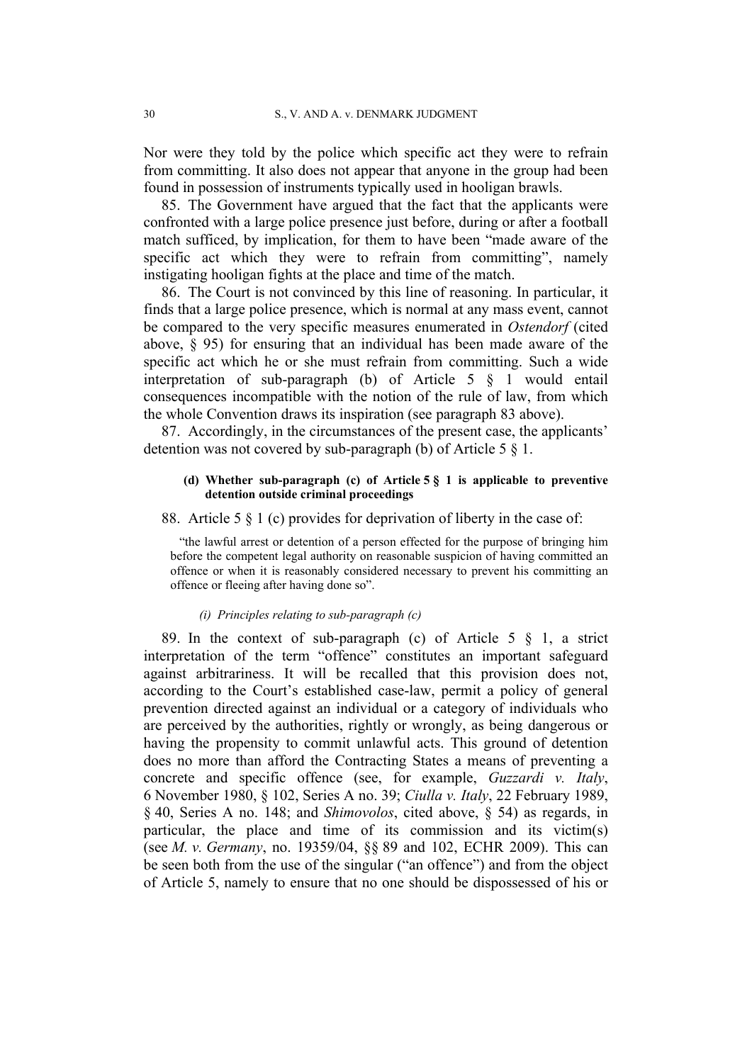Nor were they told by the police which specific act they were to refrain from committing. It also does not appear that anyone in the group had been found in possession of instruments typically used in hooligan brawls.

85. The Government have argued that the fact that the applicants were confronted with a large police presence just before, during or after a football match sufficed, by implication, for them to have been "made aware of the specific act which they were to refrain from committing", namely instigating hooligan fights at the place and time of the match.

86. The Court is not convinced by this line of reasoning. In particular, it finds that a large police presence, which is normal at any mass event, cannot be compared to the very specific measures enumerated in *Ostendorf* (cited above, § 95) for ensuring that an individual has been made aware of the specific act which he or she must refrain from committing. Such a wide interpretation of sub-paragraph (b) of Article 5 § 1 would entail consequences incompatible with the notion of the rule of law, from which the whole Convention draws its inspiration (see paragraph 83 above).

87. Accordingly, in the circumstances of the present case, the applicants' detention was not covered by sub-paragraph (b) of Article 5 § 1.

#### (d) Whether sub-paragraph (c) of Article 5 § 1 is applicable to preventive detention outside criminal proceedings

88. Article 5 § 1 (c) provides for deprivation of liberty in the case of:

> "the lawful arrest or detention of a person effected for the purpose of bringing him before the competent legal authority on reasonable suspicion of having committed an offence or when it is reasonably considered necessary to prevent his committing an offence or fleeing after having done so".

##### *(i) Principles relating to sub-paragraph (c)*

89. In the context of sub-paragraph (c) of Article 5 § 1, a strict interpretation of the term "offence" constitutes an important safeguard against arbitrariness. It will be recalled that this provision does not, according to the Court's established case-law, permit a policy of general prevention directed against an individual or a category of individuals who are perceived by the authorities, rightly or wrongly, as being dangerous or having the propensity to commit unlawful acts. This ground of detention does no more than afford the Contracting States a means of preventing a concrete and specific offence (see, for example, *Guzzardi v. Italy*, 6 November 1980, § 102, Series A no. 39; *Ciulla v. Italy*, 22 February 1989, § 40, Series A no. 148; and *Shimovolos*, cited above, § 54) as regards, in particular, the place and time of its commission and its victim(s) (see *M. v. Germany*, no. 19359/04, §§ 89 and 102, ECHR 2009). This can be seen both from the use of the singular ("an offence") and from the object of Article 5, namely to ensure that no one should be dispossessed of his or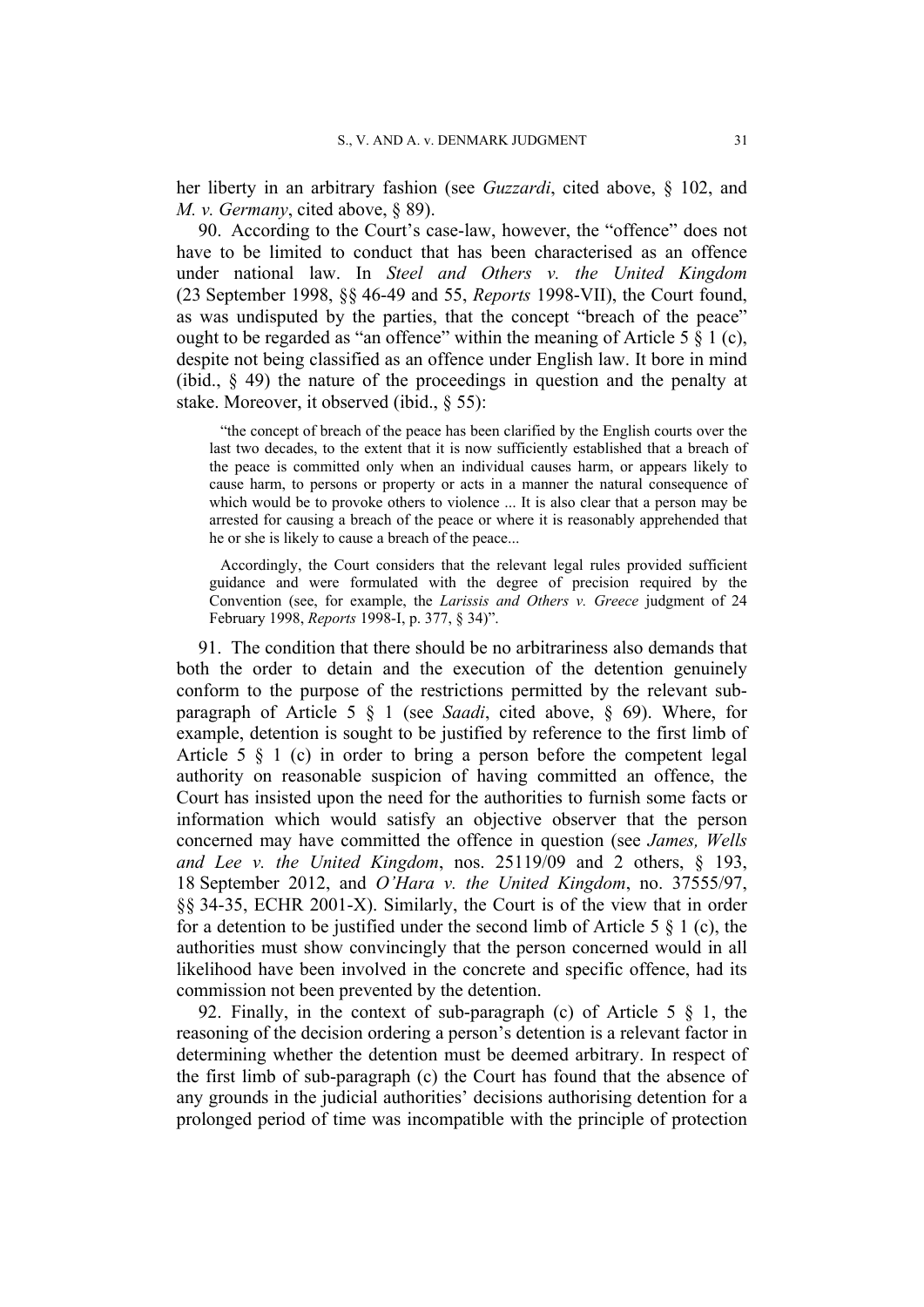her liberty in an arbitrary fashion (see *Guzzardi*, cited above, § 102, and *M. v. Germany*, cited above, § 89).

90. According to the Court's case-law, however, the "offence" does not have to be limited to conduct that has been characterised as an offence under national law. In *Steel and Others v. the United Kingdom* (23 September 1998, §§ 46-49 and 55, *Reports* 1998-VII), the Court found, as was undisputed by the parties, that the concept "breach of the peace" ought to be regarded as "an offence" within the meaning of Article 5 § 1 (c), despite not being classified as an offence under English law. It bore in mind (ibid., § 49) the nature of the proceedings in question and the penalty at stake. Moreover, it observed (ibid., § 55):

> "the concept of breach of the peace has been clarified by the English courts over the last two decades, to the extent that it is now sufficiently established that a breach of the peace is committed only when an individual causes harm, or appears likely to cause harm, to persons or property or acts in a manner the natural consequence of which would be to provoke others to violence ... It is also clear that a person may be arrested for causing a breach of the peace or where it is reasonably apprehended that he or she is likely to cause a breach of the peace...
>
> Accordingly, the Court considers that the relevant legal rules provided sufficient guidance and were formulated with the degree of precision required by the Convention (see, for example, the *Larissis and Others v. Greece* judgment of 24 February 1998, *Reports* 1998-I, p. 377, § 34)".

91. The condition that there should be no arbitrariness also demands that both the order to detain and the execution of the detention genuinely conform to the purpose of the restrictions permitted by the relevant sub-paragraph of Article 5 § 1 (see *Saadi*, cited above, § 69). Where, for example, detention is sought to be justified by reference to the first limb of Article 5 § 1 (c) in order to bring a person before the competent legal authority on reasonable suspicion of having committed an offence, the Court has insisted upon the need for the authorities to furnish some facts or information which would satisfy an objective observer that the person concerned may have committed the offence in question (see *James, Wells and Lee v. the United Kingdom*, nos. 25119/09 and 2 others, § 193, 18 September 2012, and *O'Hara v. the United Kingdom*, no. 37555/97, §§ 34-35, ECHR 2001-X). Similarly, the Court is of the view that in order for a detention to be justified under the second limb of Article 5 § 1 (c), the authorities must show convincingly that the person concerned would in all likelihood have been involved in the concrete and specific offence, had its commission not been prevented by the detention.

92. Finally, in the context of sub-paragraph (c) of Article 5 § 1, the reasoning of the decision ordering a person's detention is a relevant factor in determining whether the detention must be deemed arbitrary. In respect of the first limb of sub-paragraph (c) the Court has found that the absence of any grounds in the judicial authorities' decisions authorising detention for a prolonged period of time was incompatible with the principle of protection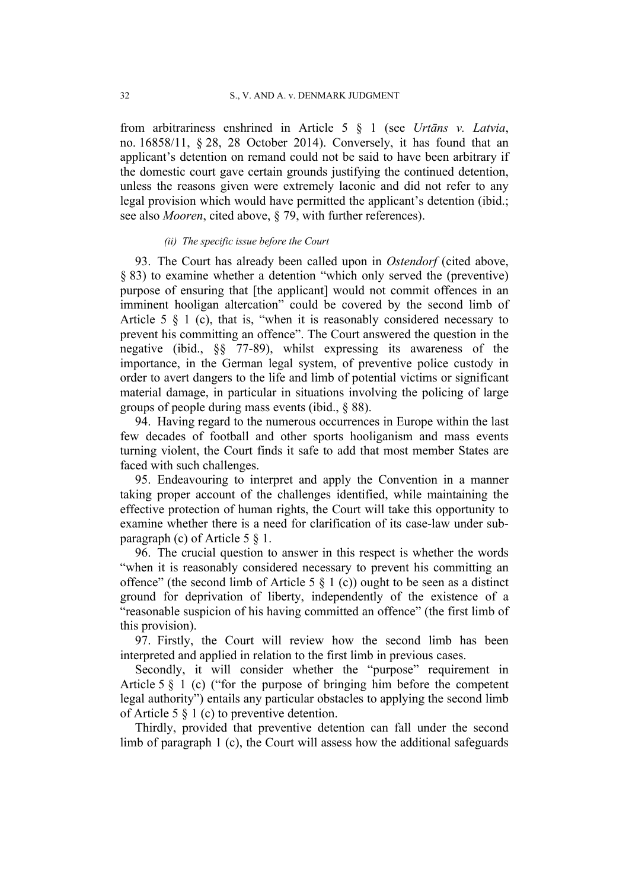from arbitrariness enshrined in Article 5 § 1 (see *Urtāns v. Latvia*, no. 16858/11, § 28, 28 October 2014). Conversely, it has found that an applicant's detention on remand could not be said to have been arbitrary if the domestic court gave certain grounds justifying the continued detention, unless the reasons given were extremely laconic and did not refer to any legal provision which would have permitted the applicant's detention (ibid.; see also *Mooren*, cited above, § 79, with further references).

#### *(ii) The specific issue before the Court*

93. The Court has already been called upon in *Ostendorf* (cited above, § 83) to examine whether a detention "which only served the (preventive) purpose of ensuring that [the applicant] would not commit offences in an imminent hooligan altercation" could be covered by the second limb of Article 5 § 1 (c), that is, "when it is reasonably considered necessary to prevent his committing an offence". The Court answered the question in the negative (ibid., §§ 77-89), whilst expressing its awareness of the importance, in the German legal system, of preventive police custody in order to avert dangers to the life and limb of potential victims or significant material damage, in particular in situations involving the policing of large groups of people during mass events (ibid., § 88).

94. Having regard to the numerous occurrences in Europe within the last few decades of football and other sports hooliganism and mass events turning violent, the Court finds it safe to add that most member States are faced with such challenges.

95. Endeavouring to interpret and apply the Convention in a manner taking proper account of the challenges identified, while maintaining the effective protection of human rights, the Court will take this opportunity to examine whether there is a need for clarification of its case-law under sub-paragraph (c) of Article 5 § 1.

96. The crucial question to answer in this respect is whether the words "when it is reasonably considered necessary to prevent his committing an offence" (the second limb of Article 5 § 1 (c)) ought to be seen as a distinct ground for deprivation of liberty, independently of the existence of a "reasonable suspicion of his having committed an offence" (the first limb of this provision).

97. Firstly, the Court will review how the second limb has been interpreted and applied in relation to the first limb in previous cases.

Secondly, it will consider whether the "purpose" requirement in Article 5 § 1 (c) ("for the purpose of bringing him before the competent legal authority") entails any particular obstacles to applying the second limb of Article 5 § 1 (c) to preventive detention.

Thirdly, provided that preventive detention can fall under the second limb of paragraph 1 (c), the Court will assess how the additional safeguards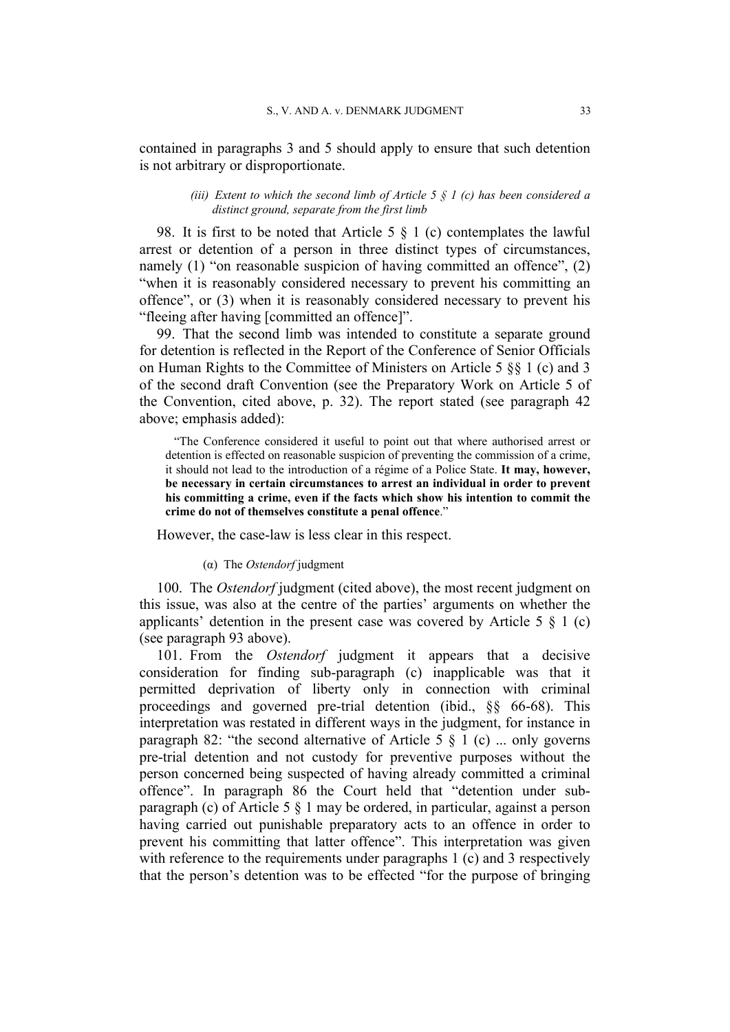contained in paragraphs 3 and 5 should apply to ensure that such detention is not arbitrary or disproportionate.

*(iii) Extent to which the second limb of Article 5 § 1 (c) has been considered a distinct ground, separate from the first limb*

98. It is first to be noted that Article 5 § 1 (c) contemplates the lawful arrest or detention of a person in three distinct types of circumstances, namely (1) "on reasonable suspicion of having committed an offence", (2) "when it is reasonably considered necessary to prevent his committing an offence", or (3) when it is reasonably considered necessary to prevent his "fleeing after having [committed an offence]".

99. That the second limb was intended to constitute a separate ground for detention is reflected in the Report of the Conference of Senior Officials on Human Rights to the Committee of Ministers on Article 5 §§ 1 (c) and 3 of the second draft Convention (see the Preparatory Work on Article 5 of the Convention, cited above, p. 32). The report stated (see paragraph 42 above; emphasis added):

> "The Conference considered it useful to point out that where authorised arrest or detention is effected on reasonable suspicion of preventing the commission of a crime, it should not lead to the introduction of a régime of a Police State. **It may, however, be necessary in certain circumstances to arrest an individual in order to prevent his committing a crime, even if the facts which show his intention to commit the crime do not of themselves constitute a penal offence**."

However, the case-law is less clear in this respect.

(α) The *Ostendorf* judgment

100. The *Ostendorf* judgment (cited above), the most recent judgment on this issue, was also at the centre of the parties' arguments on whether the applicants' detention in the present case was covered by Article 5 § 1 (c) (see paragraph 93 above).

101. From the *Ostendorf* judgment it appears that a decisive consideration for finding sub-paragraph (c) inapplicable was that it permitted deprivation of liberty only in connection with criminal proceedings and governed pre-trial detention (ibid., §§ 66-68). This interpretation was restated in different ways in the judgment, for instance in paragraph 82: "the second alternative of Article 5 § 1 (c) ... only governs pre-trial detention and not custody for preventive purposes without the person concerned being suspected of having already committed a criminal offence". In paragraph 86 the Court held that "detention under sub-paragraph (c) of Article 5 § 1 may be ordered, in particular, against a person having carried out punishable preparatory acts to an offence in order to prevent his committing that latter offence". This interpretation was given with reference to the requirements under paragraphs 1 (c) and 3 respectively that the person's detention was to be effected "for the purpose of bringing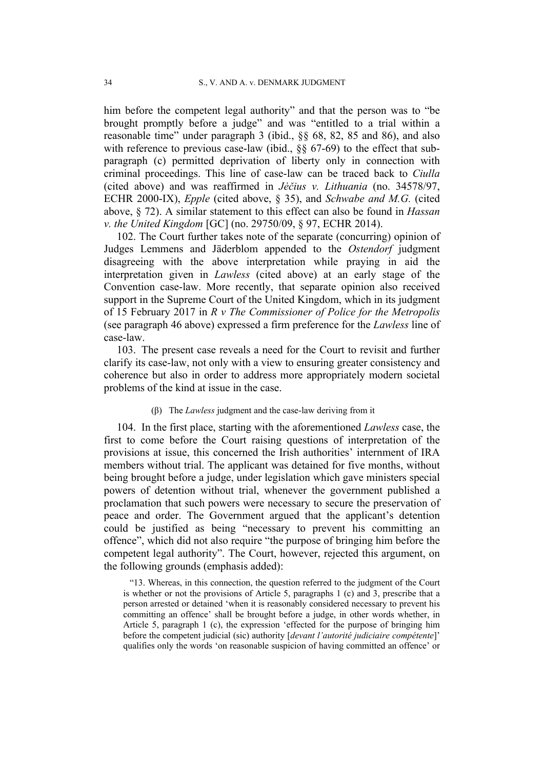him before the competent legal authority" and that the person was to "be brought promptly before a judge" and was "entitled to a trial within a reasonable time" under paragraph 3 (ibid., §§ 68, 82, 85 and 86), and also with reference to previous case-law (ibid., §§ 67-69) to the effect that sub-paragraph (c) permitted deprivation of liberty only in connection with criminal proceedings. This line of case-law can be traced back to *Ciulla* (cited above) and was reaffirmed in *Jėčius v. Lithuania* (no. 34578/97, ECHR 2000-IX), *Epple* (cited above, § 35), and *Schwabe and M.G.* (cited above, § 72). A similar statement to this effect can also be found in *Hassan v. the United Kingdom* [GC] (no. 29750/09, § 97, ECHR 2014).

102. The Court further takes note of the separate (concurring) opinion of Judges Lemmens and Jäderblom appended to the *Ostendorf* judgment disagreeing with the above interpretation while praying in aid the interpretation given in *Lawless* (cited above) at an early stage of the Convention case-law. More recently, that separate opinion also received support in the Supreme Court of the United Kingdom, which in its judgment of 15 February 2017 in *R v The Commissioner of Police for the Metropolis* (see paragraph 46 above) expressed a firm preference for the *Lawless* line of case-law.

103. The present case reveals a need for the Court to revisit and further clarify its case-law, not only with a view to ensuring greater consistency and coherence but also in order to address more appropriately modern societal problems of the kind at issue in the case.

(β) The *Lawless* judgment and the case-law deriving from it

104. In the first place, starting with the aforementioned *Lawless* case, the first to come before the Court raising questions of interpretation of the provisions at issue, this concerned the Irish authorities' internment of IRA members without trial. The applicant was detained for five months, without being brought before a judge, under legislation which gave ministers special powers of detention without trial, whenever the government published a proclamation that such powers were necessary to secure the preservation of peace and order. The Government argued that the applicant's detention could be justified as being "necessary to prevent his committing an offence", which did not also require "the purpose of bringing him before the competent legal authority". The Court, however, rejected this argument, on the following grounds (emphasis added):

> "13. Whereas, in this connection, the question referred to the judgment of the Court is whether or not the provisions of Article 5, paragraphs 1 (c) and 3, prescribe that a person arrested or detained 'when it is reasonably considered necessary to prevent his committing an offence' shall be brought before a judge, in other words whether, in Article 5, paragraph 1 (c), the expression 'effected for the purpose of bringing him before the competent judicial (sic) authority [*devant l'autorité judiciaire compétente*]' qualifies only the words 'on reasonable suspicion of having committed an offence' or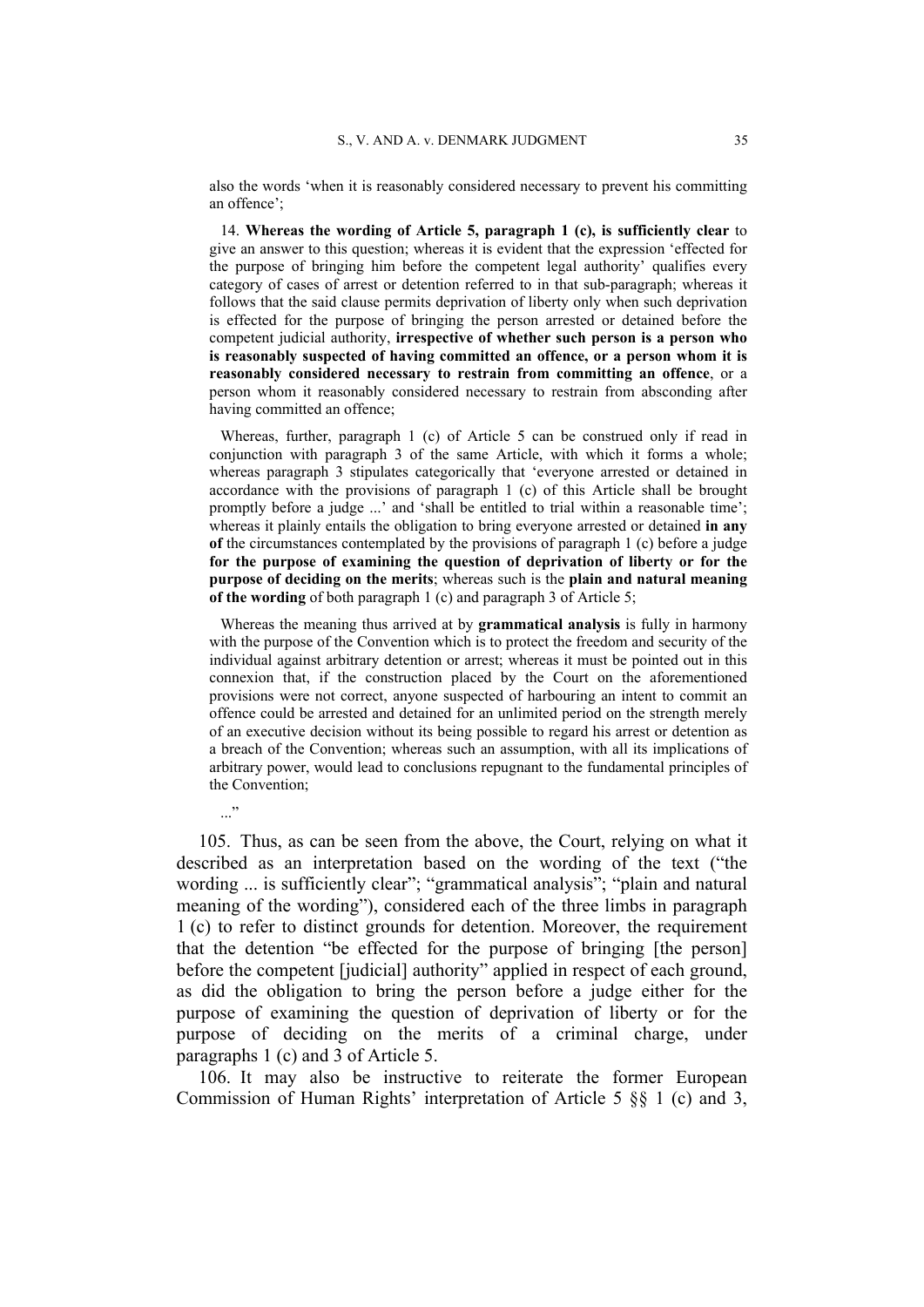also the words 'when it is reasonably considered necessary to prevent his committing an offence';

14. **Whereas the wording of Article 5, paragraph 1 (c), is sufficiently clear** to give an answer to this question; whereas it is evident that the expression 'effected for the purpose of bringing him before the competent legal authority' qualifies every category of cases of arrest or detention referred to in that sub-paragraph; whereas it follows that the said clause permits deprivation of liberty only when such deprivation is effected for the purpose of bringing the person arrested or detained before the competent judicial authority, **irrespective of whether such person is a person who is reasonably suspected of having committed an offence, or a person whom it is reasonably considered necessary to restrain from committing an offence**, or a person whom it reasonably considered necessary to restrain from absconding after having committed an offence;

Whereas, further, paragraph 1 (c) of Article 5 can be construed only if read in conjunction with paragraph 3 of the same Article, with which it forms a whole; whereas paragraph 3 stipulates categorically that 'everyone arrested or detained in accordance with the provisions of paragraph 1 (c) of this Article shall be brought promptly before a judge ...' and 'shall be entitled to trial within a reasonable time'; whereas it plainly entails the obligation to bring everyone arrested or detained **in any of** the circumstances contemplated by the provisions of paragraph 1 (c) before a judge **for the purpose of examining the question of deprivation of liberty or for the purpose of deciding on the merits**; whereas such is the **plain and natural meaning of the wording** of both paragraph 1 (c) and paragraph 3 of Article 5;

Whereas the meaning thus arrived at by **grammatical analysis** is fully in harmony with the purpose of the Convention which is to protect the freedom and security of the individual against arbitrary detention or arrest; whereas it must be pointed out in this connexion that, if the construction placed by the Court on the aforementioned provisions were not correct, anyone suspected of harbouring an intent to commit an offence could be arrested and detained for an unlimited period on the strength merely of an executive decision without its being possible to regard his arrest or detention as a breach of the Convention; whereas such an assumption, with all its implications of arbitrary power, would lead to conclusions repugnant to the fundamental principles of the Convention;

..."

105. Thus, as can be seen from the above, the Court, relying on what it described as an interpretation based on the wording of the text ("the wording ... is sufficiently clear"; "grammatical analysis"; "plain and natural meaning of the wording"), considered each of the three limbs in paragraph 1 (c) to refer to distinct grounds for detention. Moreover, the requirement that the detention "be effected for the purpose of bringing [the person] before the competent [judicial] authority" applied in respect of each ground, as did the obligation to bring the person before a judge either for the purpose of examining the question of deprivation of liberty or for the purpose of deciding on the merits of a criminal charge, under paragraphs 1 (c) and 3 of Article 5.

106. It may also be instructive to reiterate the former European Commission of Human Rights' interpretation of Article 5 §§ 1 (c) and 3,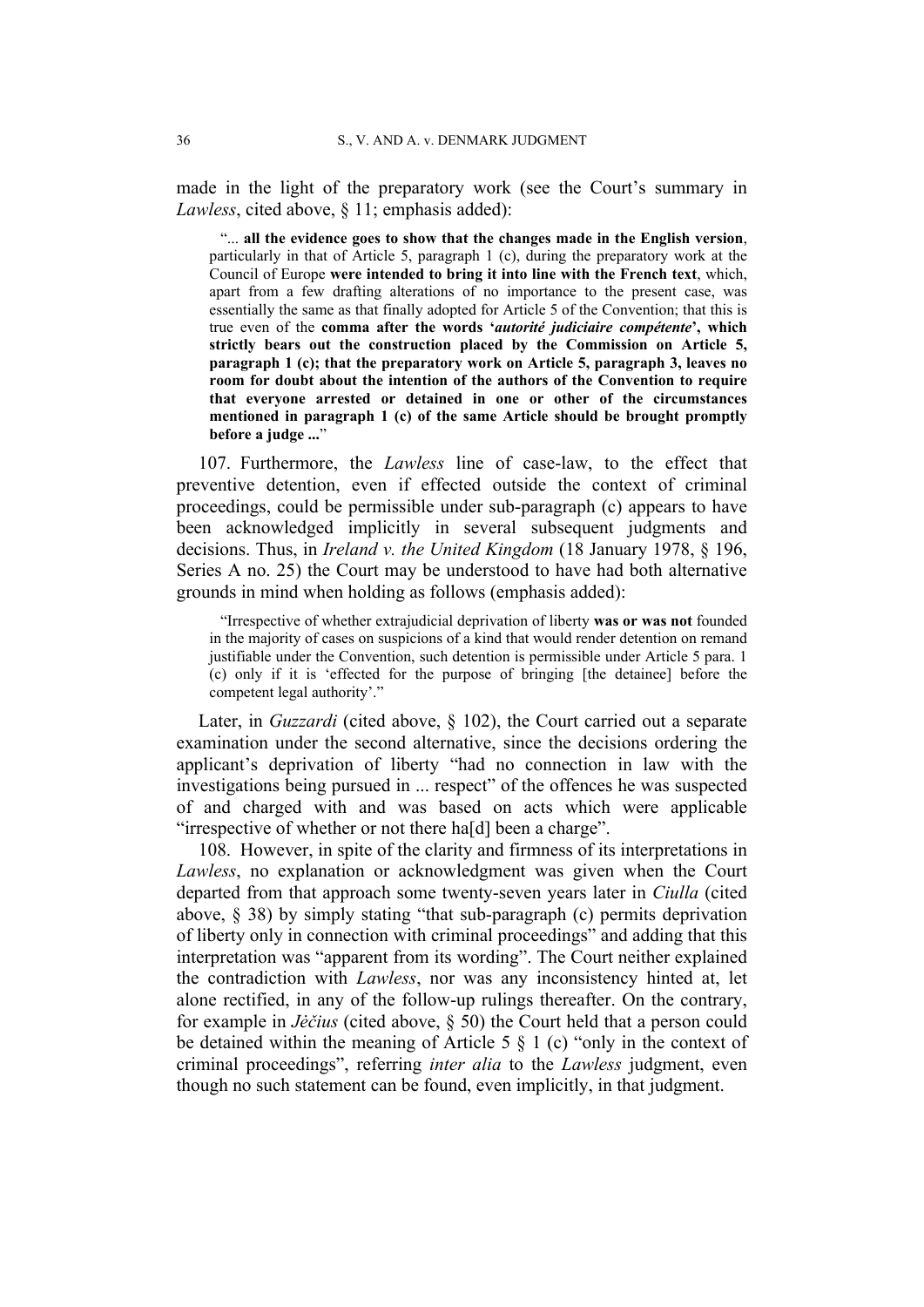made in the light of the preparatory work (see the Court's summary in *Lawless*, cited above, § 11; emphasis added):

> "... **all the evidence goes to show that the changes made in the English version**, particularly in that of Article 5, paragraph 1 (c), during the preparatory work at the Council of Europe **were intended to bring it into line with the French text**, which, apart from a few drafting alterations of no importance to the present case, was essentially the same as that finally adopted for Article 5 of the Convention; that this is true even of the **comma after the words '*autorité judiciaire compétente*', which strictly bears out the construction placed by the Commission on Article 5, paragraph 1 (c); that the preparatory work on Article 5, paragraph 3, leaves no room for doubt about the intention of the authors of the Convention to require that everyone arrested or detained in one or other of the circumstances mentioned in paragraph 1 (c) of the same Article should be brought promptly before a judge ...**"

107. Furthermore, the *Lawless* line of case-law, to the effect that preventive detention, even if effected outside the context of criminal proceedings, could be permissible under sub-paragraph (c) appears to have been acknowledged implicitly in several subsequent judgments and decisions. Thus, in *Ireland v. the United Kingdom* (18 January 1978, § 196, Series A no. 25) the Court may be understood to have had both alternative grounds in mind when holding as follows (emphasis added):

> "Irrespective of whether extrajudicial deprivation of liberty **was or was not** founded in the majority of cases on suspicions of a kind that would render detention on remand justifiable under the Convention, such detention is permissible under Article 5 para. 1 (c) only if it is 'effected for the purpose of bringing [the detainee] before the competent legal authority'."

Later, in *Guzzardi* (cited above, § 102), the Court carried out a separate examination under the second alternative, since the decisions ordering the applicant's deprivation of liberty "had no connection in law with the investigations being pursued in ... respect" of the offences he was suspected of and charged with and was based on acts which were applicable "irrespective of whether or not there ha[d] been a charge".

108. However, in spite of the clarity and firmness of its interpretations in *Lawless*, no explanation or acknowledgment was given when the Court departed from that approach some twenty-seven years later in *Ciulla* (cited above, § 38) by simply stating "that sub-paragraph (c) permits deprivation of liberty only in connection with criminal proceedings" and adding that this interpretation was "apparent from its wording". The Court neither explained the contradiction with *Lawless*, nor was any inconsistency hinted at, let alone rectified, in any of the follow-up rulings thereafter. On the contrary, for example in *Jėčius* (cited above, § 50) the Court held that a person could be detained within the meaning of Article 5 § 1 (c) "only in the context of criminal proceedings", referring *inter alia* to the *Lawless* judgment, even though no such statement can be found, even implicitly, in that judgment.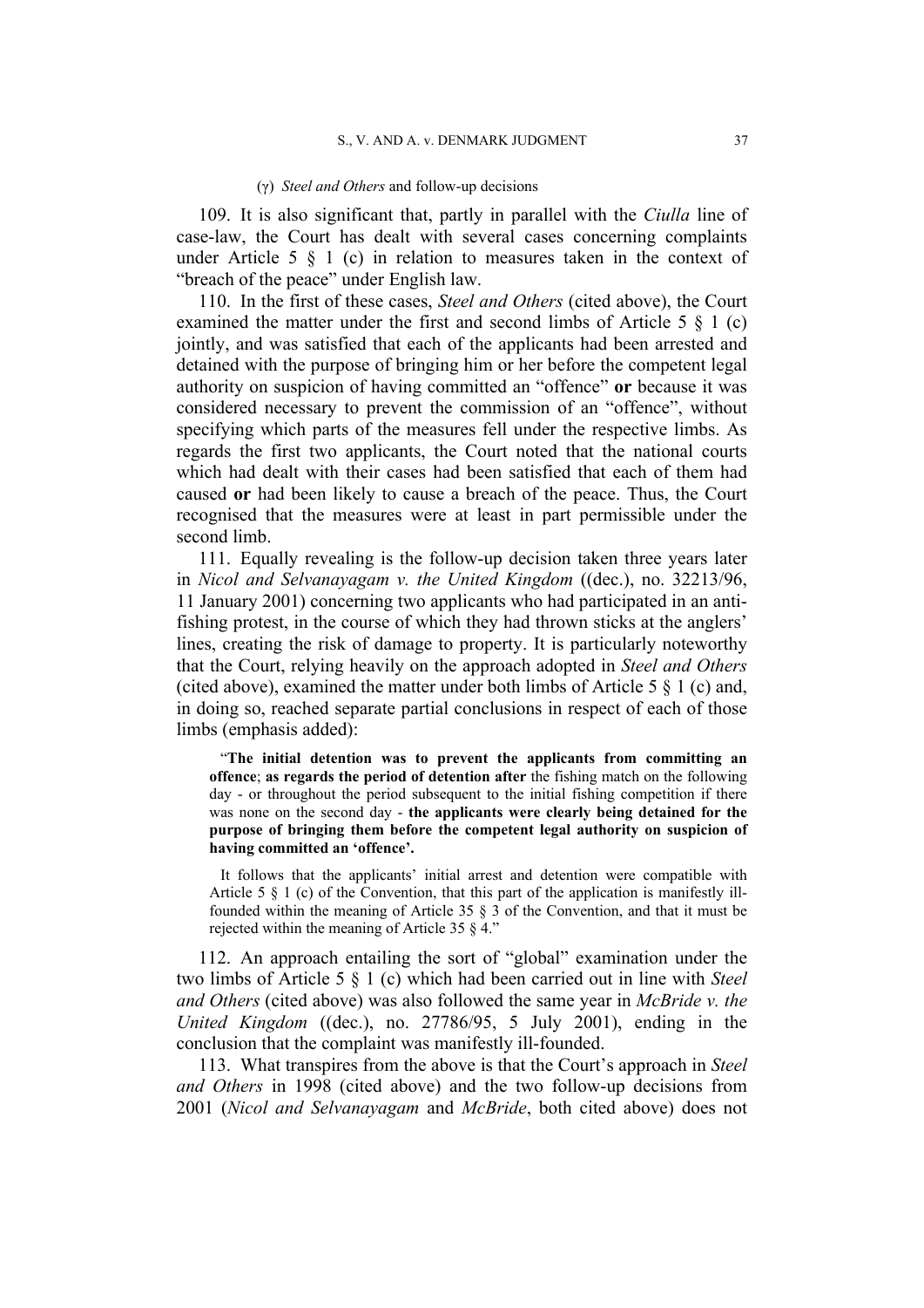#### (γ) *Steel and Others* and follow-up decisions

109. It is also significant that, partly in parallel with the *Ciulla* line of case-law, the Court has dealt with several cases concerning complaints under Article 5 § 1 (c) in relation to measures taken in the context of "breach of the peace" under English law.

110. In the first of these cases, *Steel and Others* (cited above), the Court examined the matter under the first and second limbs of Article 5 § 1 (c) jointly, and was satisfied that each of the applicants had been arrested and detained with the purpose of bringing him or her before the competent legal authority on suspicion of having committed an "offence" **or** because it was considered necessary to prevent the commission of an "offence", without specifying which parts of the measures fell under the respective limbs. As regards the first two applicants, the Court noted that the national courts which had dealt with their cases had been satisfied that each of them had caused **or** had been likely to cause a breach of the peace. Thus, the Court recognised that the measures were at least in part permissible under the second limb.

111. Equally revealing is the follow-up decision taken three years later in *Nicol and Selvanayagam v. the United Kingdom* ((dec.), no. 32213/96, 11 January 2001) concerning two applicants who had participated in an anti-fishing protest, in the course of which they had thrown sticks at the anglers' lines, creating the risk of damage to property. It is particularly noteworthy that the Court, relying heavily on the approach adopted in *Steel and Others* (cited above), examined the matter under both limbs of Article 5 § 1 (c) and, in doing so, reached separate partial conclusions in respect of each of those limbs (emphasis added):

> "**The initial detention was to prevent the applicants from committing an offence**; **as regards the period of detention after** the fishing match on the following day - or throughout the period subsequent to the initial fishing competition if there was none on the second day - **the applicants were clearly being detained for the purpose of bringing them before the competent legal authority on suspicion of having committed an 'offence'.**
>
> It follows that the applicants' initial arrest and detention were compatible with Article 5 § 1 (c) of the Convention, that this part of the application is manifestly ill-founded within the meaning of Article 35 § 3 of the Convention, and that it must be rejected within the meaning of Article 35 § 4."

112. An approach entailing the sort of "global" examination under the two limbs of Article 5 § 1 (c) which had been carried out in line with *Steel and Others* (cited above) was also followed the same year in *McBride v. the United Kingdom* ((dec.), no. 27786/95, 5 July 2001), ending in the conclusion that the complaint was manifestly ill-founded.

113. What transpires from the above is that the Court's approach in *Steel and Others* in 1998 (cited above) and the two follow-up decisions from 2001 (*Nicol and Selvanayagam* and *McBride*, both cited above) does not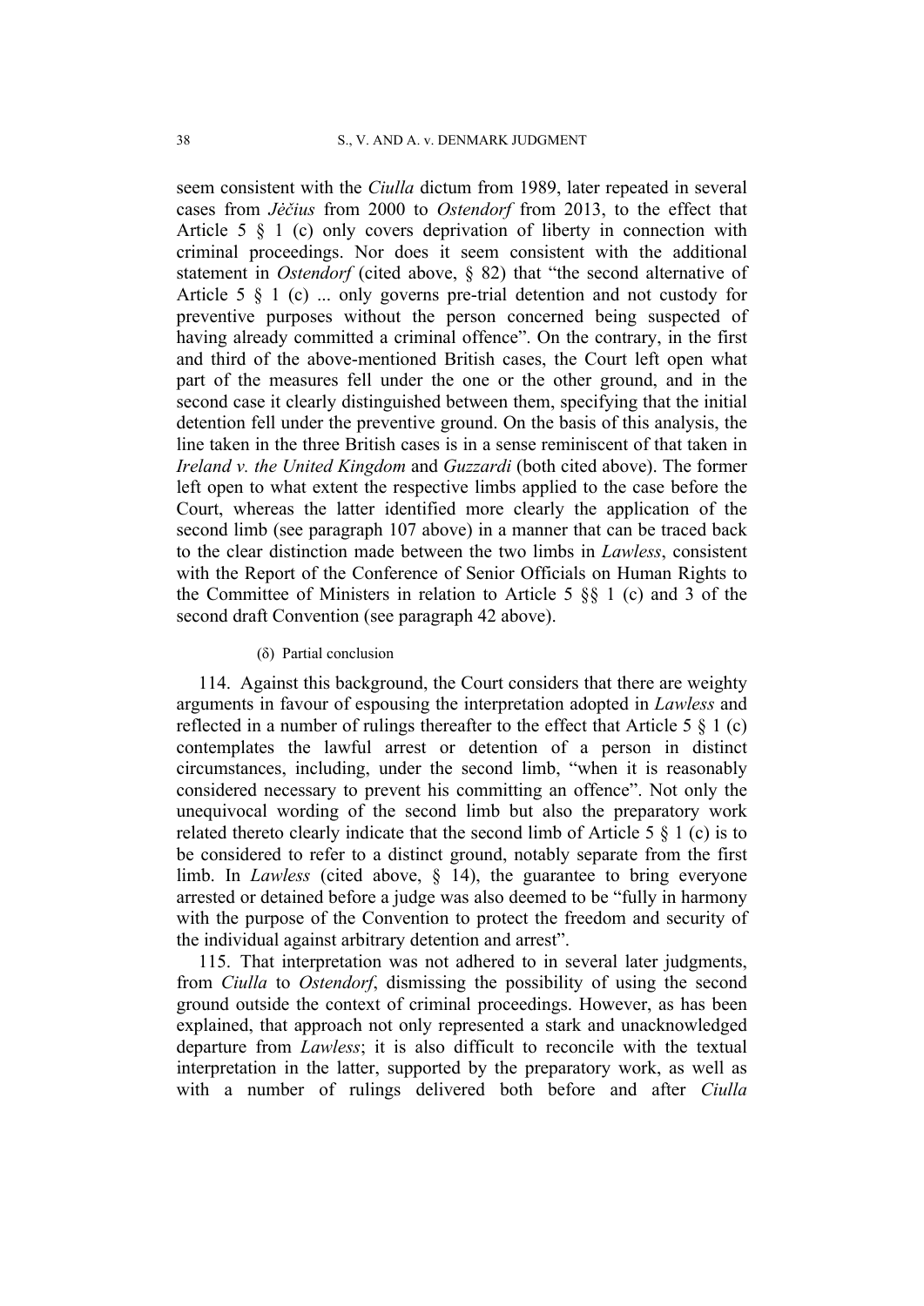seem consistent with the *Ciulla* dictum from 1989, later repeated in several cases from *Jėčius* from 2000 to *Ostendorf* from 2013, to the effect that Article 5 § 1 (c) only covers deprivation of liberty in connection with criminal proceedings. Nor does it seem consistent with the additional statement in *Ostendorf* (cited above, § 82) that "the second alternative of Article 5 § 1 (c) ... only governs pre-trial detention and not custody for preventive purposes without the person concerned being suspected of having already committed a criminal offence". On the contrary, in the first and third of the above-mentioned British cases, the Court left open what part of the measures fell under the one or the other ground, and in the second case it clearly distinguished between them, specifying that the initial detention fell under the preventive ground. On the basis of this analysis, the line taken in the three British cases is in a sense reminiscent of that taken in *Ireland v. the United Kingdom* and *Guzzardi* (both cited above). The former left open to what extent the respective limbs applied to the case before the Court, whereas the latter identified more clearly the application of the second limb (see paragraph 107 above) in a manner that can be traced back to the clear distinction made between the two limbs in *Lawless*, consistent with the Report of the Conference of Senior Officials on Human Rights to the Committee of Ministers in relation to Article 5 §§ 1 (c) and 3 of the second draft Convention (see paragraph 42 above).

(δ) Partial conclusion

114. Against this background, the Court considers that there are weighty arguments in favour of espousing the interpretation adopted in *Lawless* and reflected in a number of rulings thereafter to the effect that Article 5 § 1 (c) contemplates the lawful arrest or detention of a person in distinct circumstances, including, under the second limb, "when it is reasonably considered necessary to prevent his committing an offence". Not only the unequivocal wording of the second limb but also the preparatory work related thereto clearly indicate that the second limb of Article 5 § 1 (c) is to be considered to refer to a distinct ground, notably separate from the first limb. In *Lawless* (cited above, § 14), the guarantee to bring everyone arrested or detained before a judge was also deemed to be "fully in harmony with the purpose of the Convention to protect the freedom and security of the individual against arbitrary detention and arrest".

115. That interpretation was not adhered to in several later judgments, from *Ciulla* to *Ostendorf*, dismissing the possibility of using the second ground outside the context of criminal proceedings. However, as has been explained, that approach not only represented a stark and unacknowledged departure from *Lawless*; it is also difficult to reconcile with the textual interpretation in the latter, supported by the preparatory work, as well as with a number of rulings delivered both before and after *Ciulla*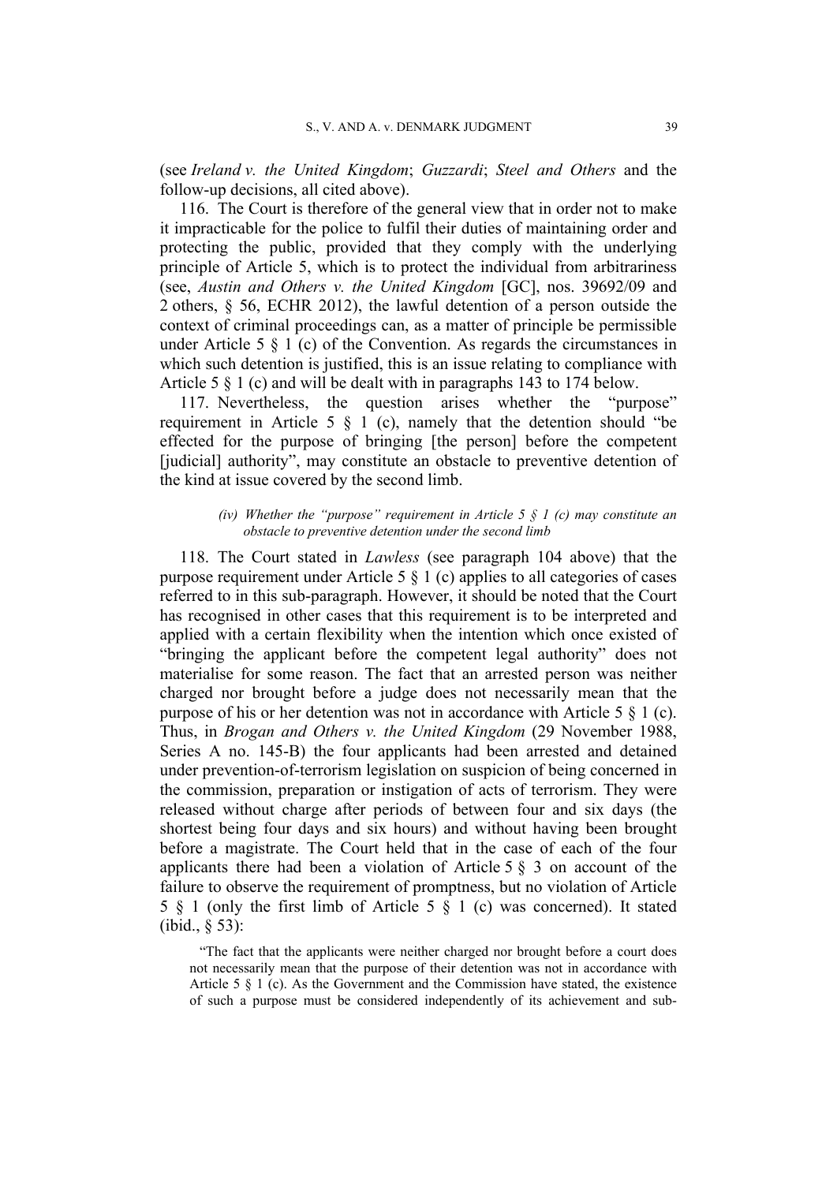(see *Ireland v. the United Kingdom*; *Guzzardi*; *Steel and Others* and the follow-up decisions, all cited above).

116. The Court is therefore of the general view that in order not to make it impracticable for the police to fulfil their duties of maintaining order and protecting the public, provided that they comply with the underlying principle of Article 5, which is to protect the individual from arbitrariness (see, *Austin and Others v. the United Kingdom* [GC], nos. 39692/09 and 2 others, § 56, ECHR 2012), the lawful detention of a person outside the context of criminal proceedings can, as a matter of principle be permissible under Article 5 § 1 (c) of the Convention. As regards the circumstances in which such detention is justified, this is an issue relating to compliance with Article 5 § 1 (c) and will be dealt with in paragraphs 143 to 174 below.

117. Nevertheless, the question arises whether the "purpose" requirement in Article 5 § 1 (c), namely that the detention should "be effected for the purpose of bringing [the person] before the competent [judicial] authority", may constitute an obstacle to preventive detention of the kind at issue covered by the second limb.

*(iv) Whether the "purpose" requirement in Article 5 § 1 (c) may constitute an obstacle to preventive detention under the second limb*

118. The Court stated in *Lawless* (see paragraph 104 above) that the purpose requirement under Article 5 § 1 (c) applies to all categories of cases referred to in this sub-paragraph. However, it should be noted that the Court has recognised in other cases that this requirement is to be interpreted and applied with a certain flexibility when the intention which once existed of "bringing the applicant before the competent legal authority" does not materialise for some reason. The fact that an arrested person was neither charged nor brought before a judge does not necessarily mean that the purpose of his or her detention was not in accordance with Article 5 § 1 (c). Thus, in *Brogan and Others v. the United Kingdom* (29 November 1988, Series A no. 145-B) the four applicants had been arrested and detained under prevention-of-terrorism legislation on suspicion of being concerned in the commission, preparation or instigation of acts of terrorism. They were released without charge after periods of between four and six days (the shortest being four days and six hours) and without having been brought before a magistrate. The Court held that in the case of each of the four applicants there had been a violation of Article 5 § 3 on account of the failure to observe the requirement of promptness, but no violation of Article 5 § 1 (only the first limb of Article 5 § 1 (c) was concerned). It stated (ibid., § 53):

> "The fact that the applicants were neither charged nor brought before a court does not necessarily mean that the purpose of their detention was not in accordance with Article 5 § 1 (c). As the Government and the Commission have stated, the existence of such a purpose must be considered independently of its achievement and sub-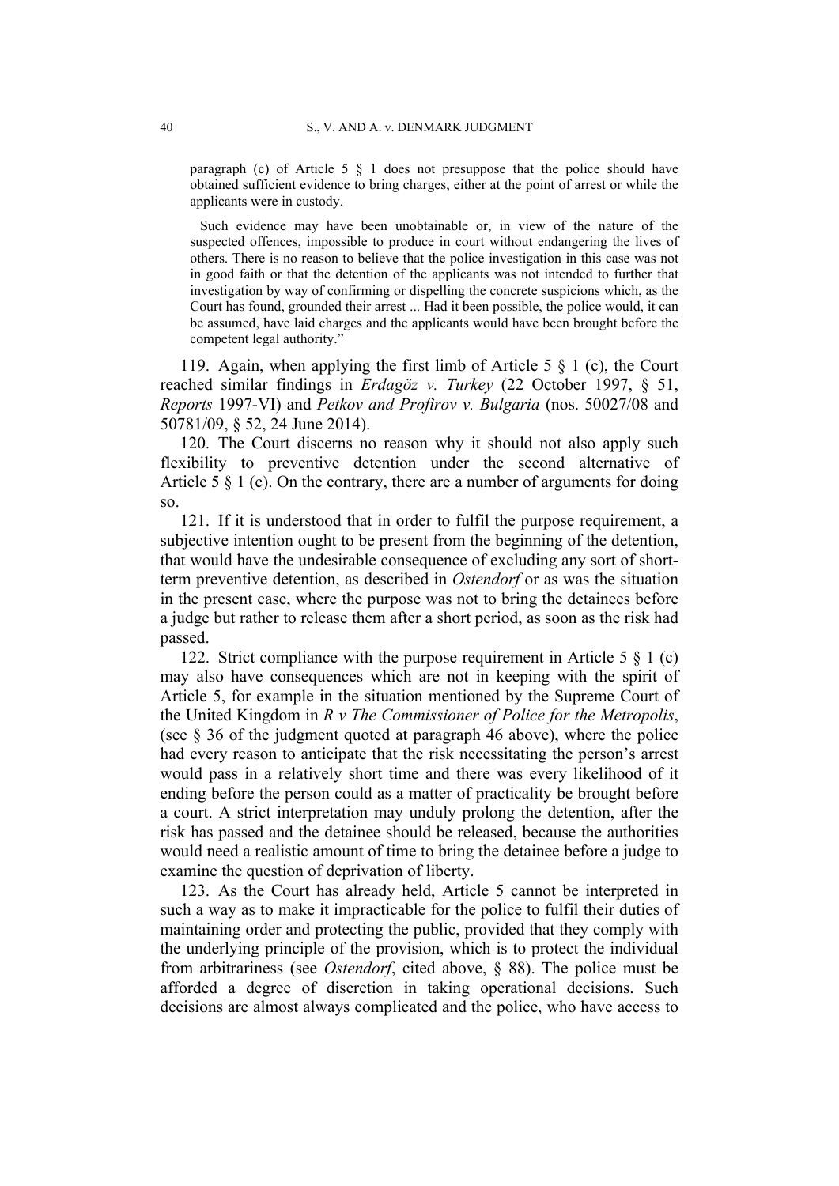> paragraph (c) of Article 5 § 1 does not presuppose that the police should have obtained sufficient evidence to bring charges, either at the point of arrest or while the applicants were in custody.
>
> Such evidence may have been unobtainable or, in view of the nature of the suspected offences, impossible to produce in court without endangering the lives of others. There is no reason to believe that the police investigation in this case was not in good faith or that the detention of the applicants was not intended to further that investigation by way of confirming or dispelling the concrete suspicions which, as the Court has found, grounded their arrest ... Had it been possible, the police would, it can be assumed, have laid charges and the applicants would have been brought before the competent legal authority."

119. Again, when applying the first limb of Article 5 § 1 (c), the Court reached similar findings in *Erdagöz v. Turkey* (22 October 1997, § 51, *Reports* 1997-VI) and *Petkov and Profirov v. Bulgaria* (nos. 50027/08 and 50781/09, § 52, 24 June 2014).

120. The Court discerns no reason why it should not also apply such flexibility to preventive detention under the second alternative of Article 5 § 1 (c). On the contrary, there are a number of arguments for doing so.

121. If it is understood that in order to fulfil the purpose requirement, a subjective intention ought to be present from the beginning of the detention, that would have the undesirable consequence of excluding any sort of short-term preventive detention, as described in *Ostendorf* or as was the situation in the present case, where the purpose was not to bring the detainees before a judge but rather to release them after a short period, as soon as the risk had passed.

122. Strict compliance with the purpose requirement in Article 5 § 1 (c) may also have consequences which are not in keeping with the spirit of Article 5, for example in the situation mentioned by the Supreme Court of the United Kingdom in *R v The Commissioner of Police for the Metropolis*, (see § 36 of the judgment quoted at paragraph 46 above), where the police had every reason to anticipate that the risk necessitating the person's arrest would pass in a relatively short time and there was every likelihood of it ending before the person could as a matter of practicality be brought before a court. A strict interpretation may unduly prolong the detention, after the risk has passed and the detainee should be released, because the authorities would need a realistic amount of time to bring the detainee before a judge to examine the question of deprivation of liberty.

123. As the Court has already held, Article 5 cannot be interpreted in such a way as to make it impracticable for the police to fulfil their duties of maintaining order and protecting the public, provided that they comply with the underlying principle of the provision, which is to protect the individual from arbitrariness (see *Ostendorf*, cited above, § 88). The police must be afforded a degree of discretion in taking operational decisions. Such decisions are almost always complicated and the police, who have access to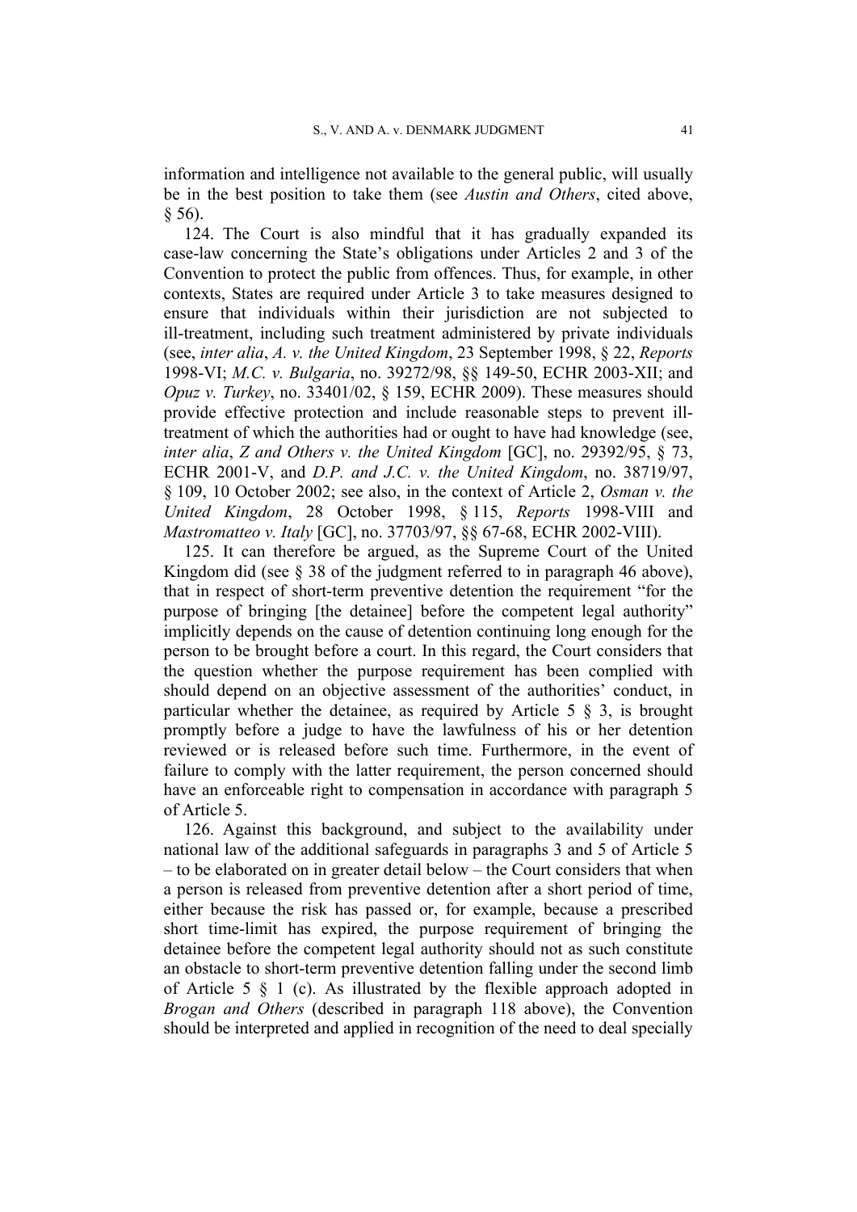information and intelligence not available to the general public, will usually be in the best position to take them (see *Austin and Others*, cited above, § 56).

124. The Court is also mindful that it has gradually expanded its case-law concerning the State's obligations under Articles 2 and 3 of the Convention to protect the public from offences. Thus, for example, in other contexts, States are required under Article 3 to take measures designed to ensure that individuals within their jurisdiction are not subjected to ill-treatment, including such treatment administered by private individuals (see, *inter alia*, *A. v. the United Kingdom*, 23 September 1998, § 22, *Reports* 1998-VI; *M.C. v. Bulgaria*, no. 39272/98, §§ 149-50, ECHR 2003-XII; and *Opuz v. Turkey*, no. 33401/02, § 159, ECHR 2009). These measures should provide effective protection and include reasonable steps to prevent ill-treatment of which the authorities had or ought to have had knowledge (see, *inter alia*, *Z and Others v. the United Kingdom* [GC], no. 29392/95, § 73, ECHR 2001-V, and *D.P. and J.C. v. the United Kingdom*, no. 38719/97, § 109, 10 October 2002; see also, in the context of Article 2, *Osman v. the United Kingdom*, 28 October 1998, § 115, *Reports* 1998-VIII and *Mastromatteo v. Italy* [GC], no. 37703/97, §§ 67-68, ECHR 2002-VIII).

125. It can therefore be argued, as the Supreme Court of the United Kingdom did (see § 38 of the judgment referred to in paragraph 46 above), that in respect of short-term preventive detention the requirement "for the purpose of bringing [the detainee] before the competent legal authority" implicitly depends on the cause of detention continuing long enough for the person to be brought before a court. In this regard, the Court considers that the question whether the purpose requirement has been complied with should depend on an objective assessment of the authorities' conduct, in particular whether the detainee, as required by Article 5 § 3, is brought promptly before a judge to have the lawfulness of his or her detention reviewed or is released before such time. Furthermore, in the event of failure to comply with the latter requirement, the person concerned should have an enforceable right to compensation in accordance with paragraph 5 of Article 5.

126. Against this background, and subject to the availability under national law of the additional safeguards in paragraphs 3 and 5 of Article 5 – to be elaborated on in greater detail below – the Court considers that when a person is released from preventive detention after a short period of time, either because the risk has passed or, for example, because a prescribed short time-limit has expired, the purpose requirement of bringing the detainee before the competent legal authority should not as such constitute an obstacle to short-term preventive detention falling under the second limb of Article 5 § 1 (c). As illustrated by the flexible approach adopted in *Brogan and Others* (described in paragraph 118 above), the Convention should be interpreted and applied in recognition of the need to deal specially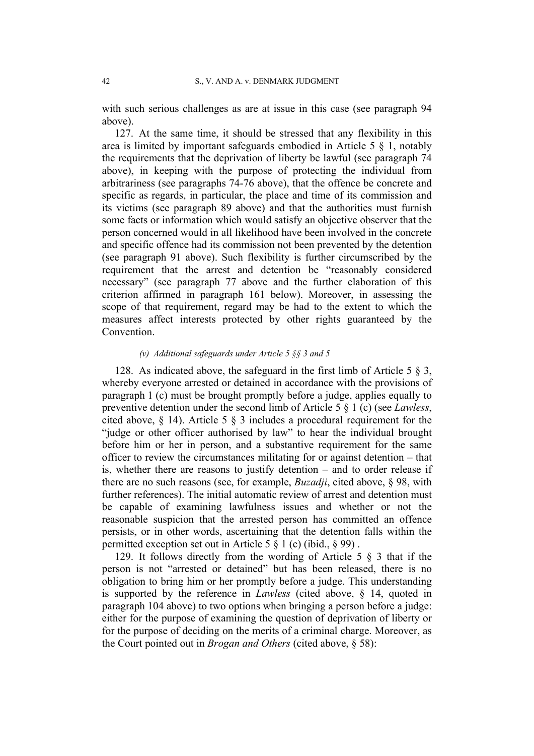with such serious challenges as are at issue in this case (see paragraph 94 above).

127. At the same time, it should be stressed that any flexibility in this area is limited by important safeguards embodied in Article 5 § 1, notably the requirements that the deprivation of liberty be lawful (see paragraph 74 above), in keeping with the purpose of protecting the individual from arbitrariness (see paragraphs 74-76 above), that the offence be concrete and specific as regards, in particular, the place and time of its commission and its victims (see paragraph 89 above) and that the authorities must furnish some facts or information which would satisfy an objective observer that the person concerned would in all likelihood have been involved in the concrete and specific offence had its commission not been prevented by the detention (see paragraph 91 above). Such flexibility is further circumscribed by the requirement that the arrest and detention be "reasonably considered necessary" (see paragraph 77 above and the further elaboration of this criterion affirmed in paragraph 161 below). Moreover, in assessing the scope of that requirement, regard may be had to the extent to which the measures affect interests protected by other rights guaranteed by the Convention.

*(v) Additional safeguards under Article 5 §§ 3 and 5*

128. As indicated above, the safeguard in the first limb of Article 5 § 3, whereby everyone arrested or detained in accordance with the provisions of paragraph 1 (c) must be brought promptly before a judge, applies equally to preventive detention under the second limb of Article 5 § 1 (c) (see *Lawless*, cited above, § 14). Article 5 § 3 includes a procedural requirement for the "judge or other officer authorised by law" to hear the individual brought before him or her in person, and a substantive requirement for the same officer to review the circumstances militating for or against detention – that is, whether there are reasons to justify detention – and to order release if there are no such reasons (see, for example, *Buzadji*, cited above, § 98, with further references). The initial automatic review of arrest and detention must be capable of examining lawfulness issues and whether or not the reasonable suspicion that the arrested person has committed an offence persists, or in other words, ascertaining that the detention falls within the permitted exception set out in Article 5 § 1 (c) (ibid., § 99) .

129. It follows directly from the wording of Article 5 § 3 that if the person is not "arrested or detained" but has been released, there is no obligation to bring him or her promptly before a judge. This understanding is supported by the reference in *Lawless* (cited above, § 14, quoted in paragraph 104 above) to two options when bringing a person before a judge: either for the purpose of examining the question of deprivation of liberty or for the purpose of deciding on the merits of a criminal charge. Moreover, as the Court pointed out in *Brogan and Others* (cited above, § 58):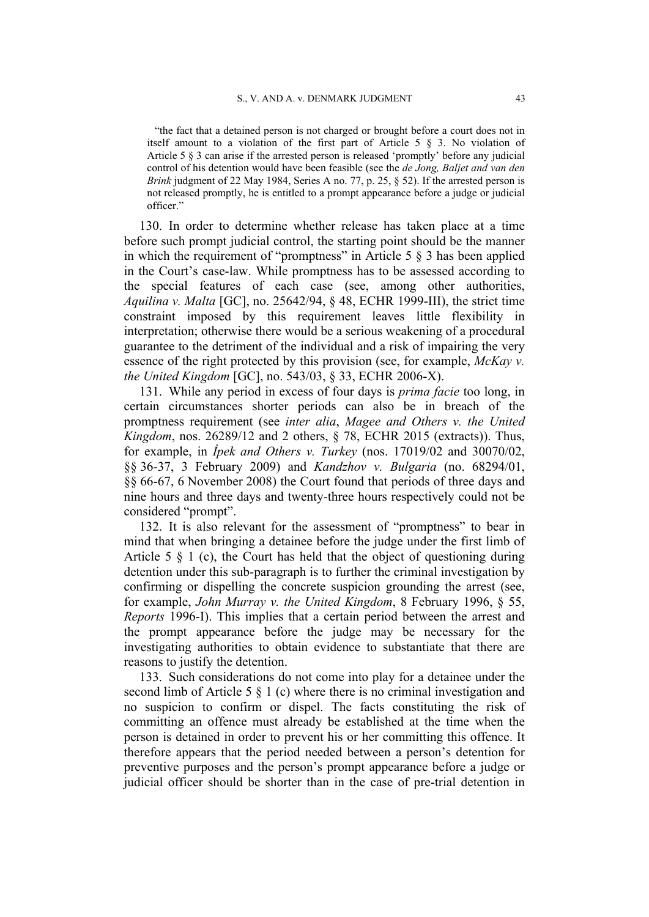"the fact that a detained person is not charged or brought before a court does not in itself amount to a violation of the first part of Article 5 § 3. No violation of Article 5 § 3 can arise if the arrested person is released 'promptly' before any judicial control of his detention would have been feasible (see the *de Jong, Baljet and van den Brink* judgment of 22 May 1984, Series A no. 77, p. 25, § 52). If the arrested person is not released promptly, he is entitled to a prompt appearance before a judge or judicial officer."

130. In order to determine whether release has taken place at a time before such prompt judicial control, the starting point should be the manner in which the requirement of "promptness" in Article 5 § 3 has been applied in the Court's case-law. While promptness has to be assessed according to the special features of each case (see, among other authorities, *Aquilina v. Malta* [GC], no. 25642/94, § 48, ECHR 1999-III), the strict time constraint imposed by this requirement leaves little flexibility in interpretation; otherwise there would be a serious weakening of a procedural guarantee to the detriment of the individual and a risk of impairing the very essence of the right protected by this provision (see, for example, *McKay v. the United Kingdom* [GC], no. 543/03, § 33, ECHR 2006-X).

131. While any period in excess of four days is *prima facie* too long, in certain circumstances shorter periods can also be in breach of the promptness requirement (see *inter alia*, *Magee and Others v. the United Kingdom*, nos. 26289/12 and 2 others, § 78, ECHR 2015 (extracts)). Thus, for example, in *İpek and Others v. Turkey* (nos. 17019/02 and 30070/02, §§ 36-37, 3 February 2009) and *Kandzhov v. Bulgaria* (no. 68294/01, §§ 66-67, 6 November 2008) the Court found that periods of three days and nine hours and three days and twenty-three hours respectively could not be considered "prompt".

132. It is also relevant for the assessment of "promptness" to bear in mind that when bringing a detainee before the judge under the first limb of Article 5 § 1 (c), the Court has held that the object of questioning during detention under this sub-paragraph is to further the criminal investigation by confirming or dispelling the concrete suspicion grounding the arrest (see, for example, *John Murray v. the United Kingdom*, 8 February 1996, § 55, *Reports* 1996-I). This implies that a certain period between the arrest and the prompt appearance before the judge may be necessary for the investigating authorities to obtain evidence to substantiate that there are reasons to justify the detention.

133. Such considerations do not come into play for a detainee under the second limb of Article 5 § 1 (c) where there is no criminal investigation and no suspicion to confirm or dispel. The facts constituting the risk of committing an offence must already be established at the time when the person is detained in order to prevent his or her committing this offence. It therefore appears that the period needed between a person's detention for preventive purposes and the person's prompt appearance before a judge or judicial officer should be shorter than in the case of pre-trial detention in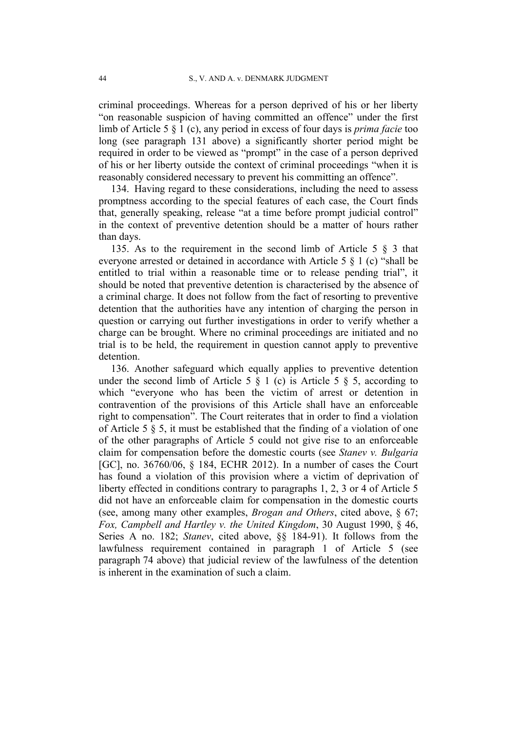criminal proceedings. Whereas for a person deprived of his or her liberty "on reasonable suspicion of having committed an offence" under the first limb of Article 5 § 1 (c), any period in excess of four days is *prima facie* too long (see paragraph 131 above) a significantly shorter period might be required in order to be viewed as "prompt" in the case of a person deprived of his or her liberty outside the context of criminal proceedings "when it is reasonably considered necessary to prevent his committing an offence".

134. Having regard to these considerations, including the need to assess promptness according to the special features of each case, the Court finds that, generally speaking, release "at a time before prompt judicial control" in the context of preventive detention should be a matter of hours rather than days.

135. As to the requirement in the second limb of Article 5 § 3 that everyone arrested or detained in accordance with Article 5 § 1 (c) "shall be entitled to trial within a reasonable time or to release pending trial", it should be noted that preventive detention is characterised by the absence of a criminal charge. It does not follow from the fact of resorting to preventive detention that the authorities have any intention of charging the person in question or carrying out further investigations in order to verify whether a charge can be brought. Where no criminal proceedings are initiated and no trial is to be held, the requirement in question cannot apply to preventive detention.

136. Another safeguard which equally applies to preventive detention under the second limb of Article 5 § 1 (c) is Article 5 § 5, according to which "everyone who has been the victim of arrest or detention in contravention of the provisions of this Article shall have an enforceable right to compensation". The Court reiterates that in order to find a violation of Article 5 § 5, it must be established that the finding of a violation of one of the other paragraphs of Article 5 could not give rise to an enforceable claim for compensation before the domestic courts (see *Stanev v. Bulgaria* [GC], no. 36760/06, § 184, ECHR 2012). In a number of cases the Court has found a violation of this provision where a victim of deprivation of liberty effected in conditions contrary to paragraphs 1, 2, 3 or 4 of Article 5 did not have an enforceable claim for compensation in the domestic courts (see, among many other examples, *Brogan and Others*, cited above, § 67; *Fox, Campbell and Hartley v. the United Kingdom*, 30 August 1990, § 46, Series A no. 182; *Stanev*, cited above, §§ 184-91). It follows from the lawfulness requirement contained in paragraph 1 of Article 5 (see paragraph 74 above) that judicial review of the lawfulness of the detention is inherent in the examination of such a claim.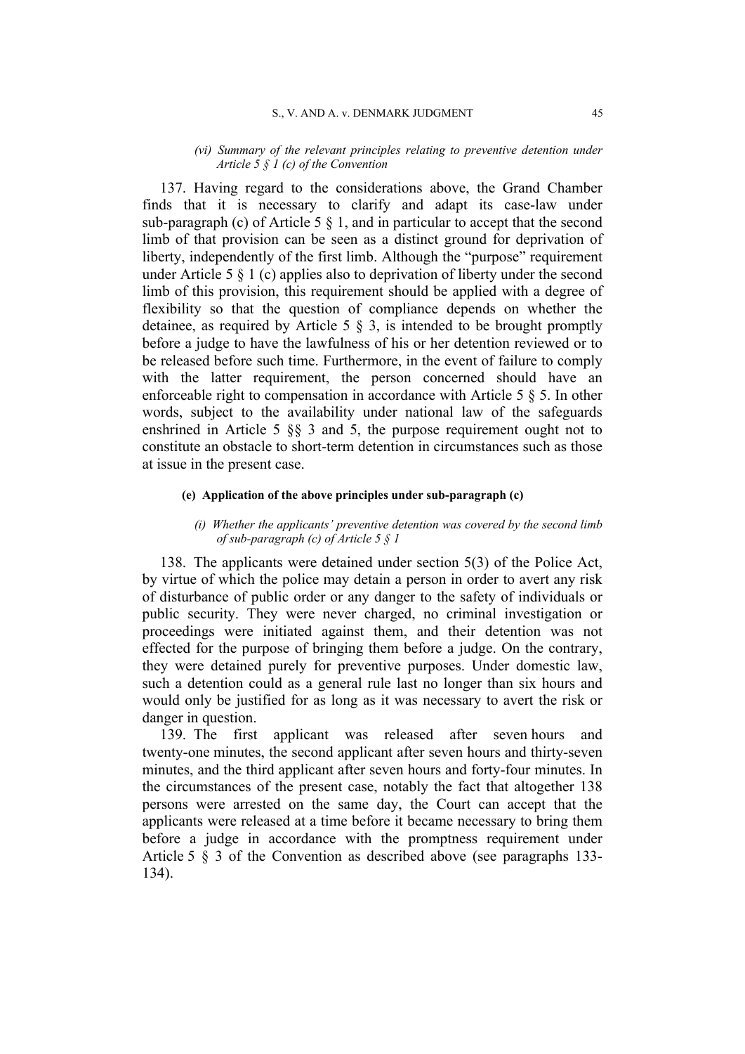*(vi) Summary of the relevant principles relating to preventive detention under Article 5 § 1 (c) of the Convention*

137. Having regard to the considerations above, the Grand Chamber finds that it is necessary to clarify and adapt its case-law under sub-paragraph (c) of Article 5 § 1, and in particular to accept that the second limb of that provision can be seen as a distinct ground for deprivation of liberty, independently of the first limb. Although the "purpose" requirement under Article 5 § 1 (c) applies also to deprivation of liberty under the second limb of this provision, this requirement should be applied with a degree of flexibility so that the question of compliance depends on whether the detainee, as required by Article 5 § 3, is intended to be brought promptly before a judge to have the lawfulness of his or her detention reviewed or to be released before such time. Furthermore, in the event of failure to comply with the latter requirement, the person concerned should have an enforceable right to compensation in accordance with Article 5 § 5. In other words, subject to the availability under national law of the safeguards enshrined in Article 5 §§ 3 and 5, the purpose requirement ought not to constitute an obstacle to short-term detention in circumstances such as those at issue in the present case.

**(e) Application of the above principles under sub-paragraph (c)**

*(i) Whether the applicants' preventive detention was covered by the second limb of sub-paragraph (c) of Article 5 § 1*

138. The applicants were detained under section 5(3) of the Police Act, by virtue of which the police may detain a person in order to avert any risk of disturbance of public order or any danger to the safety of individuals or public security. They were never charged, no criminal investigation or proceedings were initiated against them, and their detention was not effected for the purpose of bringing them before a judge. On the contrary, they were detained purely for preventive purposes. Under domestic law, such a detention could as a general rule last no longer than six hours and would only be justified for as long as it was necessary to avert the risk or danger in question.

139. The first applicant was released after seven hours and twenty-one minutes, the second applicant after seven hours and thirty-seven minutes, and the third applicant after seven hours and forty-four minutes. In the circumstances of the present case, notably the fact that altogether 138 persons were arrested on the same day, the Court can accept that the applicants were released at a time before it became necessary to bring them before a judge in accordance with the promptness requirement under Article 5 § 3 of the Convention as described above (see paragraphs 133-134).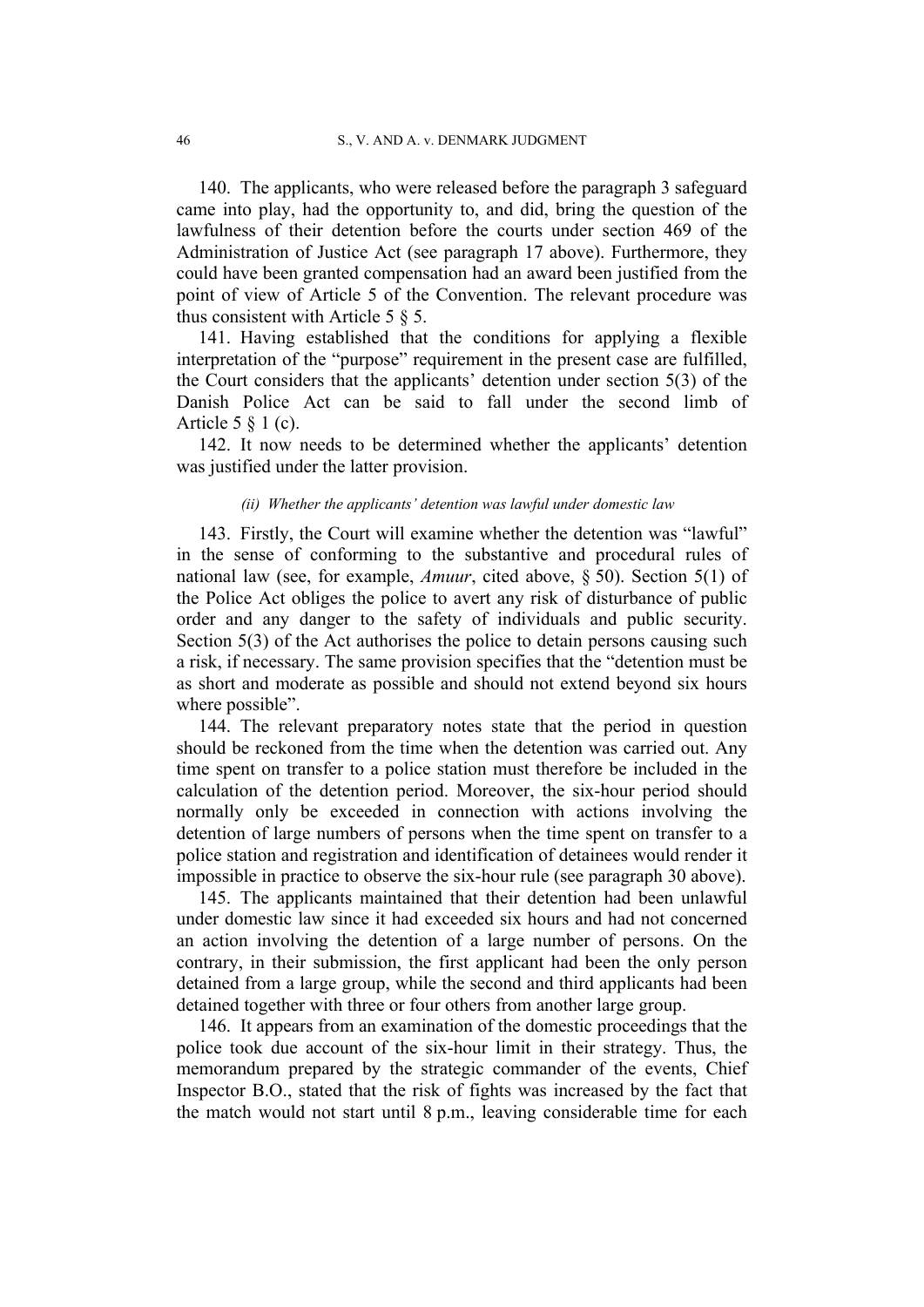140. The applicants, who were released before the paragraph 3 safeguard came into play, had the opportunity to, and did, bring the question of the lawfulness of their detention before the courts under section 469 of the Administration of Justice Act (see paragraph 17 above). Furthermore, they could have been granted compensation had an award been justified from the point of view of Article 5 of the Convention. The relevant procedure was thus consistent with Article 5 § 5.

141. Having established that the conditions for applying a flexible interpretation of the "purpose" requirement in the present case are fulfilled, the Court considers that the applicants' detention under section 5(3) of the Danish Police Act can be said to fall under the second limb of Article 5 § 1 (c).

142. It now needs to be determined whether the applicants' detention was justified under the latter provision.

*(ii) Whether the applicants' detention was lawful under domestic law*

143. Firstly, the Court will examine whether the detention was "lawful" in the sense of conforming to the substantive and procedural rules of national law (see, for example, *Amuur*, cited above, § 50). Section 5(1) of the Police Act obliges the police to avert any risk of disturbance of public order and any danger to the safety of individuals and public security. Section 5(3) of the Act authorises the police to detain persons causing such a risk, if necessary. The same provision specifies that the "detention must be as short and moderate as possible and should not extend beyond six hours where possible".

144. The relevant preparatory notes state that the period in question should be reckoned from the time when the detention was carried out. Any time spent on transfer to a police station must therefore be included in the calculation of the detention period. Moreover, the six-hour period should normally only be exceeded in connection with actions involving the detention of large numbers of persons when the time spent on transfer to a police station and registration and identification of detainees would render it impossible in practice to observe the six-hour rule (see paragraph 30 above).

145. The applicants maintained that their detention had been unlawful under domestic law since it had exceeded six hours and had not concerned an action involving the detention of a large number of persons. On the contrary, in their submission, the first applicant had been the only person detained from a large group, while the second and third applicants had been detained together with three or four others from another large group.

146. It appears from an examination of the domestic proceedings that the police took due account of the six-hour limit in their strategy. Thus, the memorandum prepared by the strategic commander of the events, Chief Inspector B.O., stated that the risk of fights was increased by the fact that the match would not start until 8 p.m., leaving considerable time for each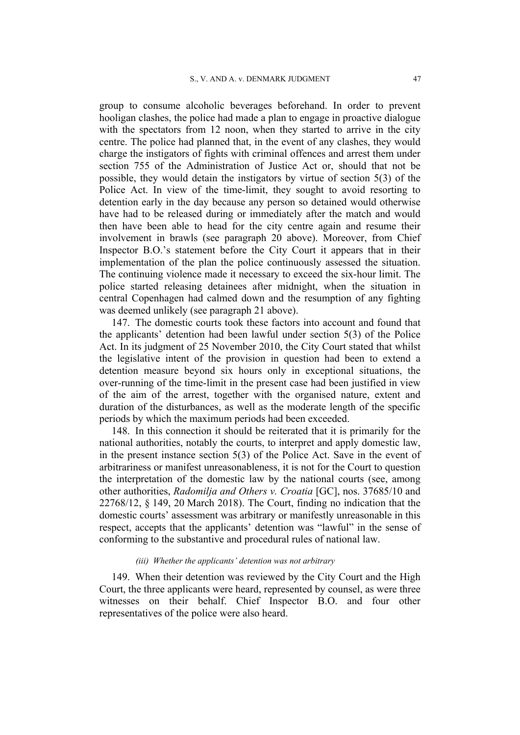group to consume alcoholic beverages beforehand. In order to prevent hooligan clashes, the police had made a plan to engage in proactive dialogue with the spectators from 12 noon, when they started to arrive in the city centre. The police had planned that, in the event of any clashes, they would charge the instigators of fights with criminal offences and arrest them under section 755 of the Administration of Justice Act or, should that not be possible, they would detain the instigators by virtue of section 5(3) of the Police Act. In view of the time-limit, they sought to avoid resorting to detention early in the day because any person so detained would otherwise have had to be released during or immediately after the match and would then have been able to head for the city centre again and resume their involvement in brawls (see paragraph 20 above). Moreover, from Chief Inspector B.O.'s statement before the City Court it appears that in their implementation of the plan the police continuously assessed the situation. The continuing violence made it necessary to exceed the six-hour limit. The police started releasing detainees after midnight, when the situation in central Copenhagen had calmed down and the resumption of any fighting was deemed unlikely (see paragraph 21 above).

147. The domestic courts took these factors into account and found that the applicants' detention had been lawful under section 5(3) of the Police Act. In its judgment of 25 November 2010, the City Court stated that whilst the legislative intent of the provision in question had been to extend a detention measure beyond six hours only in exceptional situations, the over-running of the time-limit in the present case had been justified in view of the aim of the arrest, together with the organised nature, extent and duration of the disturbances, as well as the moderate length of the specific periods by which the maximum periods had been exceeded.

148. In this connection it should be reiterated that it is primarily for the national authorities, notably the courts, to interpret and apply domestic law, in the present instance section 5(3) of the Police Act. Save in the event of arbitrariness or manifest unreasonableness, it is not for the Court to question the interpretation of the domestic law by the national courts (see, among other authorities, *Radomilja and Others v. Croatia* [GC], nos. 37685/10 and 22768/12, § 149, 20 March 2018). The Court, finding no indication that the domestic courts' assessment was arbitrary or manifestly unreasonable in this respect, accepts that the applicants' detention was "lawful" in the sense of conforming to the substantive and procedural rules of national law.

*(iii) Whether the applicants' detention was not arbitrary*

149. When their detention was reviewed by the City Court and the High Court, the three applicants were heard, represented by counsel, as were three witnesses on their behalf. Chief Inspector B.O. and four other representatives of the police were also heard.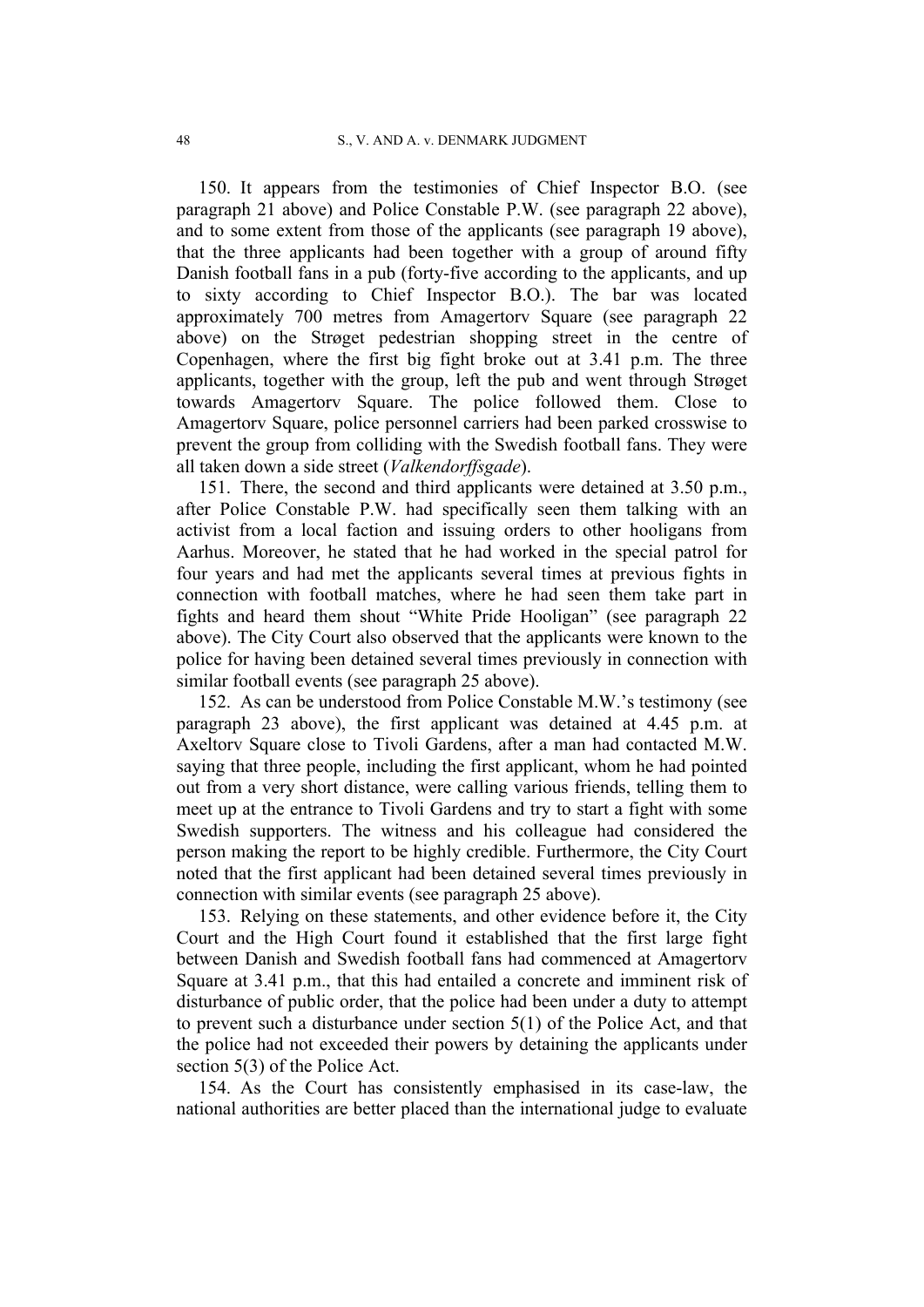150. It appears from the testimonies of Chief Inspector B.O. (see paragraph 21 above) and Police Constable P.W. (see paragraph 22 above), and to some extent from those of the applicants (see paragraph 19 above), that the three applicants had been together with a group of around fifty Danish football fans in a pub (forty-five according to the applicants, and up to sixty according to Chief Inspector B.O.). The bar was located approximately 700 metres from Amagertorv Square (see paragraph 22 above) on the Strøget pedestrian shopping street in the centre of Copenhagen, where the first big fight broke out at 3.41 p.m. The three applicants, together with the group, left the pub and went through Strøget towards Amagertorv Square. The police followed them. Close to Amagertorv Square, police personnel carriers had been parked crosswise to prevent the group from colliding with the Swedish football fans. They were all taken down a side street (*Valkendorffsgade*).

151. There, the second and third applicants were detained at 3.50 p.m., after Police Constable P.W. had specifically seen them talking with an activist from a local faction and issuing orders to other hooligans from Aarhus. Moreover, he stated that he had worked in the special patrol for four years and had met the applicants several times at previous fights in connection with football matches, where he had seen them take part in fights and heard them shout "White Pride Hooligan" (see paragraph 22 above). The City Court also observed that the applicants were known to the police for having been detained several times previously in connection with similar football events (see paragraph 25 above).

152. As can be understood from Police Constable M.W.'s testimony (see paragraph 23 above), the first applicant was detained at 4.45 p.m. at Axeltorv Square close to Tivoli Gardens, after a man had contacted M.W. saying that three people, including the first applicant, whom he had pointed out from a very short distance, were calling various friends, telling them to meet up at the entrance to Tivoli Gardens and try to start a fight with some Swedish supporters. The witness and his colleague had considered the person making the report to be highly credible. Furthermore, the City Court noted that the first applicant had been detained several times previously in connection with similar events (see paragraph 25 above).

153. Relying on these statements, and other evidence before it, the City Court and the High Court found it established that the first large fight between Danish and Swedish football fans had commenced at Amagertorv Square at 3.41 p.m., that this had entailed a concrete and imminent risk of disturbance of public order, that the police had been under a duty to attempt to prevent such a disturbance under section 5(1) of the Police Act, and that the police had not exceeded their powers by detaining the applicants under section 5(3) of the Police Act.

154. As the Court has consistently emphasised in its case-law, the national authorities are better placed than the international judge to evaluate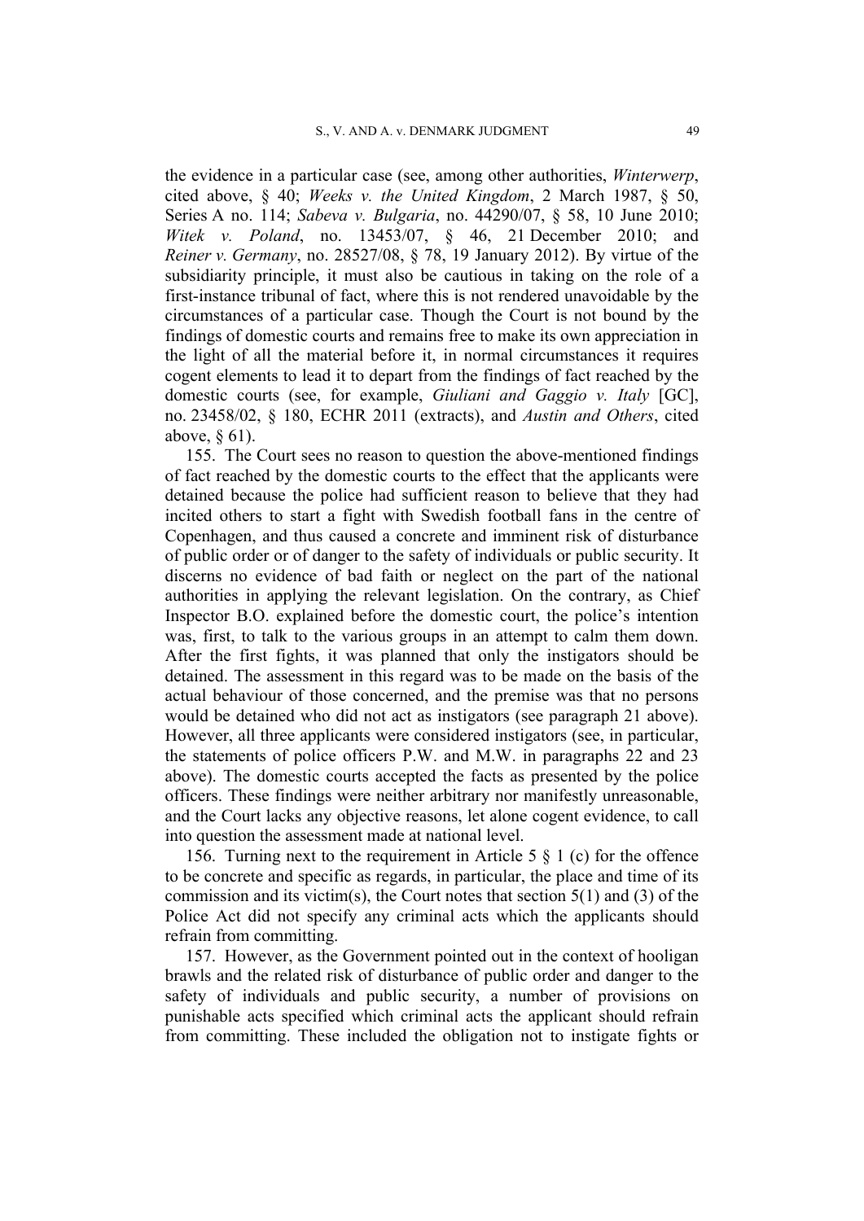the evidence in a particular case (see, among other authorities, *Winterwerp*, cited above, § 40; *Weeks v. the United Kingdom*, 2 March 1987, § 50, Series A no. 114; *Sabeva v. Bulgaria*, no. 44290/07, § 58, 10 June 2010; *Witek v. Poland*, no. 13453/07, § 46, 21 December 2010; and *Reiner v. Germany*, no. 28527/08, § 78, 19 January 2012). By virtue of the subsidiarity principle, it must also be cautious in taking on the role of a first-instance tribunal of fact, where this is not rendered unavoidable by the circumstances of a particular case. Though the Court is not bound by the findings of domestic courts and remains free to make its own appreciation in the light of all the material before it, in normal circumstances it requires cogent elements to lead it to depart from the findings of fact reached by the domestic courts (see, for example, *Giuliani and Gaggio v. Italy* [GC], no. 23458/02, § 180, ECHR 2011 (extracts), and *Austin and Others*, cited above, § 61).

155. The Court sees no reason to question the above-mentioned findings of fact reached by the domestic courts to the effect that the applicants were detained because the police had sufficient reason to believe that they had incited others to start a fight with Swedish football fans in the centre of Copenhagen, and thus caused a concrete and imminent risk of disturbance of public order or of danger to the safety of individuals or public security. It discerns no evidence of bad faith or neglect on the part of the national authorities in applying the relevant legislation. On the contrary, as Chief Inspector B.O. explained before the domestic court, the police's intention was, first, to talk to the various groups in an attempt to calm them down. After the first fights, it was planned that only the instigators should be detained. The assessment in this regard was to be made on the basis of the actual behaviour of those concerned, and the premise was that no persons would be detained who did not act as instigators (see paragraph 21 above). However, all three applicants were considered instigators (see, in particular, the statements of police officers P.W. and M.W. in paragraphs 22 and 23 above). The domestic courts accepted the facts as presented by the police officers. These findings were neither arbitrary nor manifestly unreasonable, and the Court lacks any objective reasons, let alone cogent evidence, to call into question the assessment made at national level.

156. Turning next to the requirement in Article 5 § 1 (c) for the offence to be concrete and specific as regards, in particular, the place and time of its commission and its victim(s), the Court notes that section 5(1) and (3) of the Police Act did not specify any criminal acts which the applicants should refrain from committing.

157. However, as the Government pointed out in the context of hooligan brawls and the related risk of disturbance of public order and danger to the safety of individuals and public security, a number of provisions on punishable acts specified which criminal acts the applicant should refrain from committing. These included the obligation not to instigate fights or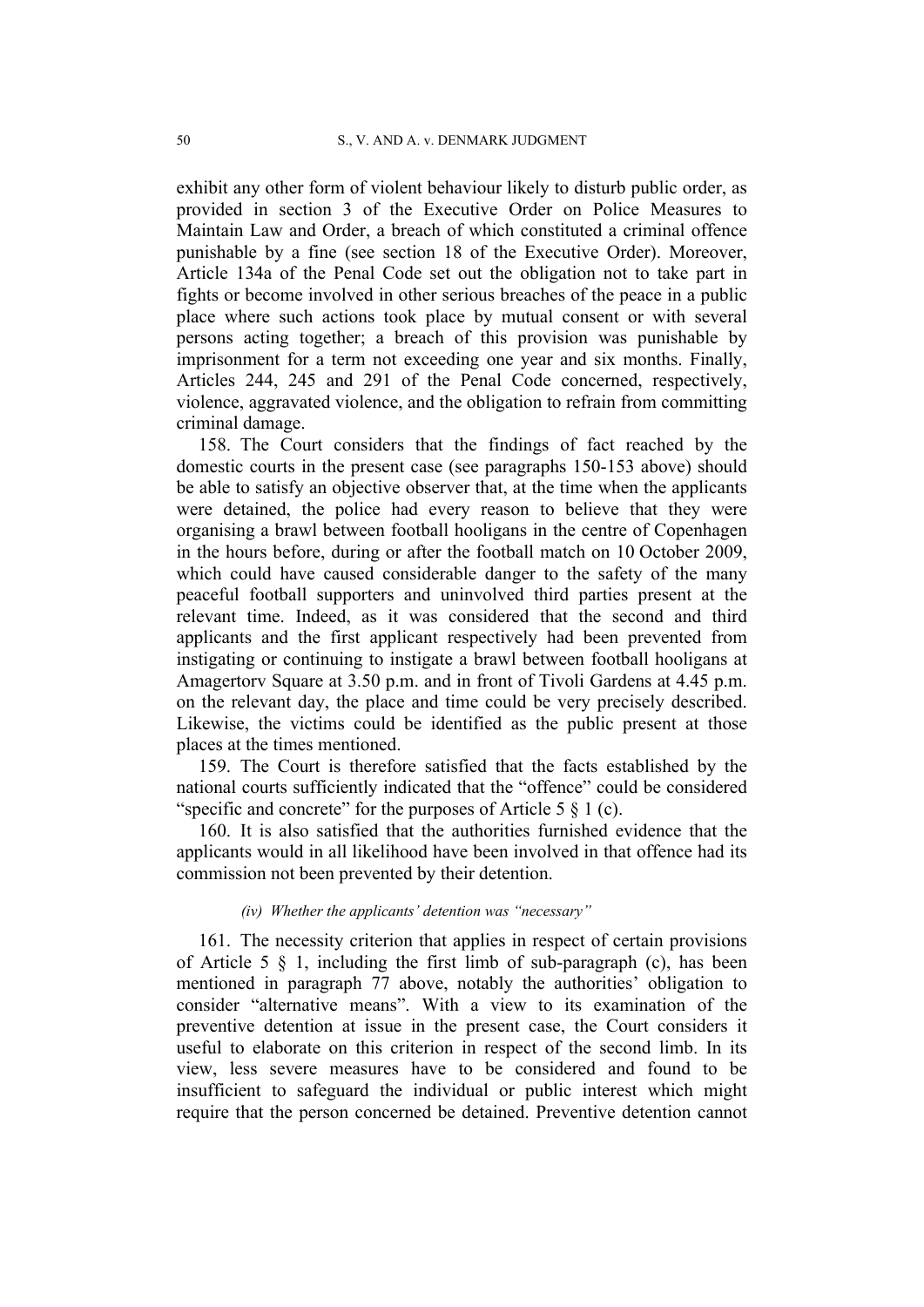exhibit any other form of violent behaviour likely to disturb public order, as provided in section 3 of the Executive Order on Police Measures to Maintain Law and Order, a breach of which constituted a criminal offence punishable by a fine (see section 18 of the Executive Order). Moreover, Article 134a of the Penal Code set out the obligation not to take part in fights or become involved in other serious breaches of the peace in a public place where such actions took place by mutual consent or with several persons acting together; a breach of this provision was punishable by imprisonment for a term not exceeding one year and six months. Finally, Articles 244, 245 and 291 of the Penal Code concerned, respectively, violence, aggravated violence, and the obligation to refrain from committing criminal damage.

158. The Court considers that the findings of fact reached by the domestic courts in the present case (see paragraphs 150-153 above) should be able to satisfy an objective observer that, at the time when the applicants were detained, the police had every reason to believe that they were organising a brawl between football hooligans in the centre of Copenhagen in the hours before, during or after the football match on 10 October 2009, which could have caused considerable danger to the safety of the many peaceful football supporters and uninvolved third parties present at the relevant time. Indeed, as it was considered that the second and third applicants and the first applicant respectively had been prevented from instigating or continuing to instigate a brawl between football hooligans at Amagertorv Square at 3.50 p.m. and in front of Tivoli Gardens at 4.45 p.m. on the relevant day, the place and time could be very precisely described. Likewise, the victims could be identified as the public present at those places at the times mentioned.

159. The Court is therefore satisfied that the facts established by the national courts sufficiently indicated that the "offence" could be considered "specific and concrete" for the purposes of Article 5 § 1 (c).

160. It is also satisfied that the authorities furnished evidence that the applicants would in all likelihood have been involved in that offence had its commission not been prevented by their detention.

*(iv) Whether the applicants' detention was "necessary"*

161. The necessity criterion that applies in respect of certain provisions of Article 5 § 1, including the first limb of sub-paragraph (c), has been mentioned in paragraph 77 above, notably the authorities' obligation to consider "alternative means". With a view to its examination of the preventive detention at issue in the present case, the Court considers it useful to elaborate on this criterion in respect of the second limb. In its view, less severe measures have to be considered and found to be insufficient to safeguard the individual or public interest which might require that the person concerned be detained. Preventive detention cannot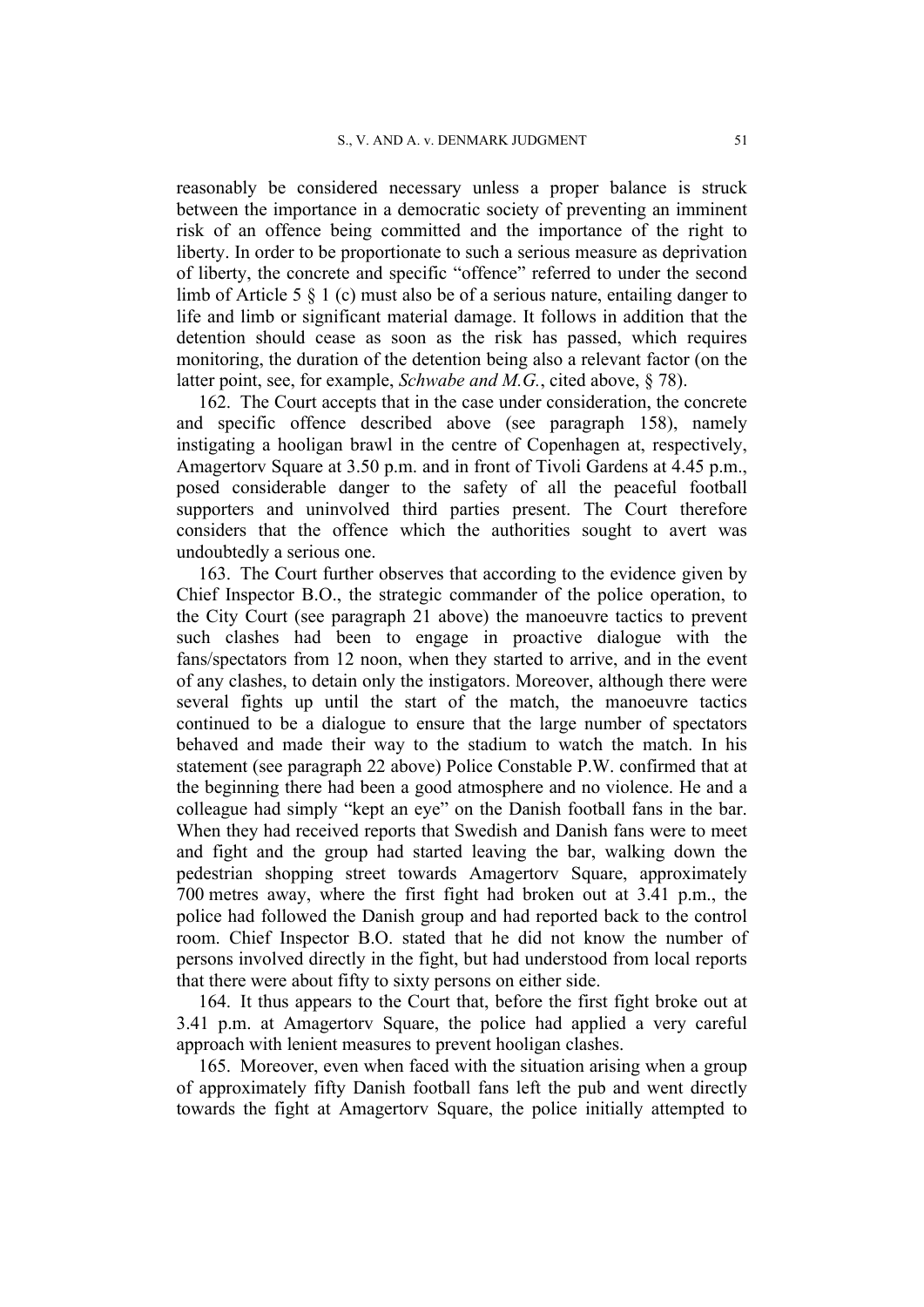reasonably be considered necessary unless a proper balance is struck between the importance in a democratic society of preventing an imminent risk of an offence being committed and the importance of the right to liberty. In order to be proportionate to such a serious measure as deprivation of liberty, the concrete and specific "offence" referred to under the second limb of Article 5 § 1 (c) must also be of a serious nature, entailing danger to life and limb or significant material damage. It follows in addition that the detention should cease as soon as the risk has passed, which requires monitoring, the duration of the detention being also a relevant factor (on the latter point, see, for example, *Schwabe and M.G.*, cited above, § 78).

162. The Court accepts that in the case under consideration, the concrete and specific offence described above (see paragraph 158), namely instigating a hooligan brawl in the centre of Copenhagen at, respectively, Amagertorv Square at 3.50 p.m. and in front of Tivoli Gardens at 4.45 p.m., posed considerable danger to the safety of all the peaceful football supporters and uninvolved third parties present. The Court therefore considers that the offence which the authorities sought to avert was undoubtedly a serious one.

163. The Court further observes that according to the evidence given by Chief Inspector B.O., the strategic commander of the police operation, to the City Court (see paragraph 21 above) the manoeuvre tactics to prevent such clashes had been to engage in proactive dialogue with the fans/spectators from 12 noon, when they started to arrive, and in the event of any clashes, to detain only the instigators. Moreover, although there were several fights up until the start of the match, the manoeuvre tactics continued to be a dialogue to ensure that the large number of spectators behaved and made their way to the stadium to watch the match. In his statement (see paragraph 22 above) Police Constable P.W. confirmed that at the beginning there had been a good atmosphere and no violence. He and a colleague had simply "kept an eye" on the Danish football fans in the bar. When they had received reports that Swedish and Danish fans were to meet and fight and the group had started leaving the bar, walking down the pedestrian shopping street towards Amagertorv Square, approximately 700 metres away, where the first fight had broken out at 3.41 p.m., the police had followed the Danish group and had reported back to the control room. Chief Inspector B.O. stated that he did not know the number of persons involved directly in the fight, but had understood from local reports that there were about fifty to sixty persons on either side.

164. It thus appears to the Court that, before the first fight broke out at 3.41 p.m. at Amagertorv Square, the police had applied a very careful approach with lenient measures to prevent hooligan clashes.

165. Moreover, even when faced with the situation arising when a group of approximately fifty Danish football fans left the pub and went directly towards the fight at Amagertorv Square, the police initially attempted to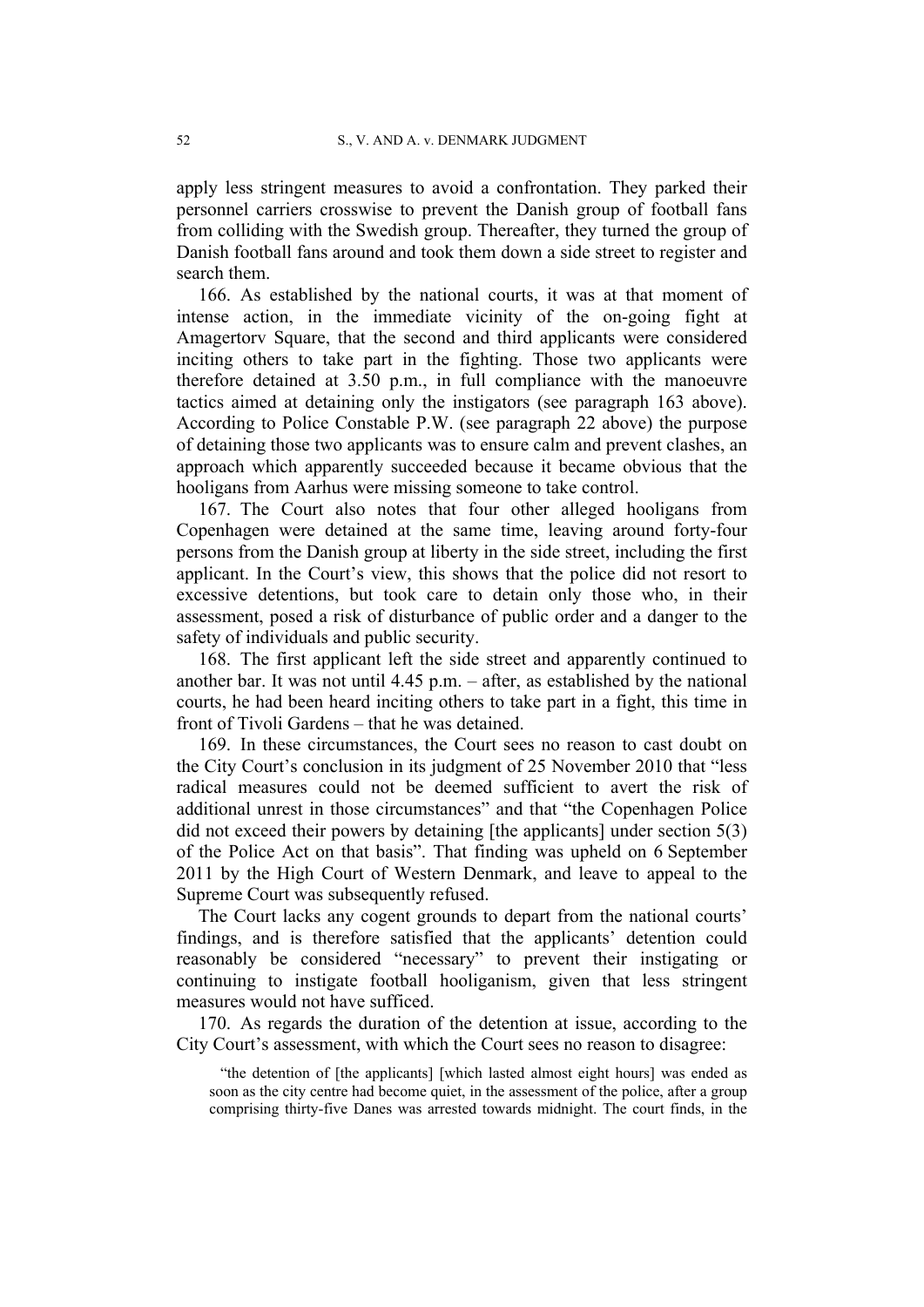apply less stringent measures to avoid a confrontation. They parked their personnel carriers crosswise to prevent the Danish group of football fans from colliding with the Swedish group. Thereafter, they turned the group of Danish football fans around and took them down a side street to register and search them.

166. As established by the national courts, it was at that moment of intense action, in the immediate vicinity of the on-going fight at Amagertorv Square, that the second and third applicants were considered inciting others to take part in the fighting. Those two applicants were therefore detained at 3.50 p.m., in full compliance with the manoeuvre tactics aimed at detaining only the instigators (see paragraph 163 above). According to Police Constable P.W. (see paragraph 22 above) the purpose of detaining those two applicants was to ensure calm and prevent clashes, an approach which apparently succeeded because it became obvious that the hooligans from Aarhus were missing someone to take control.

167. The Court also notes that four other alleged hooligans from Copenhagen were detained at the same time, leaving around forty-four persons from the Danish group at liberty in the side street, including the first applicant. In the Court's view, this shows that the police did not resort to excessive detentions, but took care to detain only those who, in their assessment, posed a risk of disturbance of public order and a danger to the safety of individuals and public security.

168. The first applicant left the side street and apparently continued to another bar. It was not until 4.45 p.m. – after, as established by the national courts, he had been heard inciting others to take part in a fight, this time in front of Tivoli Gardens – that he was detained.

169. In these circumstances, the Court sees no reason to cast doubt on the City Court's conclusion in its judgment of 25 November 2010 that "less radical measures could not be deemed sufficient to avert the risk of additional unrest in those circumstances" and that "the Copenhagen Police did not exceed their powers by detaining [the applicants] under section 5(3) of the Police Act on that basis". That finding was upheld on 6 September 2011 by the High Court of Western Denmark, and leave to appeal to the Supreme Court was subsequently refused.

The Court lacks any cogent grounds to depart from the national courts' findings, and is therefore satisfied that the applicants' detention could reasonably be considered "necessary" to prevent their instigating or continuing to instigate football hooliganism, given that less stringent measures would not have sufficed.

170. As regards the duration of the detention at issue, according to the City Court's assessment, with which the Court sees no reason to disagree:

> "the detention of [the applicants] [which lasted almost eight hours] was ended as soon as the city centre had become quiet, in the assessment of the police, after a group comprising thirty-five Danes was arrested towards midnight. The court finds, in the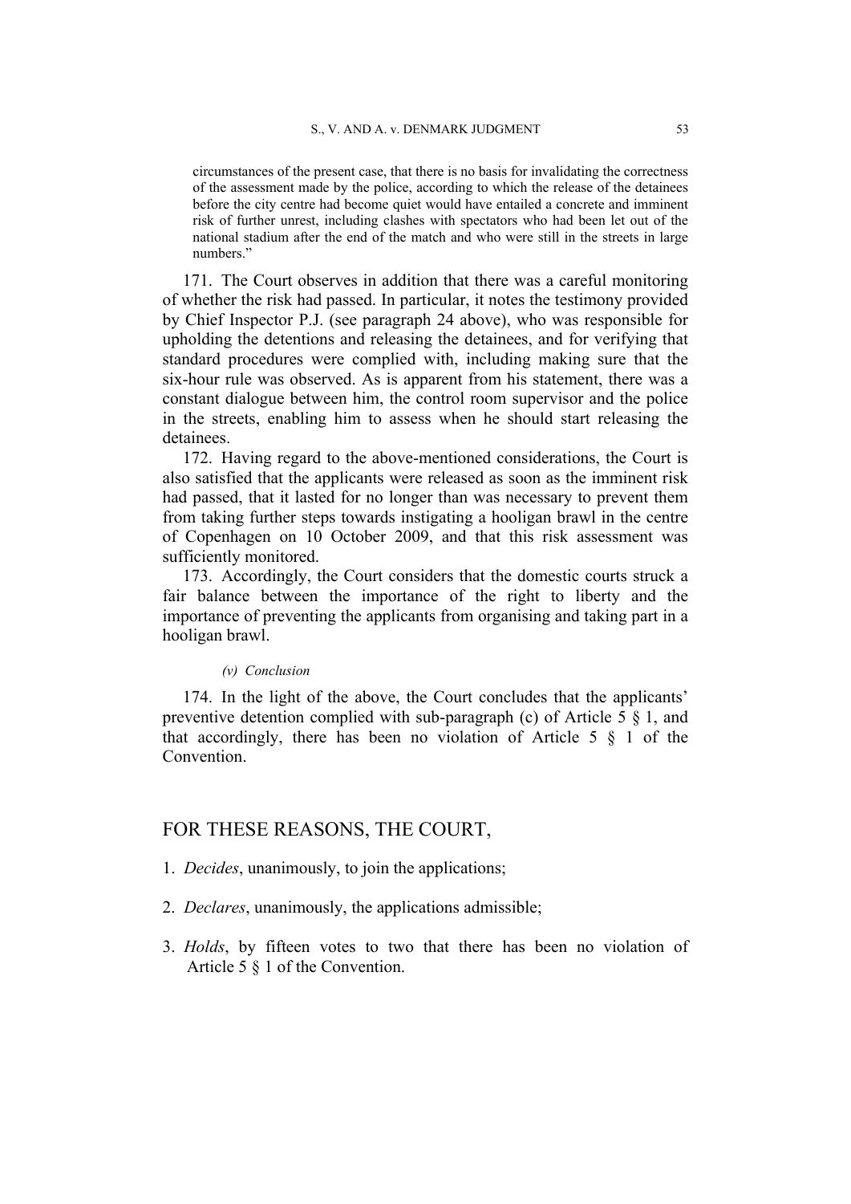circumstances of the present case, that there is no basis for invalidating the correctness of the assessment made by the police, according to which the release of the detainees before the city centre had become quiet would have entailed a concrete and imminent risk of further unrest, including clashes with spectators who had been let out of the national stadium after the end of the match and who were still in the streets in large numbers."

171. The Court observes in addition that there was a careful monitoring of whether the risk had passed. In particular, it notes the testimony provided by Chief Inspector P.J. (see paragraph 24 above), who was responsible for upholding the detentions and releasing the detainees, and for verifying that standard procedures were complied with, including making sure that the six-hour rule was observed. As is apparent from his statement, there was a constant dialogue between him, the control room supervisor and the police in the streets, enabling him to assess when he should start releasing the detainees.

172. Having regard to the above-mentioned considerations, the Court is also satisfied that the applicants were released as soon as the imminent risk had passed, that it lasted for no longer than was necessary to prevent them from taking further steps towards instigating a hooligan brawl in the centre of Copenhagen on 10 October 2009, and that this risk assessment was sufficiently monitored.

173. Accordingly, the Court considers that the domestic courts struck a fair balance between the importance of the right to liberty and the importance of preventing the applicants from organising and taking part in a hooligan brawl.

*(v) Conclusion*

174. In the light of the above, the Court concludes that the applicants' preventive detention complied with sub-paragraph (c) of Article 5 § 1, and that accordingly, there has been no violation of Article 5 § 1 of the Convention.

## FOR THESE REASONS, THE COURT,

1. *Decides*, unanimously, to join the applications;

2. *Declares*, unanimously, the applications admissible;

3. *Holds*, by fifteen votes to two that there has been no violation of Article 5 § 1 of the Convention.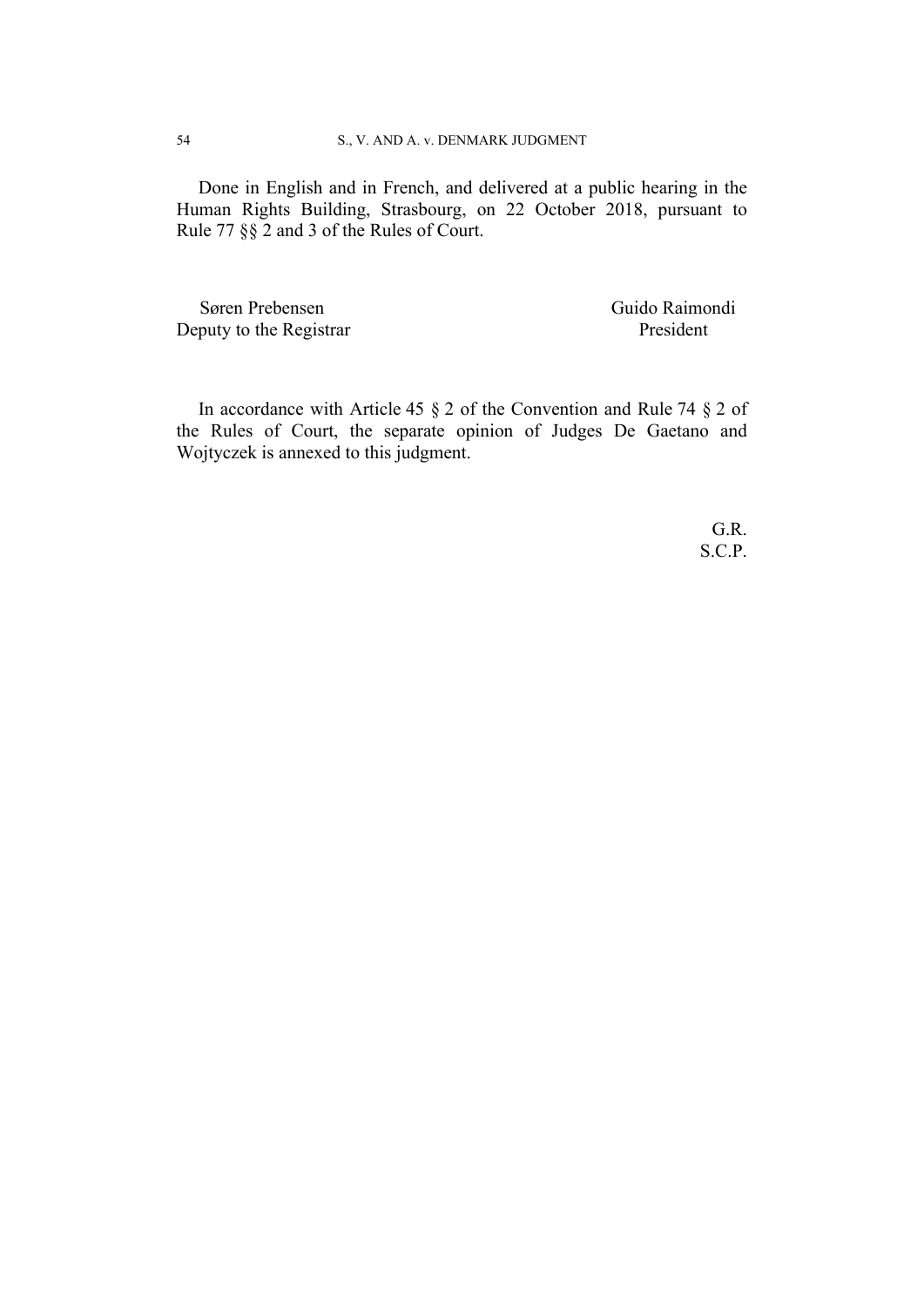Done in English and in French, and delivered at a public hearing in the Human Rights Building, Strasbourg, on 22 October 2018, pursuant to Rule 77 §§ 2 and 3 of the Rules of Court.

Søren Prebensen
Deputy to the Registrar

Guido Raimondi
President

In accordance with Article 45 § 2 of the Convention and Rule 74 § 2 of the Rules of Court, the separate opinion of Judges De Gaetano and Wojtyczek is annexed to this judgment.

G.R.
S.C.P.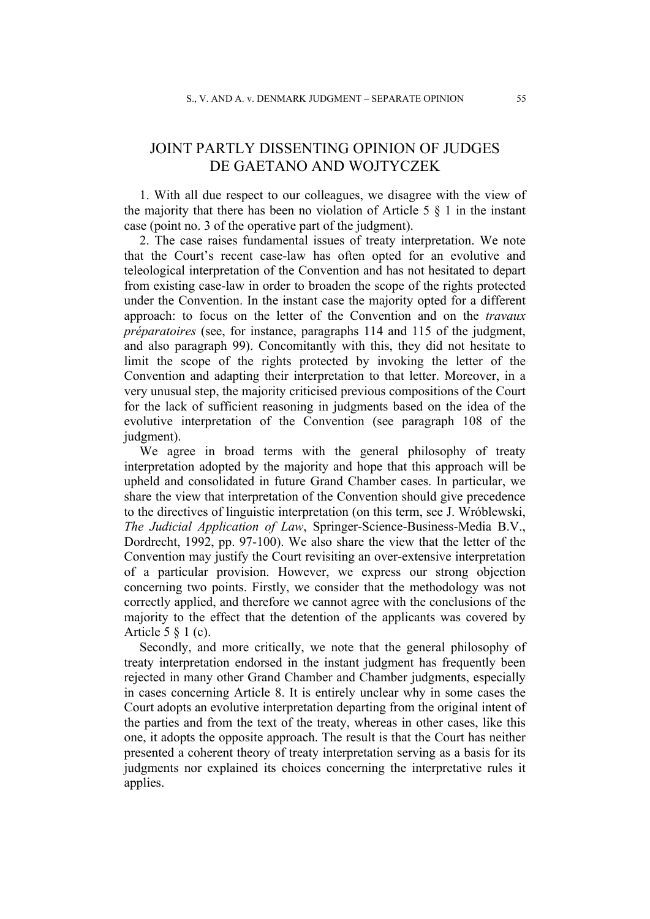# JOINT PARTLY DISSENTING OPINION OF JUDGES DE GAETANO AND WOJTYCZEK

1. With all due respect to our colleagues, we disagree with the view of the majority that there has been no violation of Article 5 § 1 in the instant case (point no. 3 of the operative part of the judgment).

2. The case raises fundamental issues of treaty interpretation. We note that the Court's recent case-law has often opted for an evolutive and teleological interpretation of the Convention and has not hesitated to depart from existing case-law in order to broaden the scope of the rights protected under the Convention. In the instant case the majority opted for a different approach: to focus on the letter of the Convention and on the *travaux préparatoires* (see, for instance, paragraphs 114 and 115 of the judgment, and also paragraph 99). Concomitantly with this, they did not hesitate to limit the scope of the rights protected by invoking the letter of the Convention and adapting their interpretation to that letter. Moreover, in a very unusual step, the majority criticised previous compositions of the Court for the lack of sufficient reasoning in judgments based on the idea of the evolutive interpretation of the Convention (see paragraph 108 of the judgment).

We agree in broad terms with the general philosophy of treaty interpretation adopted by the majority and hope that this approach will be upheld and consolidated in future Grand Chamber cases. In particular, we share the view that interpretation of the Convention should give precedence to the directives of linguistic interpretation (on this term, see J. Wróblewski, *The Judicial Application of Law*, Springer-Science-Business-Media B.V., Dordrecht, 1992, pp. 97-100). We also share the view that the letter of the Convention may justify the Court revisiting an over-extensive interpretation of a particular provision. However, we express our strong objection concerning two points. Firstly, we consider that the methodology was not correctly applied, and therefore we cannot agree with the conclusions of the majority to the effect that the detention of the applicants was covered by Article 5 § 1 (c).

Secondly, and more critically, we note that the general philosophy of treaty interpretation endorsed in the instant judgment has frequently been rejected in many other Grand Chamber and Chamber judgments, especially in cases concerning Article 8. It is entirely unclear why in some cases the Court adopts an evolutive interpretation departing from the original intent of the parties and from the text of the treaty, whereas in other cases, like this one, it adopts the opposite approach. The result is that the Court has neither presented a coherent theory of treaty interpretation serving as a basis for its judgments nor explained its choices concerning the interpretative rules it applies.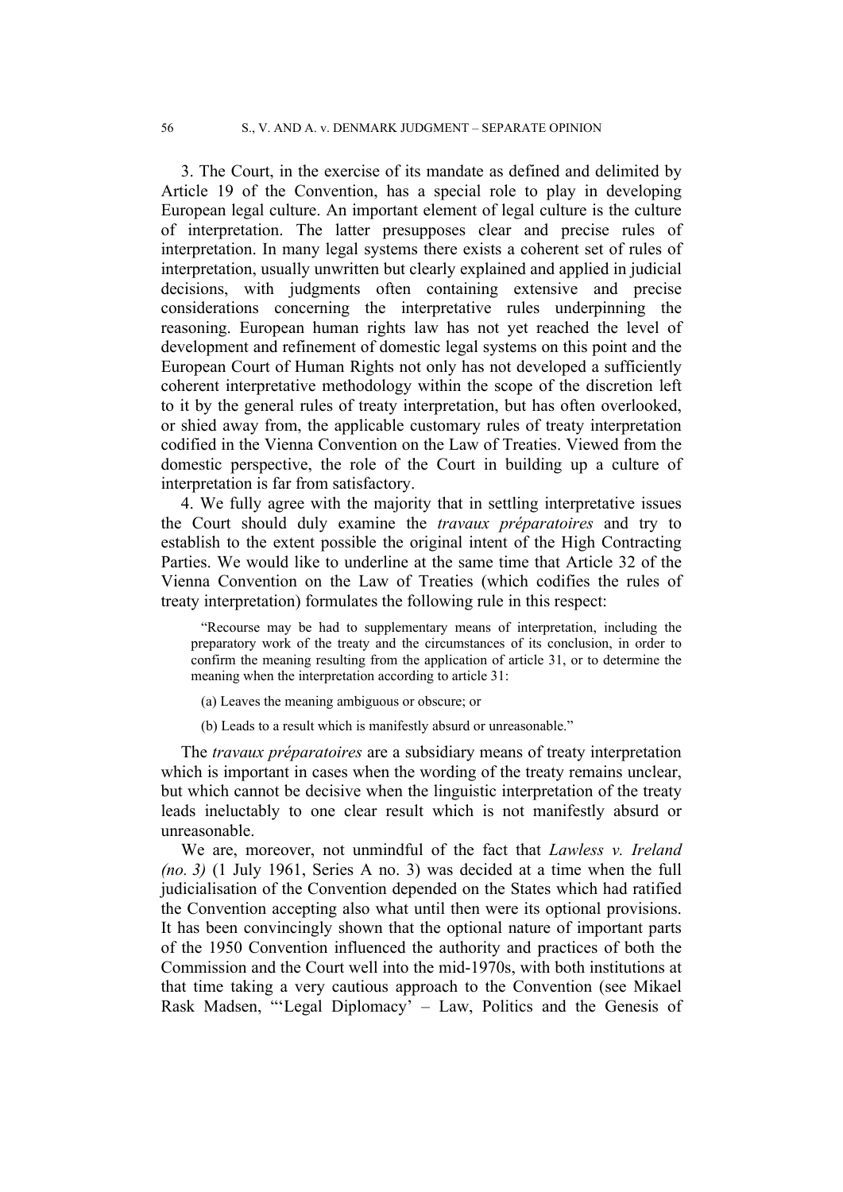3. The Court, in the exercise of its mandate as defined and delimited by Article 19 of the Convention, has a special role to play in developing European legal culture. An important element of legal culture is the culture of interpretation. The latter presupposes clear and precise rules of interpretation. In many legal systems there exists a coherent set of rules of interpretation, usually unwritten but clearly explained and applied in judicial decisions, with judgments often containing extensive and precise considerations concerning the interpretative rules underpinning the reasoning. European human rights law has not yet reached the level of development and refinement of domestic legal systems on this point and the European Court of Human Rights not only has not developed a sufficiently coherent interpretative methodology within the scope of the discretion left to it by the general rules of treaty interpretation, but has often overlooked, or shied away from, the applicable customary rules of treaty interpretation codified in the Vienna Convention on the Law of Treaties. Viewed from the domestic perspective, the role of the Court in building up a culture of interpretation is far from satisfactory.

4. We fully agree with the majority that in settling interpretative issues the Court should duly examine the *travaux préparatoires* and try to establish to the extent possible the original intent of the High Contracting Parties. We would like to underline at the same time that Article 32 of the Vienna Convention on the Law of Treaties (which codifies the rules of treaty interpretation) formulates the following rule in this respect:

> "Recourse may be had to supplementary means of interpretation, including the preparatory work of the treaty and the circumstances of its conclusion, in order to confirm the meaning resulting from the application of article 31, or to determine the meaning when the interpretation according to article 31:
>
> (a) Leaves the meaning ambiguous or obscure; or
>
> (b) Leads to a result which is manifestly absurd or unreasonable."

The *travaux préparatoires* are a subsidiary means of treaty interpretation which is important in cases when the wording of the treaty remains unclear, but which cannot be decisive when the linguistic interpretation of the treaty leads ineluctably to one clear result which is not manifestly absurd or unreasonable.

We are, moreover, not unmindful of the fact that *Lawless v. Ireland (no. 3)* (1 July 1961, Series A no. 3) was decided at a time when the full judicialisation of the Convention depended on the States which had ratified the Convention accepting also what until then were its optional provisions. It has been convincingly shown that the optional nature of important parts of the 1950 Convention influenced the authority and practices of both the Commission and the Court well into the mid-1970s, with both institutions at that time taking a very cautious approach to the Convention (see Mikael Rask Madsen, "'Legal Diplomacy' – Law, Politics and the Genesis of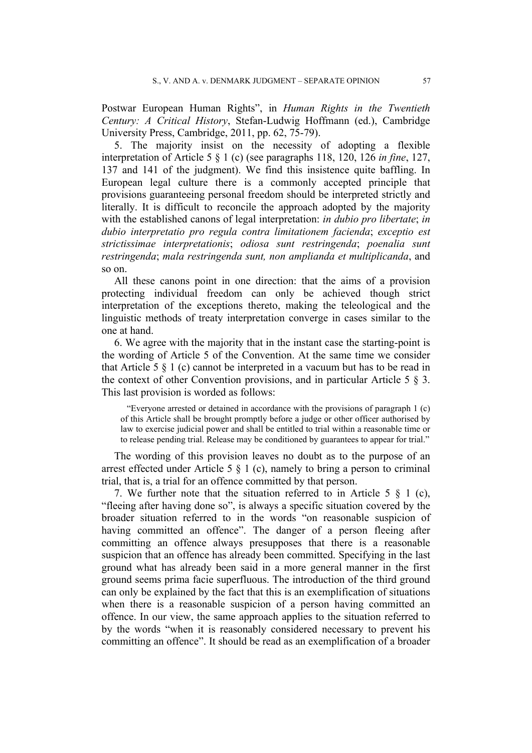Postwar European Human Rights", in *Human Rights in the Twentieth Century: A Critical History*, Stefan-Ludwig Hoffmann (ed.), Cambridge University Press, Cambridge, 2011, pp. 62, 75-79).

5. The majority insist on the necessity of adopting a flexible interpretation of Article 5 § 1 (c) (see paragraphs 118, 120, 126 *in fine*, 127, 137 and 141 of the judgment). We find this insistence quite baffling. In European legal culture there is a commonly accepted principle that provisions guaranteeing personal freedom should be interpreted strictly and literally. It is difficult to reconcile the approach adopted by the majority with the established canons of legal interpretation: *in dubio pro libertate*; *in dubio interpretatio pro regula contra limitationem facienda*; *exceptio est strictissimae interpretationis*; *odiosa sunt restringenda*; *poenalia sunt restringenda*; *mala restringenda sunt, non amplianda et multiplicanda*, and so on.

All these canons point in one direction: that the aims of a provision protecting individual freedom can only be achieved though strict interpretation of the exceptions thereto, making the teleological and the linguistic methods of treaty interpretation converge in cases similar to the one at hand.

6. We agree with the majority that in the instant case the starting-point is the wording of Article 5 of the Convention. At the same time we consider that Article 5 § 1 (c) cannot be interpreted in a vacuum but has to be read in the context of other Convention provisions, and in particular Article 5 § 3. This last provision is worded as follows:

> "Everyone arrested or detained in accordance with the provisions of paragraph 1 (c) of this Article shall be brought promptly before a judge or other officer authorised by law to exercise judicial power and shall be entitled to trial within a reasonable time or to release pending trial. Release may be conditioned by guarantees to appear for trial."

The wording of this provision leaves no doubt as to the purpose of an arrest effected under Article 5 § 1 (c), namely to bring a person to criminal trial, that is, a trial for an offence committed by that person.

7. We further note that the situation referred to in Article 5 § 1 (c), "fleeing after having done so", is always a specific situation covered by the broader situation referred to in the words "on reasonable suspicion of having committed an offence". The danger of a person fleeing after committing an offence always presupposes that there is a reasonable suspicion that an offence has already been committed. Specifying in the last ground what has already been said in a more general manner in the first ground seems prima facie superfluous. The introduction of the third ground can only be explained by the fact that this is an exemplification of situations when there is a reasonable suspicion of a person having committed an offence. In our view, the same approach applies to the situation referred to by the words "when it is reasonably considered necessary to prevent his committing an offence". It should be read as an exemplification of a broader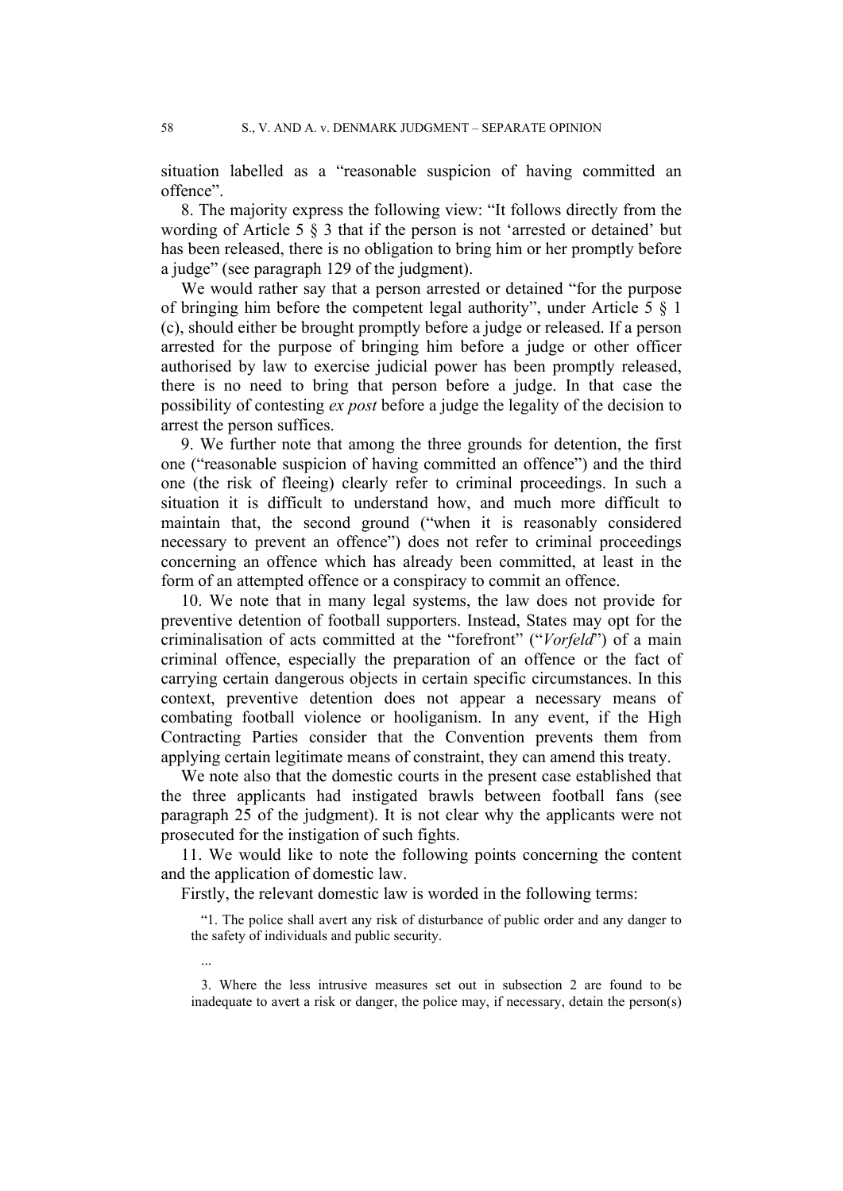situation labelled as a "reasonable suspicion of having committed an offence".

8. The majority express the following view: "It follows directly from the wording of Article 5 § 3 that if the person is not 'arrested or detained' but has been released, there is no obligation to bring him or her promptly before a judge" (see paragraph 129 of the judgment).

We would rather say that a person arrested or detained "for the purpose of bringing him before the competent legal authority", under Article 5 § 1 (c), should either be brought promptly before a judge or released. If a person arrested for the purpose of bringing him before a judge or other officer authorised by law to exercise judicial power has been promptly released, there is no need to bring that person before a judge. In that case the possibility of contesting *ex post* before a judge the legality of the decision to arrest the person suffices.

9. We further note that among the three grounds for detention, the first one ("reasonable suspicion of having committed an offence") and the third one (the risk of fleeing) clearly refer to criminal proceedings. In such a situation it is difficult to understand how, and much more difficult to maintain that, the second ground ("when it is reasonably considered necessary to prevent an offence") does not refer to criminal proceedings concerning an offence which has already been committed, at least in the form of an attempted offence or a conspiracy to commit an offence.

10. We note that in many legal systems, the law does not provide for preventive detention of football supporters. Instead, States may opt for the criminalisation of acts committed at the "forefront" ("*Vorfeld*") of a main criminal offence, especially the preparation of an offence or the fact of carrying certain dangerous objects in certain specific circumstances. In this context, preventive detention does not appear a necessary means of combating football violence or hooliganism. In any event, if the High Contracting Parties consider that the Convention prevents them from applying certain legitimate means of constraint, they can amend this treaty.

We note also that the domestic courts in the present case established that the three applicants had instigated brawls between football fans (see paragraph 25 of the judgment). It is not clear why the applicants were not prosecuted for the instigation of such fights.

11. We would like to note the following points concerning the content and the application of domestic law.

Firstly, the relevant domestic law is worded in the following terms:

> "1. The police shall avert any risk of disturbance of public order and any danger to the safety of individuals and public security.
>
> ...
>
> 3. Where the less intrusive measures set out in subsection 2 are found to be inadequate to avert a risk or danger, the police may, if necessary, detain the person(s)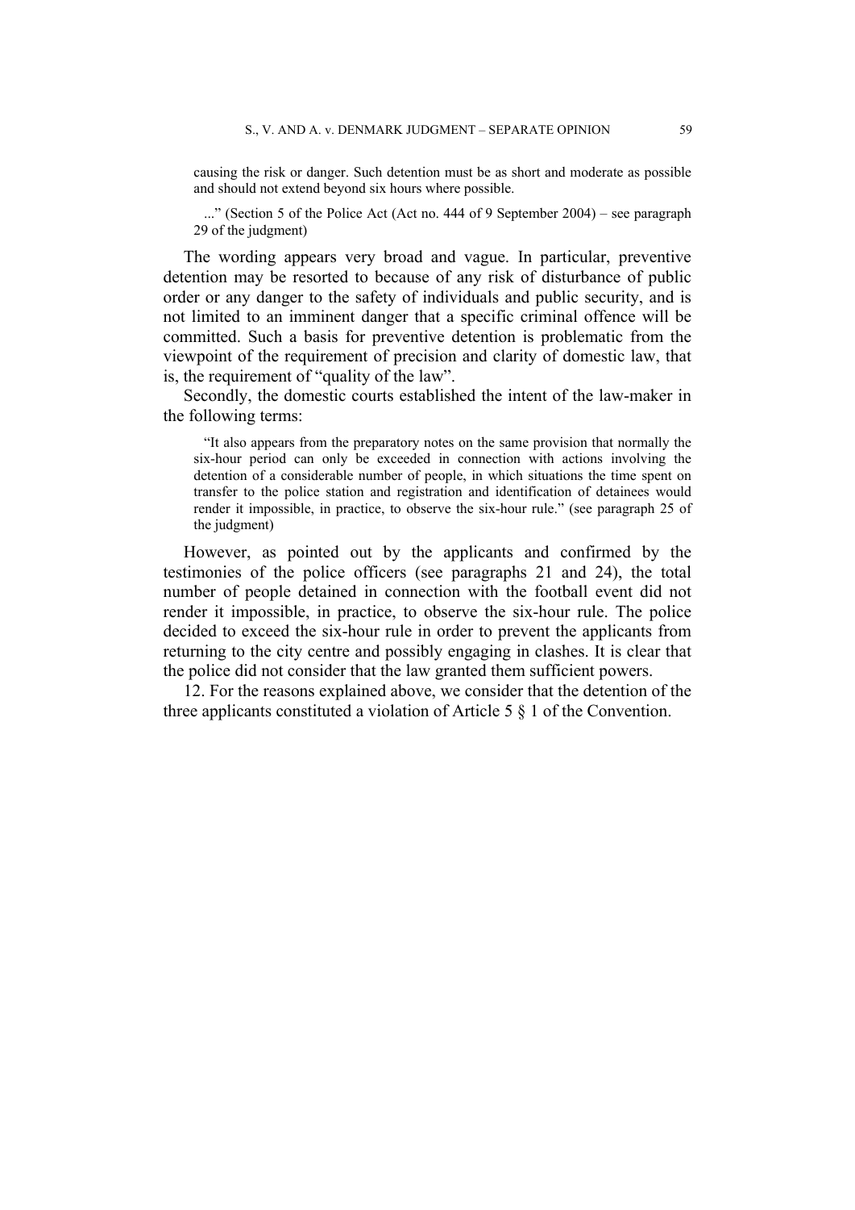> causing the risk or danger. Such detention must be as short and moderate as possible and should not extend beyond six hours where possible.
>
> ...” (Section 5 of the Police Act (Act no. 444 of 9 September 2004) – see paragraph 29 of the judgment)

The wording appears very broad and vague. In particular, preventive detention may be resorted to because of any risk of disturbance of public order or any danger to the safety of individuals and public security, and is not limited to an imminent danger that a specific criminal offence will be committed. Such a basis for preventive detention is problematic from the viewpoint of the requirement of precision and clarity of domestic law, that is, the requirement of “quality of the law”.

Secondly, the domestic courts established the intent of the law-maker in the following terms:

> “It also appears from the preparatory notes on the same provision that normally the six-hour period can only be exceeded in connection with actions involving the detention of a considerable number of people, in which situations the time spent on transfer to the police station and registration and identification of detainees would render it impossible, in practice, to observe the six-hour rule.” (see paragraph 25 of the judgment)

However, as pointed out by the applicants and confirmed by the testimonies of the police officers (see paragraphs 21 and 24), the total number of people detained in connection with the football event did not render it impossible, in practice, to observe the six-hour rule. The police decided to exceed the six-hour rule in order to prevent the applicants from returning to the city centre and possibly engaging in clashes. It is clear that the police did not consider that the law granted them sufficient powers.

12. For the reasons explained above, we consider that the detention of the three applicants constituted a violation of Article 5 § 1 of the Convention.